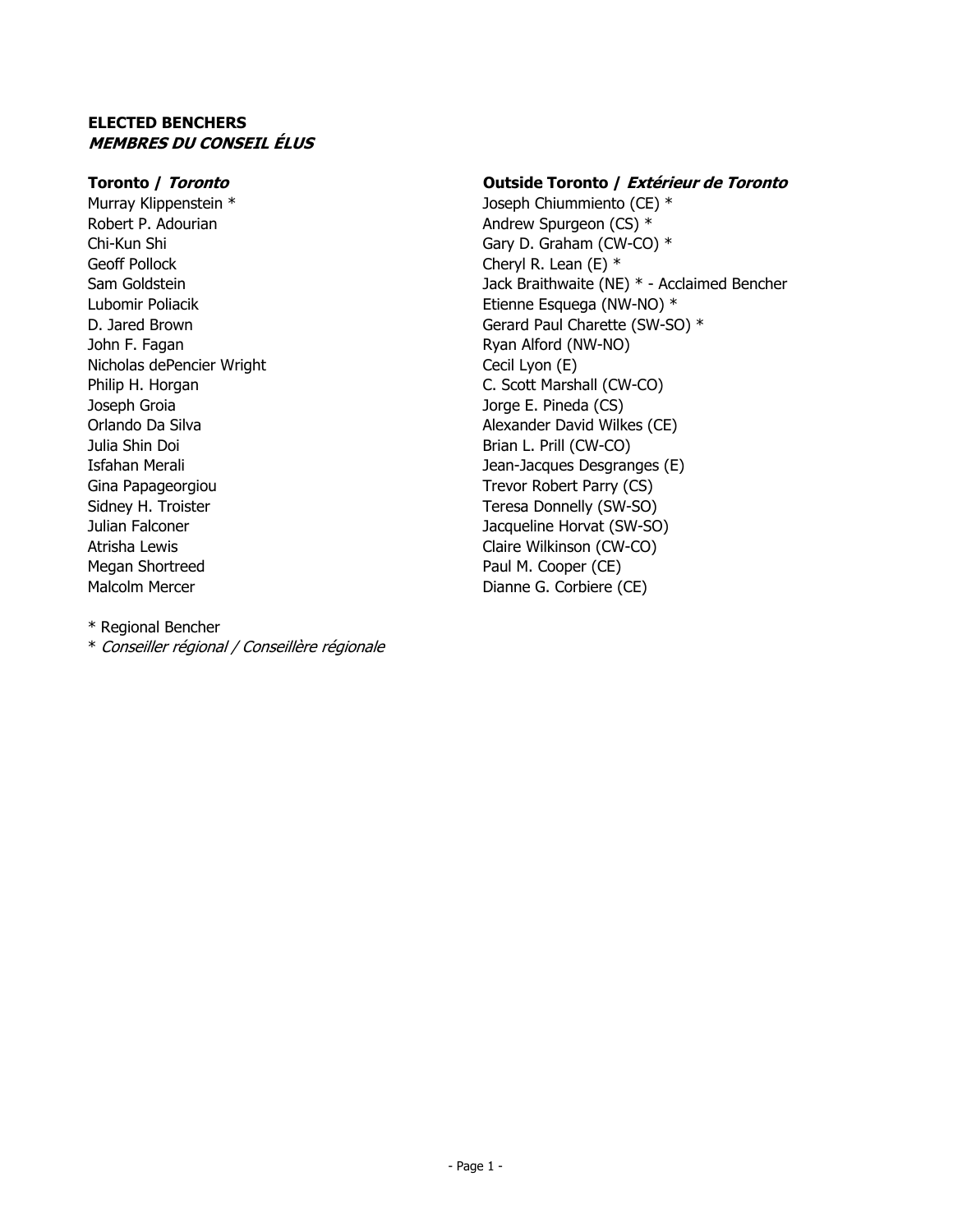**ELECTED BENCHERS**
***MEMBRES DU CONSEIL ÉLUS***

**Toronto / *Toronto***

Murray Klippenstein *
Robert P. Adourian
Chi-Kun Shi
Geoff Pollock
Sam Goldstein
Lubomir Poliacik
D. Jared Brown
John F. Fagan
Nicholas dePencier Wright
Philip H. Horgan
Joseph Groia
Orlando Da Silva
Julia Shin Doi
Isfahan Merali
Gina Papageorgiou
Sidney H. Troister
Julian Falconer
Atrisha Lewis
Megan Shortreed
Malcolm Mercer

**Outside Toronto / *Extérieur de Toronto***

Joseph Chiummiento (CE) *
Andrew Spurgeon (CS) *
Gary D. Graham (CW-CO) *
Cheryl R. Lean (E) *
Jack Braithwaite (NE) * - Acclaimed Bencher
Etienne Esquega (NW-NO) *
Gerard Paul Charette (SW-SO) *
Ryan Alford (NW-NO)
Cecil Lyon (E)
C. Scott Marshall (CW-CO)
Jorge E. Pineda (CS)
Alexander David Wilkes (CE)
Brian L. Prill (CW-CO)
Jean-Jacques Desgranges (E)
Trevor Robert Parry (CS)
Teresa Donnelly (SW-SO)
Jacqueline Horvat (SW-SO)
Claire Wilkinson (CW-CO)
Paul M. Cooper (CE)
Dianne G. Corbiere (CE)

\* Regional Bencher
\* *Conseiller régional / Conseillère régionale*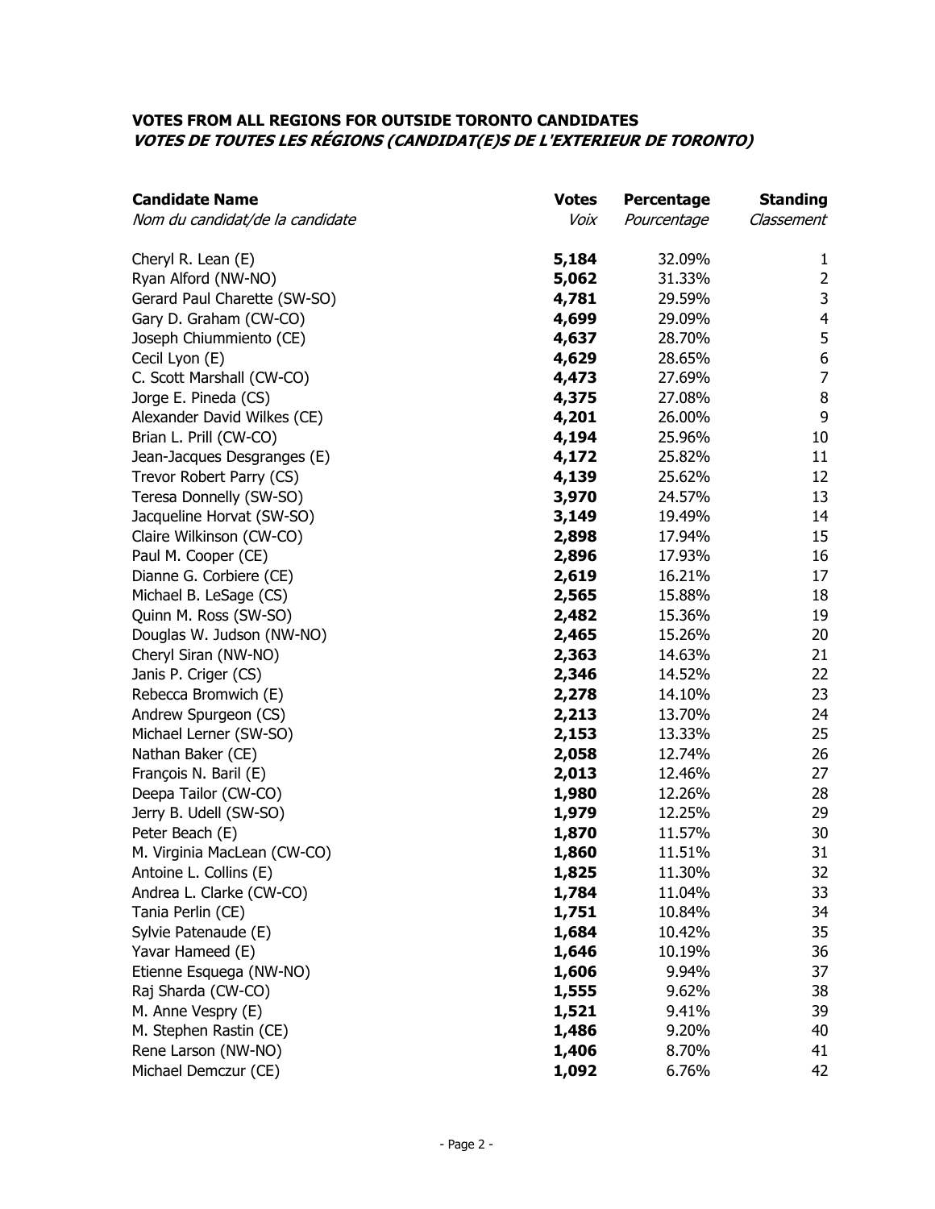**VOTES FROM ALL REGIONS FOR OUTSIDE TORONTO CANDIDATES**
***VOTES DE TOUTES LES RÉGIONS (CANDIDAT(E)S DE L'EXTERIEUR DE TORONTO)***

| **Candidate Name** *Nom du candidat/de la candidate* | **Votes** *Voix* | **Percentage** *Pourcentage* | **Standing** *Classement* |
|---|---|---|---|
| Cheryl R. Lean (E) | **5,184** | 32.09% | 1 |
| Ryan Alford (NW-NO) | **5,062** | 31.33% | 2 |
| Gerard Paul Charette (SW-SO) | **4,781** | 29.59% | 3 |
| Gary D. Graham (CW-CO) | **4,699** | 29.09% | 4 |
| Joseph Chiummiento (CE) | **4,637** | 28.70% | 5 |
| Cecil Lyon (E) | **4,629** | 28.65% | 6 |
| C. Scott Marshall (CW-CO) | **4,473** | 27.69% | 7 |
| Jorge E. Pineda (CS) | **4,375** | 27.08% | 8 |
| Alexander David Wilkes (CE) | **4,201** | 26.00% | 9 |
| Brian L. Prill (CW-CO) | **4,194** | 25.96% | 10 |
| Jean-Jacques Desgranges (E) | **4,172** | 25.82% | 11 |
| Trevor Robert Parry (CS) | **4,139** | 25.62% | 12 |
| Teresa Donnelly (SW-SO) | **3,970** | 24.57% | 13 |
| Jacqueline Horvat (SW-SO) | **3,149** | 19.49% | 14 |
| Claire Wilkinson (CW-CO) | **2,898** | 17.94% | 15 |
| Paul M. Cooper (CE) | **2,896** | 17.93% | 16 |
| Dianne G. Corbiere (CE) | **2,619** | 16.21% | 17 |
| Michael B. LeSage (CS) | **2,565** | 15.88% | 18 |
| Quinn M. Ross (SW-SO) | **2,482** | 15.36% | 19 |
| Douglas W. Judson (NW-NO) | **2,465** | 15.26% | 20 |
| Cheryl Siran (NW-NO) | **2,363** | 14.63% | 21 |
| Janis P. Criger (CS) | **2,346** | 14.52% | 22 |
| Rebecca Bromwich (E) | **2,278** | 14.10% | 23 |
| Andrew Spurgeon (CS) | **2,213** | 13.70% | 24 |
| Michael Lerner (SW-SO) | **2,153** | 13.33% | 25 |
| Nathan Baker (CE) | **2,058** | 12.74% | 26 |
| François N. Baril (E) | **2,013** | 12.46% | 27 |
| Deepa Tailor (CW-CO) | **1,980** | 12.26% | 28 |
| Jerry B. Udell (SW-SO) | **1,979** | 12.25% | 29 |
| Peter Beach (E) | **1,870** | 11.57% | 30 |
| M. Virginia MacLean (CW-CO) | **1,860** | 11.51% | 31 |
| Antoine L. Collins (E) | **1,825** | 11.30% | 32 |
| Andrea L. Clarke (CW-CO) | **1,784** | 11.04% | 33 |
| Tania Perlin (CE) | **1,751** | 10.84% | 34 |
| Sylvie Patenaude (E) | **1,684** | 10.42% | 35 |
| Yavar Hameed (E) | **1,646** | 10.19% | 36 |
| Etienne Esquega (NW-NO) | **1,606** | 9.94% | 37 |
| Raj Sharda (CW-CO) | **1,555** | 9.62% | 38 |
| M. Anne Vespry (E) | **1,521** | 9.41% | 39 |
| M. Stephen Rastin (CE) | **1,486** | 9.20% | 40 |
| Rene Larson (NW-NO) | **1,406** | 8.70% | 41 |
| Michael Demczur (CE) | **1,092** | 6.76% | 42 |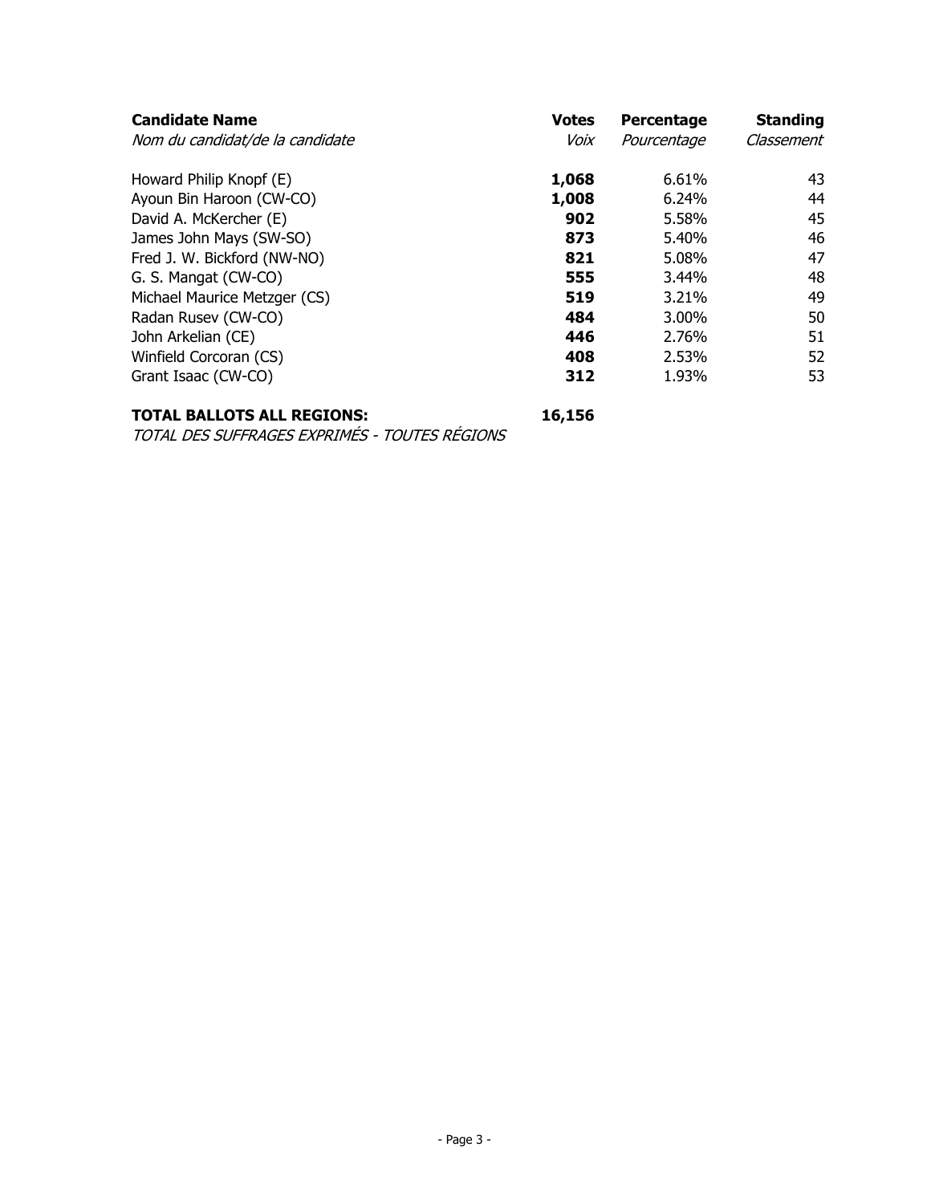| **Candidate Name** *Nom du candidat/de la candidate* | **Votes** *Voix* | **Percentage** *Pourcentage* | **Standing** *Classement* |
|---|---|---|---|
| Howard Philip Knopf (E) | **1,068** | 6.61% | 43 |
| Ayoun Bin Haroon (CW-CO) | **1,008** | 6.24% | 44 |
| David A. McKercher (E) | **902** | 5.58% | 45 |
| James John Mays (SW-SO) | **873** | 5.40% | 46 |
| Fred J. W. Bickford (NW-NO) | **821** | 5.08% | 47 |
| G. S. Mangat (CW-CO) | **555** | 3.44% | 48 |
| Michael Maurice Metzger (CS) | **519** | 3.21% | 49 |
| Radan Rusev (CW-CO) | **484** | 3.00% | 50 |
| John Arkelian (CE) | **446** | 2.76% | 51 |
| Winfield Corcoran (CS) | **408** | 2.53% | 52 |
| Grant Isaac (CW-CO) | **312** | 1.93% | 53 |

**TOTAL BALLOTS ALL REGIONS:** **16,156**
*TOTAL DES SUFFRAGES EXPRIMÉS - TOUTES RÉGIONS*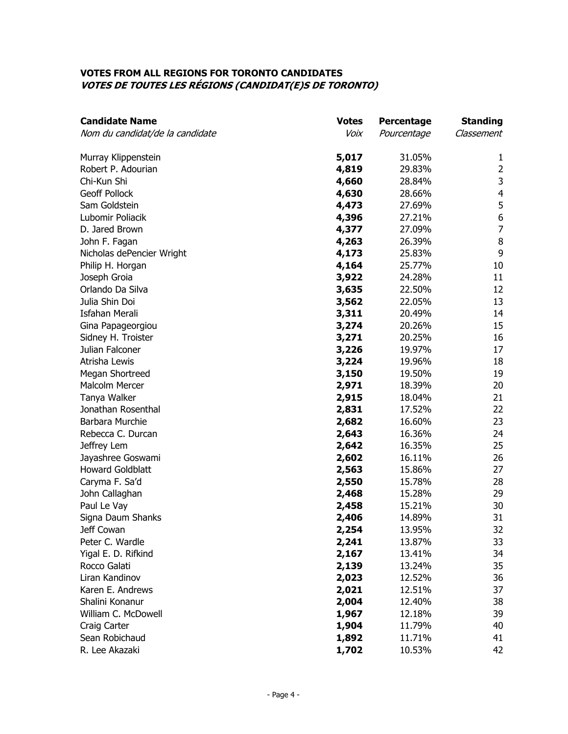**VOTES FROM ALL REGIONS FOR TORONTO CANDIDATES**
***VOTES DE TOUTES LES RÉGIONS (CANDIDAT(E)S DE TORONTO)***

| **Candidate Name**<br>*Nom du candidat/de la candidate* | **Votes**<br>*Voix* | **Percentage**<br>*Pourcentage* | **Standing**<br>*Classement* |
|---|---|---|---|
| Murray Klippenstein | **5,017** | 31.05% | 1 |
| Robert P. Adourian | **4,819** | 29.83% | 2 |
| Chi-Kun Shi | **4,660** | 28.84% | 3 |
| Geoff Pollock | **4,630** | 28.66% | 4 |
| Sam Goldstein | **4,473** | 27.69% | 5 |
| Lubomir Poliacik | **4,396** | 27.21% | 6 |
| D. Jared Brown | **4,377** | 27.09% | 7 |
| John F. Fagan | **4,263** | 26.39% | 8 |
| Nicholas dePencier Wright | **4,173** | 25.83% | 9 |
| Philip H. Horgan | **4,164** | 25.77% | 10 |
| Joseph Groia | **3,922** | 24.28% | 11 |
| Orlando Da Silva | **3,635** | 22.50% | 12 |
| Julia Shin Doi | **3,562** | 22.05% | 13 |
| Isfahan Merali | **3,311** | 20.49% | 14 |
| Gina Papageorgiou | **3,274** | 20.26% | 15 |
| Sidney H. Troister | **3,271** | 20.25% | 16 |
| Julian Falconer | **3,226** | 19.97% | 17 |
| Atrisha Lewis | **3,224** | 19.96% | 18 |
| Megan Shortreed | **3,150** | 19.50% | 19 |
| Malcolm Mercer | **2,971** | 18.39% | 20 |
| Tanya Walker | **2,915** | 18.04% | 21 |
| Jonathan Rosenthal | **2,831** | 17.52% | 22 |
| Barbara Murchie | **2,682** | 16.60% | 23 |
| Rebecca C. Durcan | **2,643** | 16.36% | 24 |
| Jeffrey Lem | **2,642** | 16.35% | 25 |
| Jayashree Goswami | **2,602** | 16.11% | 26 |
| Howard Goldblatt | **2,563** | 15.86% | 27 |
| Caryma F. Sa'd | **2,550** | 15.78% | 28 |
| John Callaghan | **2,468** | 15.28% | 29 |
| Paul Le Vay | **2,458** | 15.21% | 30 |
| Signa Daum Shanks | **2,406** | 14.89% | 31 |
| Jeff Cowan | **2,254** | 13.95% | 32 |
| Peter C. Wardle | **2,241** | 13.87% | 33 |
| Yigal E. D. Rifkind | **2,167** | 13.41% | 34 |
| Rocco Galati | **2,139** | 13.24% | 35 |
| Liran Kandinov | **2,023** | 12.52% | 36 |
| Karen E. Andrews | **2,021** | 12.51% | 37 |
| Shalini Konanur | **2,004** | 12.40% | 38 |
| William C. McDowell | **1,967** | 12.18% | 39 |
| Craig Carter | **1,904** | 11.79% | 40 |
| Sean Robichaud | **1,892** | 11.71% | 41 |
| R. Lee Akazaki | **1,702** | 10.53% | 42 |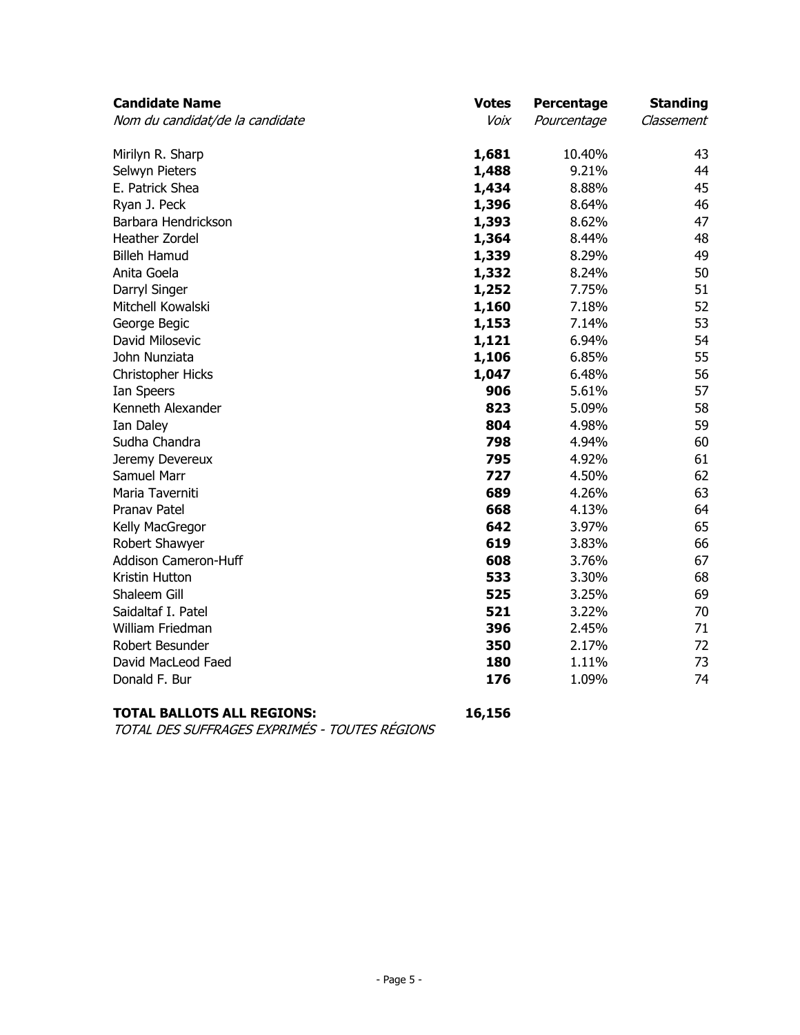| **Candidate Name**<br>*Nom du candidat/de la candidate* | **Votes**<br>*Voix* | **Percentage**<br>*Pourcentage* | **Standing**<br>*Classement* |
|---|---|---|---|
| Mirilyn R. Sharp | **1,681** | 10.40% | 43 |
| Selwyn Pieters | **1,488** | 9.21% | 44 |
| E. Patrick Shea | **1,434** | 8.88% | 45 |
| Ryan J. Peck | **1,396** | 8.64% | 46 |
| Barbara Hendrickson | **1,393** | 8.62% | 47 |
| Heather Zordel | **1,364** | 8.44% | 48 |
| Billeh Hamud | **1,339** | 8.29% | 49 |
| Anita Goela | **1,332** | 8.24% | 50 |
| Darryl Singer | **1,252** | 7.75% | 51 |
| Mitchell Kowalski | **1,160** | 7.18% | 52 |
| George Begic | **1,153** | 7.14% | 53 |
| David Milosevic | **1,121** | 6.94% | 54 |
| John Nunziata | **1,106** | 6.85% | 55 |
| Christopher Hicks | **1,047** | 6.48% | 56 |
| Ian Speers | **906** | 5.61% | 57 |
| Kenneth Alexander | **823** | 5.09% | 58 |
| Ian Daley | **804** | 4.98% | 59 |
| Sudha Chandra | **798** | 4.94% | 60 |
| Jeremy Devereux | **795** | 4.92% | 61 |
| Samuel Marr | **727** | 4.50% | 62 |
| Maria Taverniti | **689** | 4.26% | 63 |
| Pranav Patel | **668** | 4.13% | 64 |
| Kelly MacGregor | **642** | 3.97% | 65 |
| Robert Shawyer | **619** | 3.83% | 66 |
| Addison Cameron-Huff | **608** | 3.76% | 67 |
| Kristin Hutton | **533** | 3.30% | 68 |
| Shaleem Gill | **525** | 3.25% | 69 |
| Saidaltaf I. Patel | **521** | 3.22% | 70 |
| William Friedman | **396** | 2.45% | 71 |
| Robert Besunder | **350** | 2.17% | 72 |
| David MacLeod Faed | **180** | 1.11% | 73 |
| Donald F. Bur | **176** | 1.09% | 74 |

**TOTAL BALLOTS ALL REGIONS:** **16,156**
*TOTAL DES SUFFRAGES EXPRIMÉS - TOUTES RÉGIONS*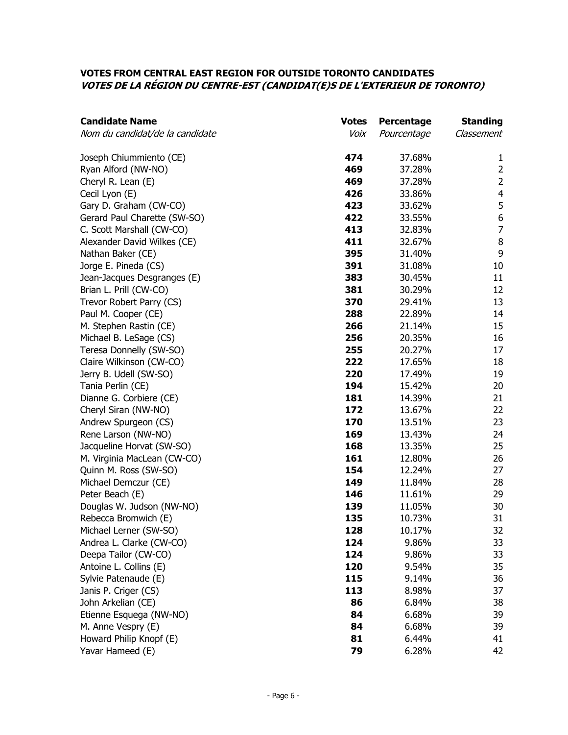### VOTES FROM CENTRAL EAST REGION FOR OUTSIDE TORONTO CANDIDATES
### *VOTES DE LA RÉGION DU CENTRE-EST (CANDIDAT(E)S DE L'EXTERIEUR DE TORONTO)*

| **Candidate Name**<br>*Nom du candidat/de la candidate* | **Votes**<br>*Voix* | **Percentage**<br>*Pourcentage* | **Standing**<br>*Classement* |
|---|---:|---:|---:|
| Joseph Chiummiento (CE) | **474** | 37.68% | 1 |
| Ryan Alford (NW-NO) | **469** | 37.28% | 2 |
| Cheryl R. Lean (E) | **469** | 37.28% | 2 |
| Cecil Lyon (E) | **426** | 33.86% | 4 |
| Gary D. Graham (CW-CO) | **423** | 33.62% | 5 |
| Gerard Paul Charette (SW-SO) | **422** | 33.55% | 6 |
| C. Scott Marshall (CW-CO) | **413** | 32.83% | 7 |
| Alexander David Wilkes (CE) | **411** | 32.67% | 8 |
| Nathan Baker (CE) | **395** | 31.40% | 9 |
| Jorge E. Pineda (CS) | **391** | 31.08% | 10 |
| Jean-Jacques Desgranges (E) | **383** | 30.45% | 11 |
| Brian L. Prill (CW-CO) | **381** | 30.29% | 12 |
| Trevor Robert Parry (CS) | **370** | 29.41% | 13 |
| Paul M. Cooper (CE) | **288** | 22.89% | 14 |
| M. Stephen Rastin (CE) | **266** | 21.14% | 15 |
| Michael B. LeSage (CS) | **256** | 20.35% | 16 |
| Teresa Donnelly (SW-SO) | **255** | 20.27% | 17 |
| Claire Wilkinson (CW-CO) | **222** | 17.65% | 18 |
| Jerry B. Udell (SW-SO) | **220** | 17.49% | 19 |
| Tania Perlin (CE) | **194** | 15.42% | 20 |
| Dianne G. Corbiere (CE) | **181** | 14.39% | 21 |
| Cheryl Siran (NW-NO) | **172** | 13.67% | 22 |
| Andrew Spurgeon (CS) | **170** | 13.51% | 23 |
| Rene Larson (NW-NO) | **169** | 13.43% | 24 |
| Jacqueline Horvat (SW-SO) | **168** | 13.35% | 25 |
| M. Virginia MacLean (CW-CO) | **161** | 12.80% | 26 |
| Quinn M. Ross (SW-SO) | **154** | 12.24% | 27 |
| Michael Demczur (CE) | **149** | 11.84% | 28 |
| Peter Beach (E) | **146** | 11.61% | 29 |
| Douglas W. Judson (NW-NO) | **139** | 11.05% | 30 |
| Rebecca Bromwich (E) | **135** | 10.73% | 31 |
| Michael Lerner (SW-SO) | **128** | 10.17% | 32 |
| Andrea L. Clarke (CW-CO) | **124** | 9.86% | 33 |
| Deepa Tailor (CW-CO) | **124** | 9.86% | 33 |
| Antoine L. Collins (E) | **120** | 9.54% | 35 |
| Sylvie Patenaude (E) | **115** | 9.14% | 36 |
| Janis P. Criger (CS) | **113** | 8.98% | 37 |
| John Arkelian (CE) | **86** | 6.84% | 38 |
| Etienne Esquega (NW-NO) | **84** | 6.68% | 39 |
| M. Anne Vespry (E) | **84** | 6.68% | 39 |
| Howard Philip Knopf (E) | **81** | 6.44% | 41 |
| Yavar Hameed (E) | **79** | 6.28% | 42 |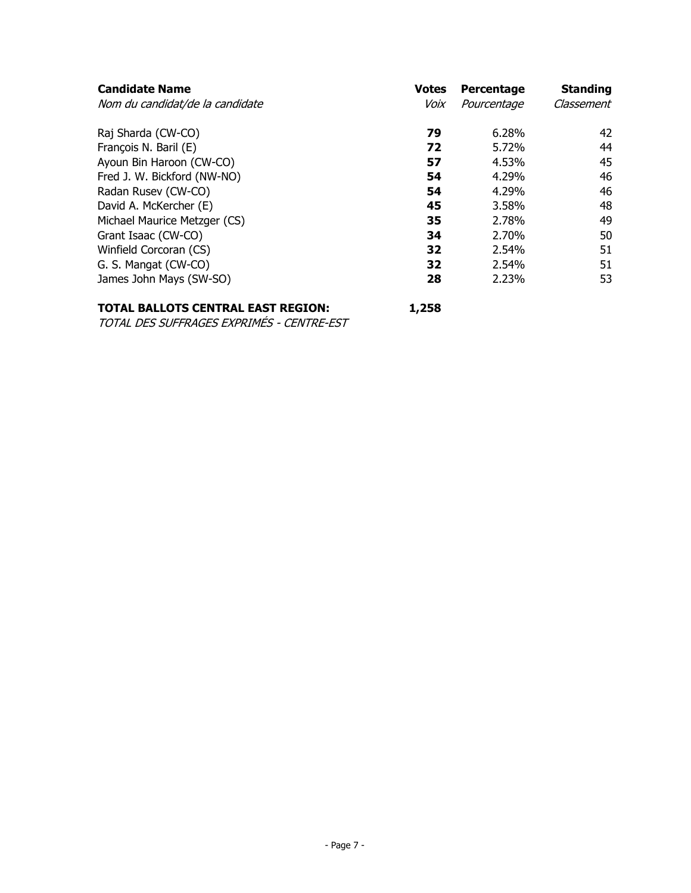| **Candidate Name**<br>*Nom du candidat/de la candidate* | **Votes**<br>*Voix* | **Percentage**<br>*Pourcentage* | **Standing**<br>*Classement* |
|---|---|---|---|
| Raj Sharda (CW-CO) | **79** | 6.28% | 42 |
| François N. Baril (E) | **72** | 5.72% | 44 |
| Ayoun Bin Haroon (CW-CO) | **57** | 4.53% | 45 |
| Fred J. W. Bickford (NW-NO) | **54** | 4.29% | 46 |
| Radan Rusev (CW-CO) | **54** | 4.29% | 46 |
| David A. McKercher (E) | **45** | 3.58% | 48 |
| Michael Maurice Metzger (CS) | **35** | 2.78% | 49 |
| Grant Isaac (CW-CO) | **34** | 2.70% | 50 |
| Winfield Corcoran (CS) | **32** | 2.54% | 51 |
| G. S. Mangat (CW-CO) | **32** | 2.54% | 51 |
| James John Mays (SW-SO) | **28** | 2.23% | 53 |

**TOTAL BALLOTS CENTRAL EAST REGION:** **1,258**
*TOTAL DES SUFFRAGES EXPRIMÉS - CENTRE-EST*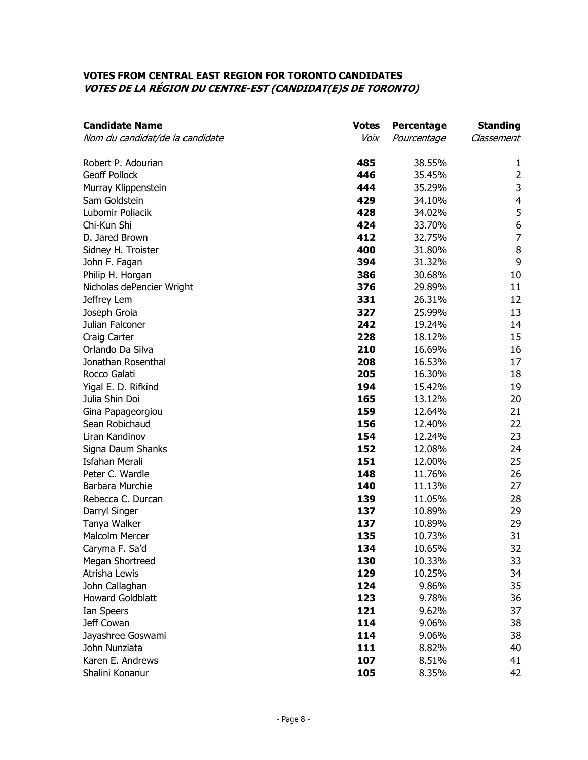### VOTES FROM CENTRAL EAST REGION FOR TORONTO CANDIDATES
### *VOTES DE LA RÉGION DU CENTRE-EST (CANDIDAT(E)S DE TORONTO)*

| **Candidate Name**<br>*Nom du candidat/de la candidate* | **Votes**<br>*Voix* | **Percentage**<br>*Pourcentage* | **Standing**<br>*Classement* |
|---|---|---|---|
| Robert P. Adourian | **485** | 38.55% | 1 |
| Geoff Pollock | **446** | 35.45% | 2 |
| Murray Klippenstein | **444** | 35.29% | 3 |
| Sam Goldstein | **429** | 34.10% | 4 |
| Lubomir Poliacik | **428** | 34.02% | 5 |
| Chi-Kun Shi | **424** | 33.70% | 6 |
| D. Jared Brown | **412** | 32.75% | 7 |
| Sidney H. Troister | **400** | 31.80% | 8 |
| John F. Fagan | **394** | 31.32% | 9 |
| Philip H. Horgan | **386** | 30.68% | 10 |
| Nicholas dePencier Wright | **376** | 29.89% | 11 |
| Jeffrey Lem | **331** | 26.31% | 12 |
| Joseph Groia | **327** | 25.99% | 13 |
| Julian Falconer | **242** | 19.24% | 14 |
| Craig Carter | **228** | 18.12% | 15 |
| Orlando Da Silva | **210** | 16.69% | 16 |
| Jonathan Rosenthal | **208** | 16.53% | 17 |
| Rocco Galati | **205** | 16.30% | 18 |
| Yigal E. D. Rifkind | **194** | 15.42% | 19 |
| Julia Shin Doi | **165** | 13.12% | 20 |
| Gina Papageorgiou | **159** | 12.64% | 21 |
| Sean Robichaud | **156** | 12.40% | 22 |
| Liran Kandinov | **154** | 12.24% | 23 |
| Signa Daum Shanks | **152** | 12.08% | 24 |
| Isfahan Merali | **151** | 12.00% | 25 |
| Peter C. Wardle | **148** | 11.76% | 26 |
| Barbara Murchie | **140** | 11.13% | 27 |
| Rebecca C. Durcan | **139** | 11.05% | 28 |
| Darryl Singer | **137** | 10.89% | 29 |
| Tanya Walker | **137** | 10.89% | 29 |
| Malcolm Mercer | **135** | 10.73% | 31 |
| Caryma F. Sa'd | **134** | 10.65% | 32 |
| Megan Shortreed | **130** | 10.33% | 33 |
| Atrisha Lewis | **129** | 10.25% | 34 |
| John Callaghan | **124** | 9.86% | 35 |
| Howard Goldblatt | **123** | 9.78% | 36 |
| Ian Speers | **121** | 9.62% | 37 |
| Jeff Cowan | **114** | 9.06% | 38 |
| Jayashree Goswami | **114** | 9.06% | 38 |
| John Nunziata | **111** | 8.82% | 40 |
| Karen E. Andrews | **107** | 8.51% | 41 |
| Shalini Konanur | **105** | 8.35% | 42 |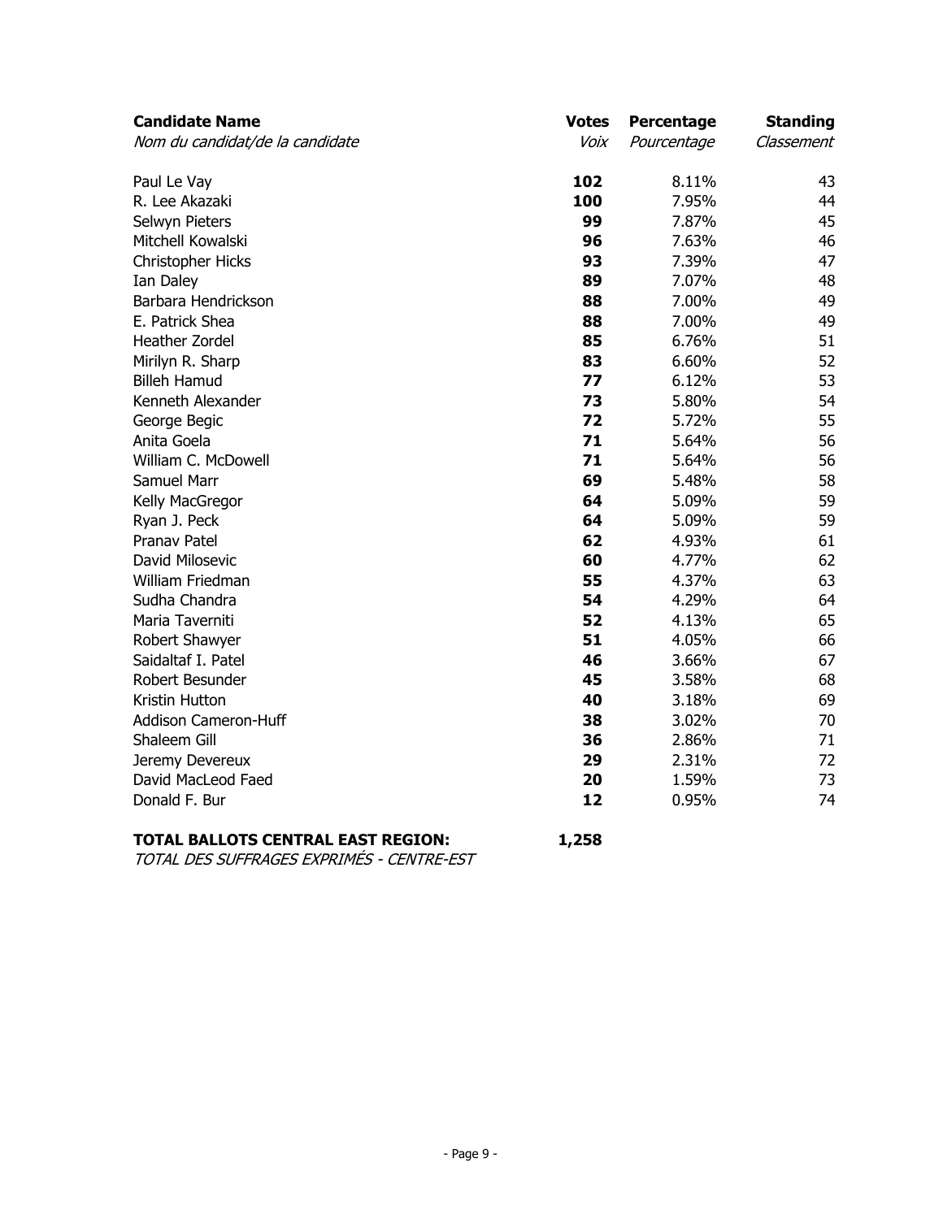| **Candidate Name**<br>*Nom du candidat/de la candidate* | **Votes**<br>*Voix* | **Percentage**<br>*Pourcentage* | **Standing**<br>*Classement* |
|---|---|---|---|
| Paul Le Vay | **102** | 8.11% | 43 |
| R. Lee Akazaki | **100** | 7.95% | 44 |
| Selwyn Pieters | **99** | 7.87% | 45 |
| Mitchell Kowalski | **96** | 7.63% | 46 |
| Christopher Hicks | **93** | 7.39% | 47 |
| Ian Daley | **89** | 7.07% | 48 |
| Barbara Hendrickson | **88** | 7.00% | 49 |
| E. Patrick Shea | **88** | 7.00% | 49 |
| Heather Zordel | **85** | 6.76% | 51 |
| Mirilyn R. Sharp | **83** | 6.60% | 52 |
| Billeh Hamud | **77** | 6.12% | 53 |
| Kenneth Alexander | **73** | 5.80% | 54 |
| George Begic | **72** | 5.72% | 55 |
| Anita Goela | **71** | 5.64% | 56 |
| William C. McDowell | **71** | 5.64% | 56 |
| Samuel Marr | **69** | 5.48% | 58 |
| Kelly MacGregor | **64** | 5.09% | 59 |
| Ryan J. Peck | **64** | 5.09% | 59 |
| Pranav Patel | **62** | 4.93% | 61 |
| David Milosevic | **60** | 4.77% | 62 |
| William Friedman | **55** | 4.37% | 63 |
| Sudha Chandra | **54** | 4.29% | 64 |
| Maria Taverniti | **52** | 4.13% | 65 |
| Robert Shawyer | **51** | 4.05% | 66 |
| Saidaltaf I. Patel | **46** | 3.66% | 67 |
| Robert Besunder | **45** | 3.58% | 68 |
| Kristin Hutton | **40** | 3.18% | 69 |
| Addison Cameron-Huff | **38** | 3.02% | 70 |
| Shaleem Gill | **36** | 2.86% | 71 |
| Jeremy Devereux | **29** | 2.31% | 72 |
| David MacLeod Faed | **20** | 1.59% | 73 |
| Donald F. Bur | **12** | 0.95% | 74 |

**TOTAL BALLOTS CENTRAL EAST REGION:** **1,258**
*TOTAL DES SUFFRAGES EXPRIMÉS - CENTRE-EST*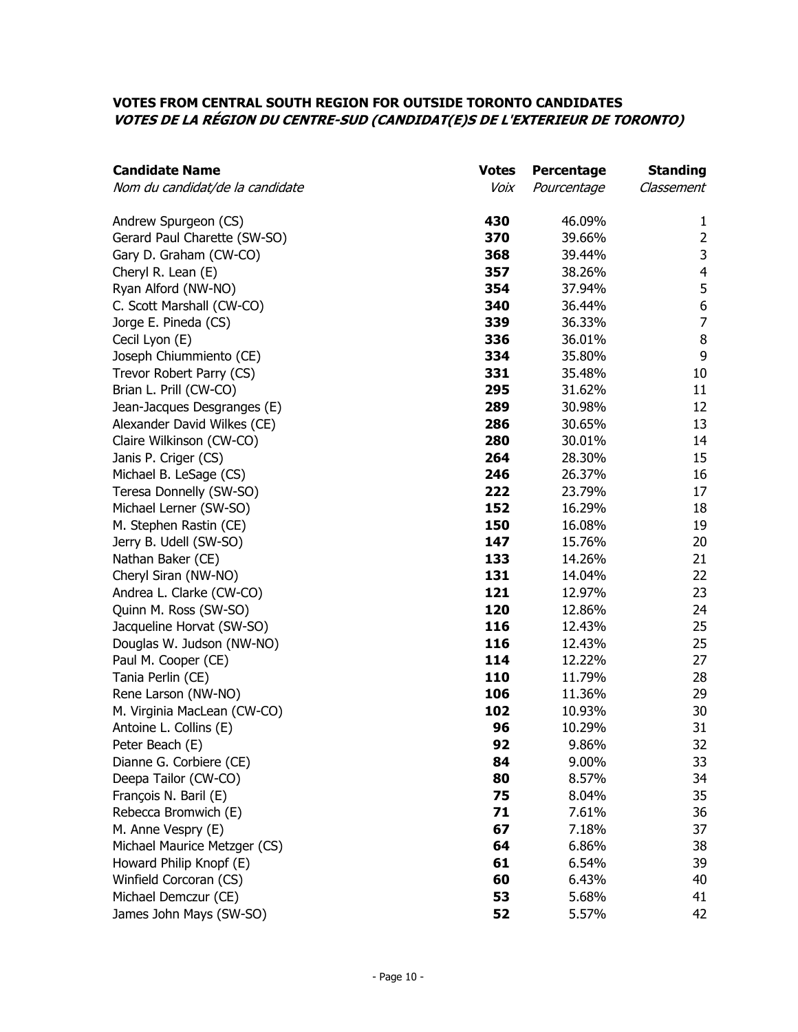### VOTES FROM CENTRAL SOUTH REGION FOR OUTSIDE TORONTO CANDIDATES
### *VOTES DE LA RÉGION DU CENTRE-SUD (CANDIDAT(E)S DE L'EXTERIEUR DE TORONTO)*

| **Candidate Name**<br>*Nom du candidat/de la candidate* | **Votes**<br>*Voix* | **Percentage**<br>*Pourcentage* | **Standing**<br>*Classement* |
|---|---|---|---|
| Andrew Spurgeon (CS) | **430** | 46.09% | 1 |
| Gerard Paul Charette (SW-SO) | **370** | 39.66% | 2 |
| Gary D. Graham (CW-CO) | **368** | 39.44% | 3 |
| Cheryl R. Lean (E) | **357** | 38.26% | 4 |
| Ryan Alford (NW-NO) | **354** | 37.94% | 5 |
| C. Scott Marshall (CW-CO) | **340** | 36.44% | 6 |
| Jorge E. Pineda (CS) | **339** | 36.33% | 7 |
| Cecil Lyon (E) | **336** | 36.01% | 8 |
| Joseph Chiummiento (CE) | **334** | 35.80% | 9 |
| Trevor Robert Parry (CS) | **331** | 35.48% | 10 |
| Brian L. Prill (CW-CO) | **295** | 31.62% | 11 |
| Jean-Jacques Desgranges (E) | **289** | 30.98% | 12 |
| Alexander David Wilkes (CE) | **286** | 30.65% | 13 |
| Claire Wilkinson (CW-CO) | **280** | 30.01% | 14 |
| Janis P. Criger (CS) | **264** | 28.30% | 15 |
| Michael B. LeSage (CS) | **246** | 26.37% | 16 |
| Teresa Donnelly (SW-SO) | **222** | 23.79% | 17 |
| Michael Lerner (SW-SO) | **152** | 16.29% | 18 |
| M. Stephen Rastin (CE) | **150** | 16.08% | 19 |
| Jerry B. Udell (SW-SO) | **147** | 15.76% | 20 |
| Nathan Baker (CE) | **133** | 14.26% | 21 |
| Cheryl Siran (NW-NO) | **131** | 14.04% | 22 |
| Andrea L. Clarke (CW-CO) | **121** | 12.97% | 23 |
| Quinn M. Ross (SW-SO) | **120** | 12.86% | 24 |
| Jacqueline Horvat (SW-SO) | **116** | 12.43% | 25 |
| Douglas W. Judson (NW-NO) | **116** | 12.43% | 25 |
| Paul M. Cooper (CE) | **114** | 12.22% | 27 |
| Tania Perlin (CE) | **110** | 11.79% | 28 |
| Rene Larson (NW-NO) | **106** | 11.36% | 29 |
| M. Virginia MacLean (CW-CO) | **102** | 10.93% | 30 |
| Antoine L. Collins (E) | **96** | 10.29% | 31 |
| Peter Beach (E) | **92** | 9.86% | 32 |
| Dianne G. Corbiere (CE) | **84** | 9.00% | 33 |
| Deepa Tailor (CW-CO) | **80** | 8.57% | 34 |
| François N. Baril (E) | **75** | 8.04% | 35 |
| Rebecca Bromwich (E) | **71** | 7.61% | 36 |
| M. Anne Vespry (E) | **67** | 7.18% | 37 |
| Michael Maurice Metzger (CS) | **64** | 6.86% | 38 |
| Howard Philip Knopf (E) | **61** | 6.54% | 39 |
| Winfield Corcoran (CS) | **60** | 6.43% | 40 |
| Michael Demczur (CE) | **53** | 5.68% | 41 |
| James John Mays (SW-SO) | **52** | 5.57% | 42 |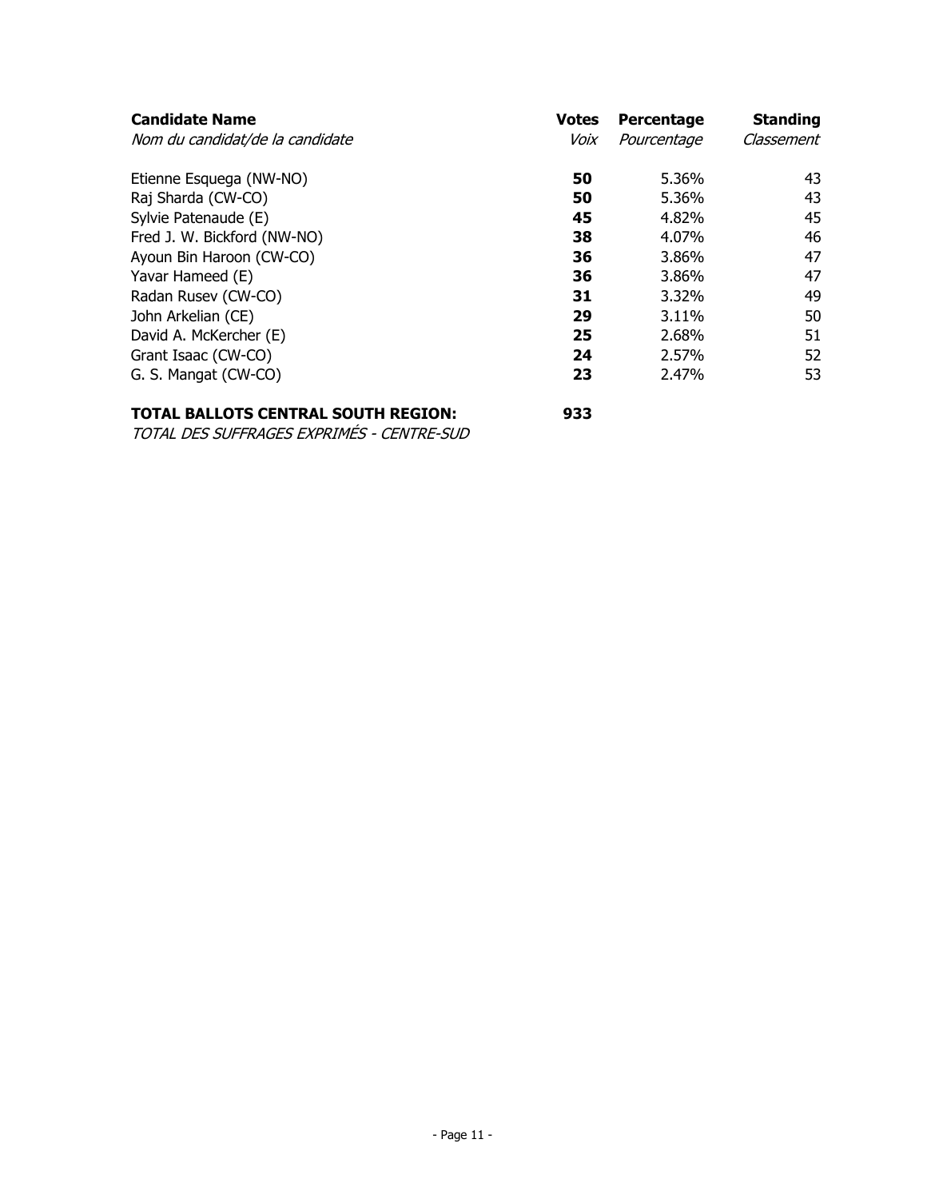| **Candidate Name**<br>*Nom du candidat/de la candidate* | **Votes**<br>*Voix* | **Percentage**<br>*Pourcentage* | **Standing**<br>*Classement* |
|---|---|---|---|
| Etienne Esquega (NW-NO) | **50** | 5.36% | 43 |
| Raj Sharda (CW-CO) | **50** | 5.36% | 43 |
| Sylvie Patenaude (E) | **45** | 4.82% | 45 |
| Fred J. W. Bickford (NW-NO) | **38** | 4.07% | 46 |
| Ayoun Bin Haroon (CW-CO) | **36** | 3.86% | 47 |
| Yavar Hameed (E) | **36** | 3.86% | 47 |
| Radan Rusev (CW-CO) | **31** | 3.32% | 49 |
| John Arkelian (CE) | **29** | 3.11% | 50 |
| David A. McKercher (E) | **25** | 2.68% | 51 |
| Grant Isaac (CW-CO) | **24** | 2.57% | 52 |
| G. S. Mangat (CW-CO) | **23** | 2.47% | 53 |

**TOTAL BALLOTS CENTRAL SOUTH REGION:** **933**
*TOTAL DES SUFFRAGES EXPRIMÉS - CENTRE-SUD*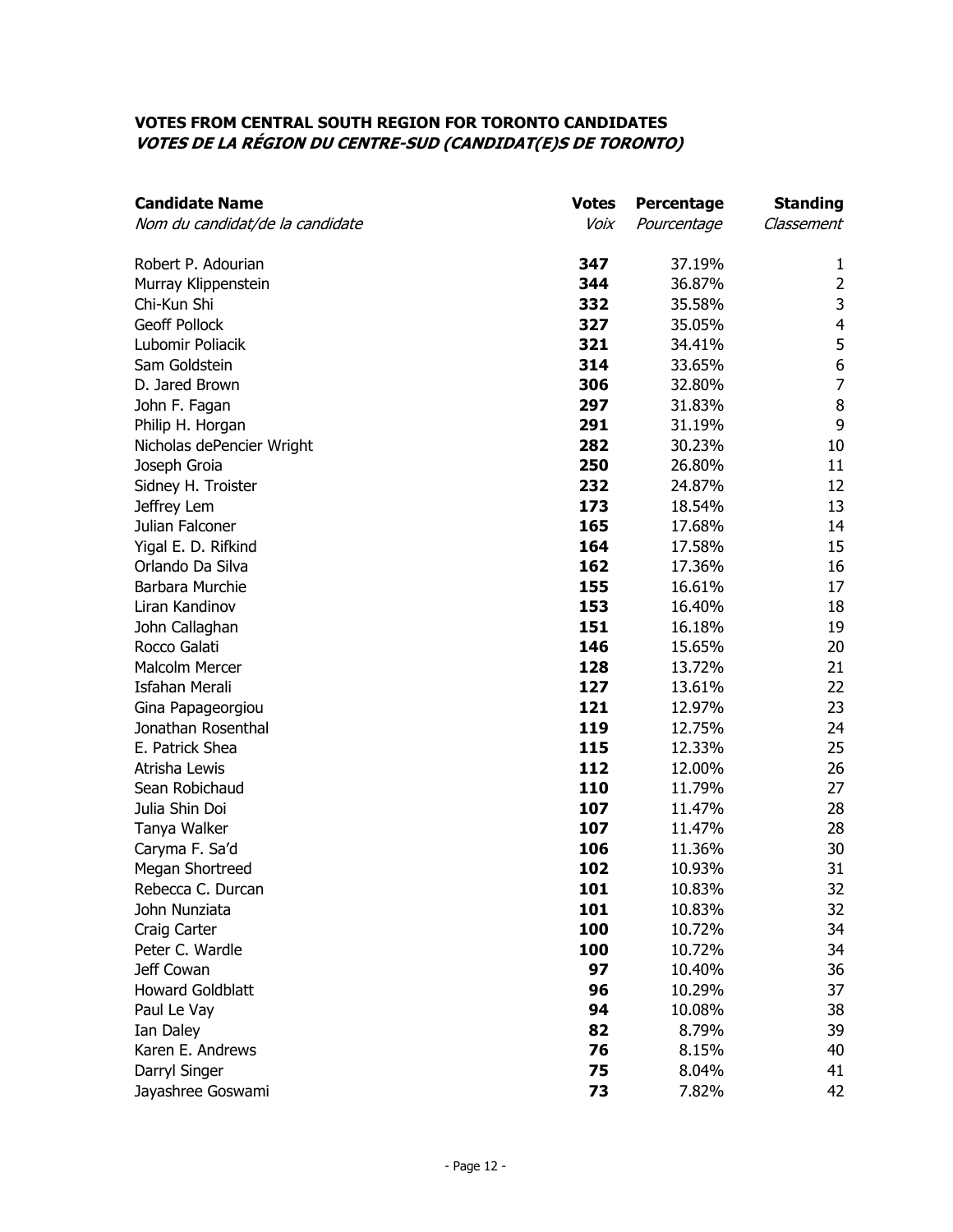### VOTES FROM CENTRAL SOUTH REGION FOR TORONTO CANDIDATES
### *VOTES DE LA RÉGION DU CENTRE-SUD (CANDIDAT(E)S DE TORONTO)*

| **Candidate Name**<br>*Nom du candidat/de la candidate* | **Votes**<br>*Voix* | **Percentage**<br>*Pourcentage* | **Standing**<br>*Classement* |
|---|---|---|---|
| Robert P. Adourian | **347** | 37.19% | 1 |
| Murray Klippenstein | **344** | 36.87% | 2 |
| Chi-Kun Shi | **332** | 35.58% | 3 |
| Geoff Pollock | **327** | 35.05% | 4 |
| Lubomir Poliacik | **321** | 34.41% | 5 |
| Sam Goldstein | **314** | 33.65% | 6 |
| D. Jared Brown | **306** | 32.80% | 7 |
| John F. Fagan | **297** | 31.83% | 8 |
| Philip H. Horgan | **291** | 31.19% | 9 |
| Nicholas dePencier Wright | **282** | 30.23% | 10 |
| Joseph Groia | **250** | 26.80% | 11 |
| Sidney H. Troister | **232** | 24.87% | 12 |
| Jeffrey Lem | **173** | 18.54% | 13 |
| Julian Falconer | **165** | 17.68% | 14 |
| Yigal E. D. Rifkind | **164** | 17.58% | 15 |
| Orlando Da Silva | **162** | 17.36% | 16 |
| Barbara Murchie | **155** | 16.61% | 17 |
| Liran Kandinov | **153** | 16.40% | 18 |
| John Callaghan | **151** | 16.18% | 19 |
| Rocco Galati | **146** | 15.65% | 20 |
| Malcolm Mercer | **128** | 13.72% | 21 |
| Isfahan Merali | **127** | 13.61% | 22 |
| Gina Papageorgiou | **121** | 12.97% | 23 |
| Jonathan Rosenthal | **119** | 12.75% | 24 |
| E. Patrick Shea | **115** | 12.33% | 25 |
| Atrisha Lewis | **112** | 12.00% | 26 |
| Sean Robichaud | **110** | 11.79% | 27 |
| Julia Shin Doi | **107** | 11.47% | 28 |
| Tanya Walker | **107** | 11.47% | 28 |
| Caryma F. Sa'd | **106** | 11.36% | 30 |
| Megan Shortreed | **102** | 10.93% | 31 |
| Rebecca C. Durcan | **101** | 10.83% | 32 |
| John Nunziata | **101** | 10.83% | 32 |
| Craig Carter | **100** | 10.72% | 34 |
| Peter C. Wardle | **100** | 10.72% | 34 |
| Jeff Cowan | **97** | 10.40% | 36 |
| Howard Goldblatt | **96** | 10.29% | 37 |
| Paul Le Vay | **94** | 10.08% | 38 |
| Ian Daley | **82** | 8.79% | 39 |
| Karen E. Andrews | **76** | 8.15% | 40 |
| Darryl Singer | **75** | 8.04% | 41 |
| Jayashree Goswami | **73** | 7.82% | 42 |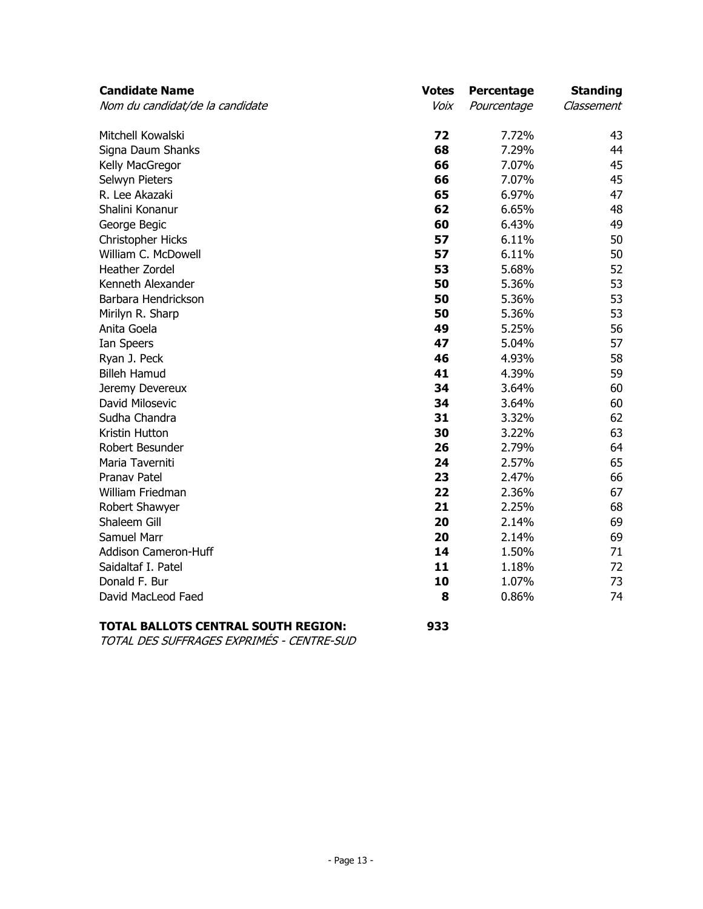| **Candidate Name**<br>*Nom du candidat/de la candidate* | **Votes**<br>*Voix* | **Percentage**<br>*Pourcentage* | **Standing**<br>*Classement* |
|---|---|---|---|
| Mitchell Kowalski | **72** | 7.72% | 43 |
| Signa Daum Shanks | **68** | 7.29% | 44 |
| Kelly MacGregor | **66** | 7.07% | 45 |
| Selwyn Pieters | **66** | 7.07% | 45 |
| R. Lee Akazaki | **65** | 6.97% | 47 |
| Shalini Konanur | **62** | 6.65% | 48 |
| George Begic | **60** | 6.43% | 49 |
| Christopher Hicks | **57** | 6.11% | 50 |
| William C. McDowell | **57** | 6.11% | 50 |
| Heather Zordel | **53** | 5.68% | 52 |
| Kenneth Alexander | **50** | 5.36% | 53 |
| Barbara Hendrickson | **50** | 5.36% | 53 |
| Mirilyn R. Sharp | **50** | 5.36% | 53 |
| Anita Goela | **49** | 5.25% | 56 |
| Ian Speers | **47** | 5.04% | 57 |
| Ryan J. Peck | **46** | 4.93% | 58 |
| Billeh Hamud | **41** | 4.39% | 59 |
| Jeremy Devereux | **34** | 3.64% | 60 |
| David Milosevic | **34** | 3.64% | 60 |
| Sudha Chandra | **31** | 3.32% | 62 |
| Kristin Hutton | **30** | 3.22% | 63 |
| Robert Besunder | **26** | 2.79% | 64 |
| Maria Taverniti | **24** | 2.57% | 65 |
| Pranav Patel | **23** | 2.47% | 66 |
| William Friedman | **22** | 2.36% | 67 |
| Robert Shawyer | **21** | 2.25% | 68 |
| Shaleem Gill | **20** | 2.14% | 69 |
| Samuel Marr | **20** | 2.14% | 69 |
| Addison Cameron-Huff | **14** | 1.50% | 71 |
| Saidaltaf I. Patel | **11** | 1.18% | 72 |
| Donald F. Bur | **10** | 1.07% | 73 |
| David MacLeod Faed | **8** | 0.86% | 74 |

**TOTAL BALLOTS CENTRAL SOUTH REGION:** **933**
*TOTAL DES SUFFRAGES EXPRIMÉS - CENTRE-SUD*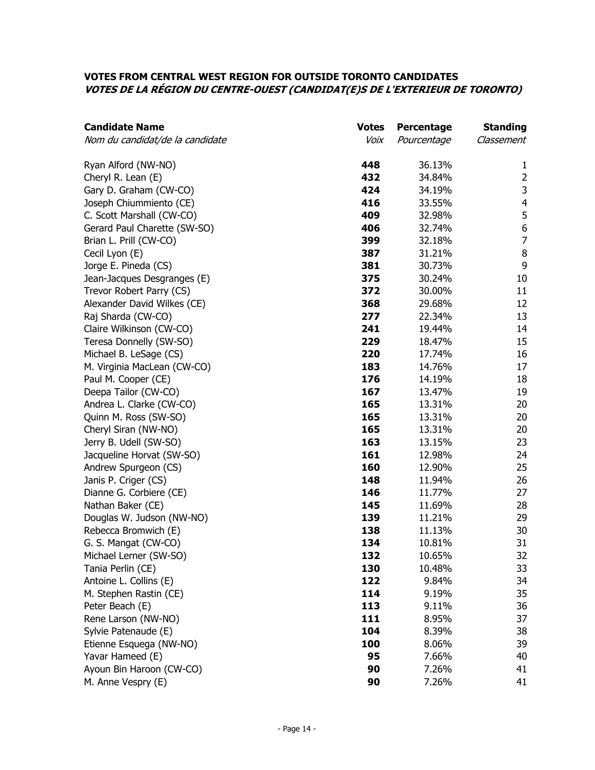### VOTES FROM CENTRAL WEST REGION FOR OUTSIDE TORONTO CANDIDATES
### *VOTES DE LA RÉGION DU CENTRE-OUEST (CANDIDAT(E)S DE L'EXTERIEUR DE TORONTO)*

| **Candidate Name**<br>*Nom du candidat/de la candidate* | **Votes**<br>*Voix* | **Percentage**<br>*Pourcentage* | **Standing**<br>*Classement* |
|---|---|---|---|
| Ryan Alford (NW-NO) | **448** | 36.13% | 1 |
| Cheryl R. Lean (E) | **432** | 34.84% | 2 |
| Gary D. Graham (CW-CO) | **424** | 34.19% | 3 |
| Joseph Chiummiento (CE) | **416** | 33.55% | 4 |
| C. Scott Marshall (CW-CO) | **409** | 32.98% | 5 |
| Gerard Paul Charette (SW-SO) | **406** | 32.74% | 6 |
| Brian L. Prill (CW-CO) | **399** | 32.18% | 7 |
| Cecil Lyon (E) | **387** | 31.21% | 8 |
| Jorge E. Pineda (CS) | **381** | 30.73% | 9 |
| Jean-Jacques Desgranges (E) | **375** | 30.24% | 10 |
| Trevor Robert Parry (CS) | **372** | 30.00% | 11 |
| Alexander David Wilkes (CE) | **368** | 29.68% | 12 |
| Raj Sharda (CW-CO) | **277** | 22.34% | 13 |
| Claire Wilkinson (CW-CO) | **241** | 19.44% | 14 |
| Teresa Donnelly (SW-SO) | **229** | 18.47% | 15 |
| Michael B. LeSage (CS) | **220** | 17.74% | 16 |
| M. Virginia MacLean (CW-CO) | **183** | 14.76% | 17 |
| Paul M. Cooper (CE) | **176** | 14.19% | 18 |
| Deepa Tailor (CW-CO) | **167** | 13.47% | 19 |
| Andrea L. Clarke (CW-CO) | **165** | 13.31% | 20 |
| Quinn M. Ross (SW-SO) | **165** | 13.31% | 20 |
| Cheryl Siran (NW-NO) | **165** | 13.31% | 20 |
| Jerry B. Udell (SW-SO) | **163** | 13.15% | 23 |
| Jacqueline Horvat (SW-SO) | **161** | 12.98% | 24 |
| Andrew Spurgeon (CS) | **160** | 12.90% | 25 |
| Janis P. Criger (CS) | **148** | 11.94% | 26 |
| Dianne G. Corbiere (CE) | **146** | 11.77% | 27 |
| Nathan Baker (CE) | **145** | 11.69% | 28 |
| Douglas W. Judson (NW-NO) | **139** | 11.21% | 29 |
| Rebecca Bromwich (E) | **138** | 11.13% | 30 |
| G. S. Mangat (CW-CO) | **134** | 10.81% | 31 |
| Michael Lerner (SW-SO) | **132** | 10.65% | 32 |
| Tania Perlin (CE) | **130** | 10.48% | 33 |
| Antoine L. Collins (E) | **122** | 9.84% | 34 |
| M. Stephen Rastin (CE) | **114** | 9.19% | 35 |
| Peter Beach (E) | **113** | 9.11% | 36 |
| Rene Larson (NW-NO) | **111** | 8.95% | 37 |
| Sylvie Patenaude (E) | **104** | 8.39% | 38 |
| Etienne Esquega (NW-NO) | **100** | 8.06% | 39 |
| Yavar Hameed (E) | **95** | 7.66% | 40 |
| Ayoun Bin Haroon (CW-CO) | **90** | 7.26% | 41 |
| M. Anne Vespry (E) | **90** | 7.26% | 41 |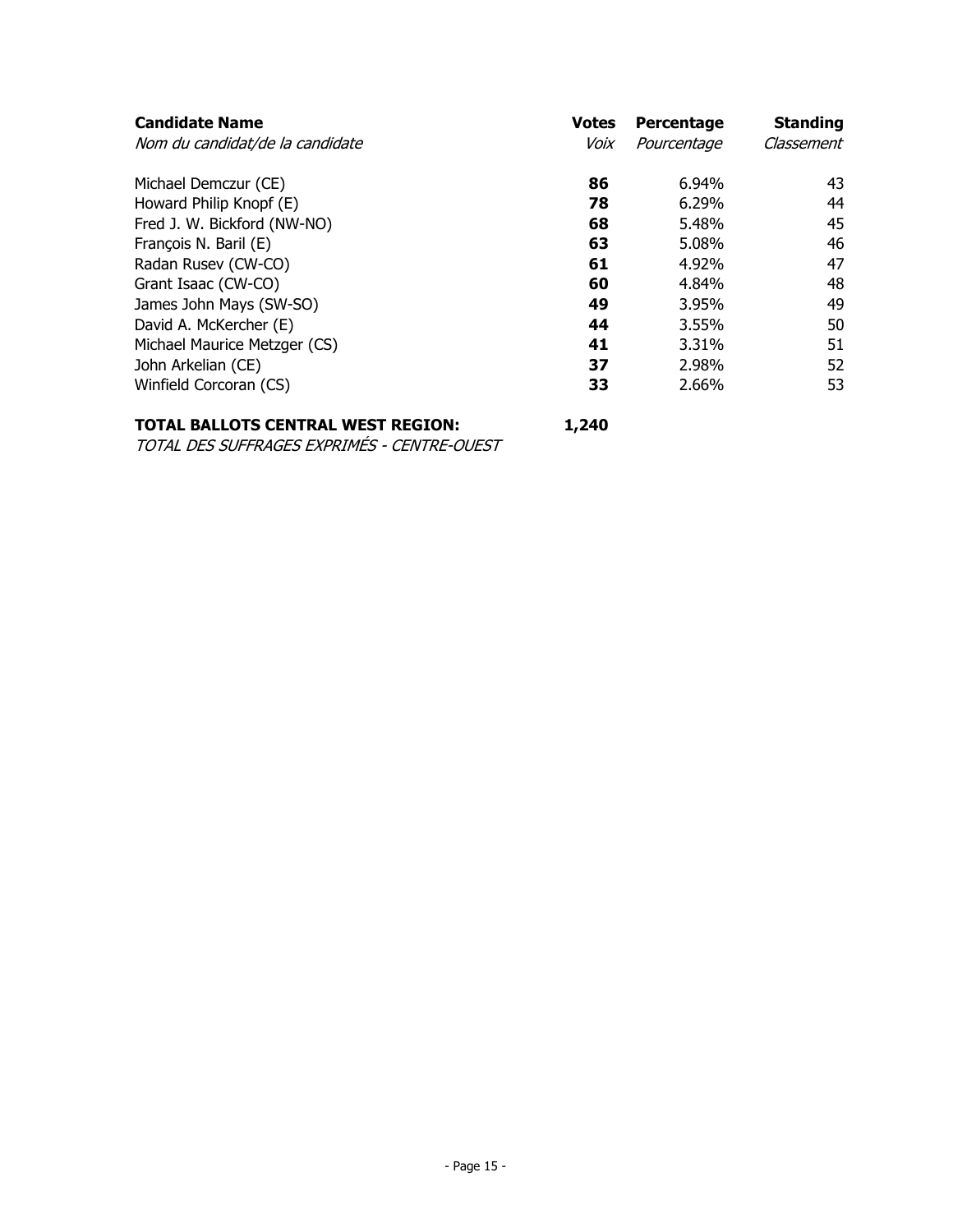| **Candidate Name**<br>*Nom du candidat/de la candidate* | **Votes**<br>*Voix* | **Percentage**<br>*Pourcentage* | **Standing**<br>*Classement* |
| --- | --- | --- | --- |
| Michael Demczur (CE) | **86** | 6.94% | 43 |
| Howard Philip Knopf (E) | **78** | 6.29% | 44 |
| Fred J. W. Bickford (NW-NO) | **68** | 5.48% | 45 |
| François N. Baril (E) | **63** | 5.08% | 46 |
| Radan Rusev (CW-CO) | **61** | 4.92% | 47 |
| Grant Isaac (CW-CO) | **60** | 4.84% | 48 |
| James John Mays (SW-SO) | **49** | 3.95% | 49 |
| David A. McKercher (E) | **44** | 3.55% | 50 |
| Michael Maurice Metzger (CS) | **41** | 3.31% | 51 |
| John Arkelian (CE) | **37** | 2.98% | 52 |
| Winfield Corcoran (CS) | **33** | 2.66% | 53 |

**TOTAL BALLOTS CENTRAL WEST REGION:** **1,240**

*TOTAL DES SUFFRAGES EXPRIMÉS - CENTRE-OUEST*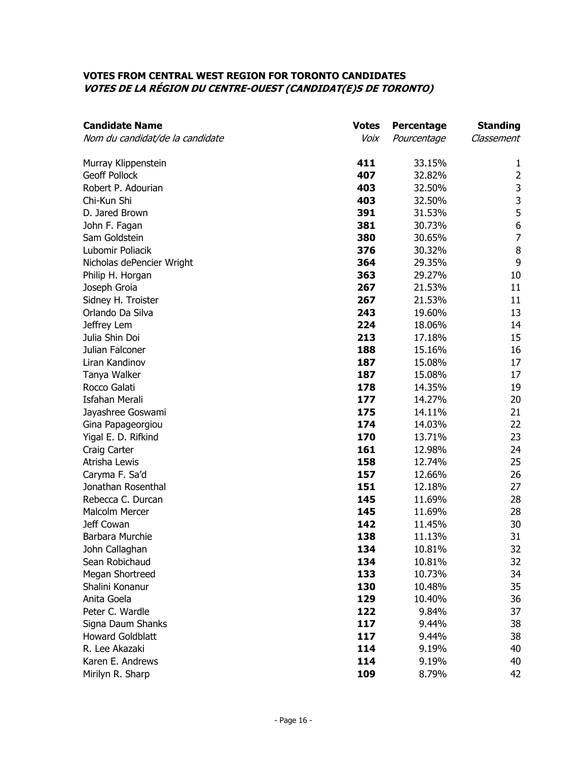**VOTES FROM CENTRAL WEST REGION FOR TORONTO CANDIDATES**
***VOTES DE LA RÉGION DU CENTRE-OUEST (CANDIDAT(E)S DE TORONTO)***

| **Candidate Name** *Nom du candidat/de la candidate* | **Votes** *Voix* | **Percentage** *Pourcentage* | **Standing** *Classement* |
|---|---|---|---|
| Murray Klippenstein | **411** | 33.15% | 1 |
| Geoff Pollock | **407** | 32.82% | 2 |
| Robert P. Adourian | **403** | 32.50% | 3 |
| Chi-Kun Shi | **403** | 32.50% | 3 |
| D. Jared Brown | **391** | 31.53% | 5 |
| John F. Fagan | **381** | 30.73% | 6 |
| Sam Goldstein | **380** | 30.65% | 7 |
| Lubomir Poliacik | **376** | 30.32% | 8 |
| Nicholas dePencier Wright | **364** | 29.35% | 9 |
| Philip H. Horgan | **363** | 29.27% | 10 |
| Joseph Groia | **267** | 21.53% | 11 |
| Sidney H. Troister | **267** | 21.53% | 11 |
| Orlando Da Silva | **243** | 19.60% | 13 |
| Jeffrey Lem | **224** | 18.06% | 14 |
| Julia Shin Doi | **213** | 17.18% | 15 |
| Julian Falconer | **188** | 15.16% | 16 |
| Liran Kandinov | **187** | 15.08% | 17 |
| Tanya Walker | **187** | 15.08% | 17 |
| Rocco Galati | **178** | 14.35% | 19 |
| Isfahan Merali | **177** | 14.27% | 20 |
| Jayashree Goswami | **175** | 14.11% | 21 |
| Gina Papageorgiou | **174** | 14.03% | 22 |
| Yigal E. D. Rifkind | **170** | 13.71% | 23 |
| Craig Carter | **161** | 12.98% | 24 |
| Atrisha Lewis | **158** | 12.74% | 25 |
| Caryma F. Sa'd | **157** | 12.66% | 26 |
| Jonathan Rosenthal | **151** | 12.18% | 27 |
| Rebecca C. Durcan | **145** | 11.69% | 28 |
| Malcolm Mercer | **145** | 11.69% | 28 |
| Jeff Cowan | **142** | 11.45% | 30 |
| Barbara Murchie | **138** | 11.13% | 31 |
| John Callaghan | **134** | 10.81% | 32 |
| Sean Robichaud | **134** | 10.81% | 32 |
| Megan Shortreed | **133** | 10.73% | 34 |
| Shalini Konanur | **130** | 10.48% | 35 |
| Anita Goela | **129** | 10.40% | 36 |
| Peter C. Wardle | **122** | 9.84% | 37 |
| Signa Daum Shanks | **117** | 9.44% | 38 |
| Howard Goldblatt | **117** | 9.44% | 38 |
| R. Lee Akazaki | **114** | 9.19% | 40 |
| Karen E. Andrews | **114** | 9.19% | 40 |
| Mirilyn R. Sharp | **109** | 8.79% | 42 |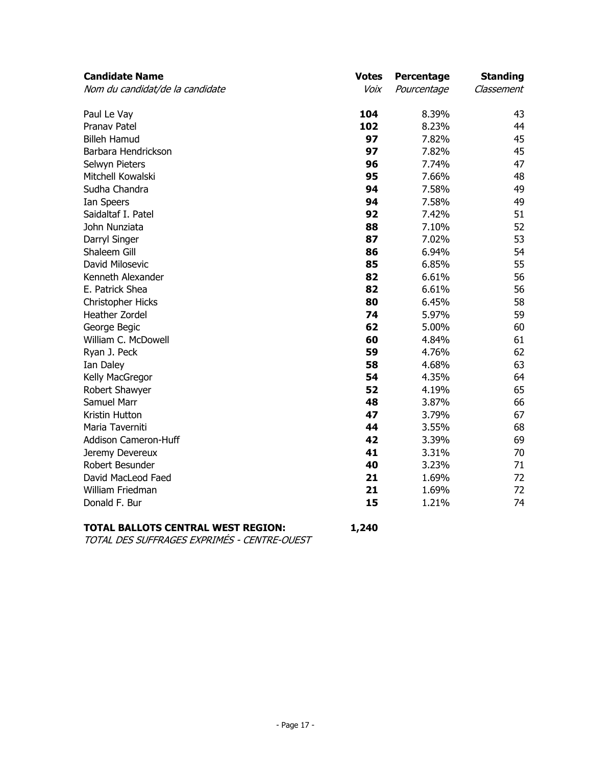| **Candidate Name**<br>*Nom du candidat/de la candidate* | **Votes**<br>*Voix* | **Percentage**<br>*Pourcentage* | **Standing**<br>*Classement* |
|---|---|---|---|
| Paul Le Vay | **104** | 8.39% | 43 |
| Pranav Patel | **102** | 8.23% | 44 |
| Billeh Hamud | **97** | 7.82% | 45 |
| Barbara Hendrickson | **97** | 7.82% | 45 |
| Selwyn Pieters | **96** | 7.74% | 47 |
| Mitchell Kowalski | **95** | 7.66% | 48 |
| Sudha Chandra | **94** | 7.58% | 49 |
| Ian Speers | **94** | 7.58% | 49 |
| Saidaltaf I. Patel | **92** | 7.42% | 51 |
| John Nunziata | **88** | 7.10% | 52 |
| Darryl Singer | **87** | 7.02% | 53 |
| Shaleem Gill | **86** | 6.94% | 54 |
| David Milosevic | **85** | 6.85% | 55 |
| Kenneth Alexander | **82** | 6.61% | 56 |
| E. Patrick Shea | **82** | 6.61% | 56 |
| Christopher Hicks | **80** | 6.45% | 58 |
| Heather Zordel | **74** | 5.97% | 59 |
| George Begic | **62** | 5.00% | 60 |
| William C. McDowell | **60** | 4.84% | 61 |
| Ryan J. Peck | **59** | 4.76% | 62 |
| Ian Daley | **58** | 4.68% | 63 |
| Kelly MacGregor | **54** | 4.35% | 64 |
| Robert Shawyer | **52** | 4.19% | 65 |
| Samuel Marr | **48** | 3.87% | 66 |
| Kristin Hutton | **47** | 3.79% | 67 |
| Maria Taverniti | **44** | 3.55% | 68 |
| Addison Cameron-Huff | **42** | 3.39% | 69 |
| Jeremy Devereux | **41** | 3.31% | 70 |
| Robert Besunder | **40** | 3.23% | 71 |
| David MacLeod Faed | **21** | 1.69% | 72 |
| William Friedman | **21** | 1.69% | 72 |
| Donald F. Bur | **15** | 1.21% | 74 |

**TOTAL BALLOTS CENTRAL WEST REGION:** **1,240**
*TOTAL DES SUFFRAGES EXPRIMÉS - CENTRE-OUEST*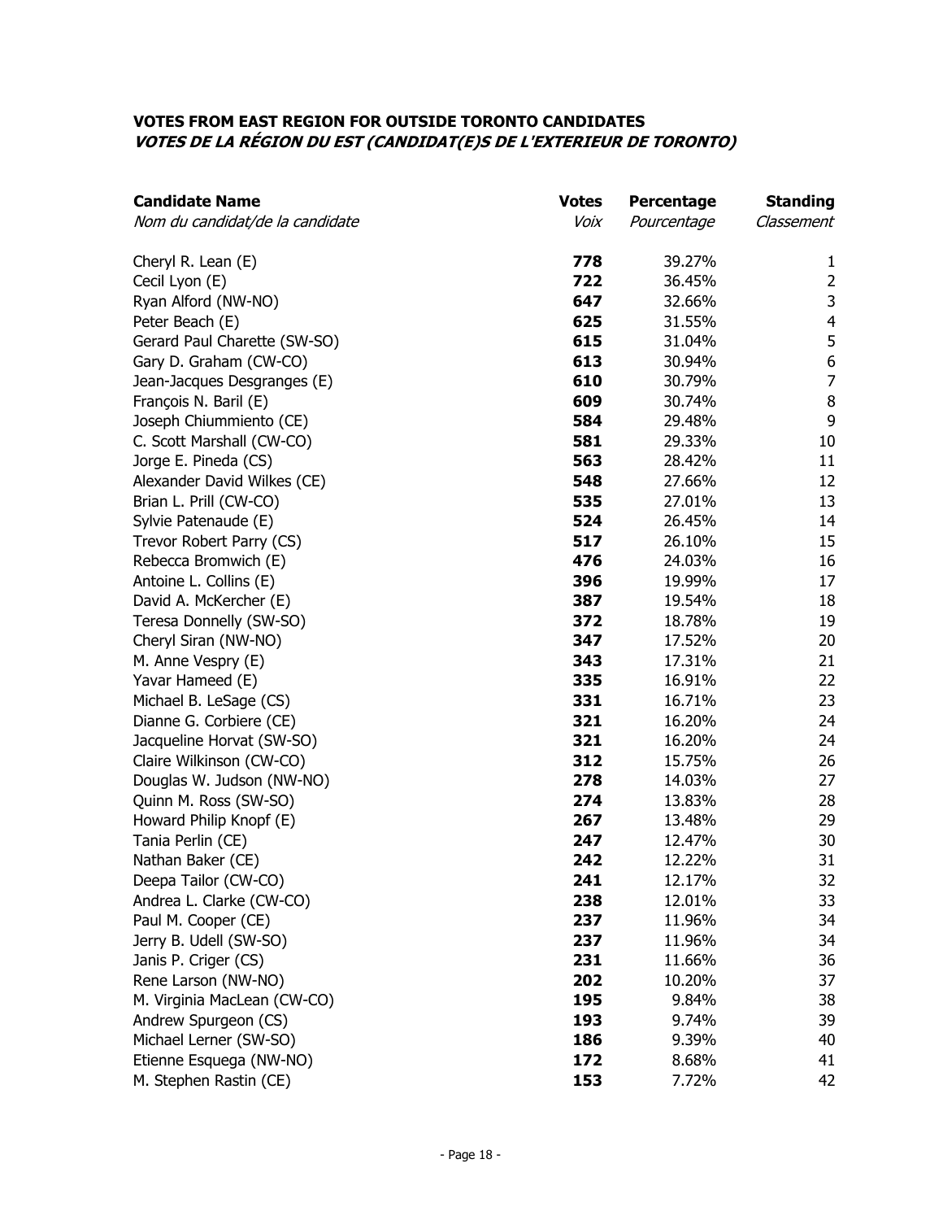### VOTES FROM EAST REGION FOR OUTSIDE TORONTO CANDIDATES
### *VOTES DE LA RÉGION DU EST (CANDIDAT(E)S DE L'EXTERIEUR DE TORONTO)*

| **Candidate Name**<br>*Nom du candidat/de la candidate* | **Votes**<br>*Voix* | **Percentage**<br>*Pourcentage* | **Standing**<br>*Classement* |
|---|---|---|---|
| Cheryl R. Lean (E) | **778** | 39.27% | 1 |
| Cecil Lyon (E) | **722** | 36.45% | 2 |
| Ryan Alford (NW-NO) | **647** | 32.66% | 3 |
| Peter Beach (E) | **625** | 31.55% | 4 |
| Gerard Paul Charette (SW-SO) | **615** | 31.04% | 5 |
| Gary D. Graham (CW-CO) | **613** | 30.94% | 6 |
| Jean-Jacques Desgranges (E) | **610** | 30.79% | 7 |
| François N. Baril (E) | **609** | 30.74% | 8 |
| Joseph Chiummiento (CE) | **584** | 29.48% | 9 |
| C. Scott Marshall (CW-CO) | **581** | 29.33% | 10 |
| Jorge E. Pineda (CS) | **563** | 28.42% | 11 |
| Alexander David Wilkes (CE) | **548** | 27.66% | 12 |
| Brian L. Prill (CW-CO) | **535** | 27.01% | 13 |
| Sylvie Patenaude (E) | **524** | 26.45% | 14 |
| Trevor Robert Parry (CS) | **517** | 26.10% | 15 |
| Rebecca Bromwich (E) | **476** | 24.03% | 16 |
| Antoine L. Collins (E) | **396** | 19.99% | 17 |
| David A. McKercher (E) | **387** | 19.54% | 18 |
| Teresa Donnelly (SW-SO) | **372** | 18.78% | 19 |
| Cheryl Siran (NW-NO) | **347** | 17.52% | 20 |
| M. Anne Vespry (E) | **343** | 17.31% | 21 |
| Yavar Hameed (E) | **335** | 16.91% | 22 |
| Michael B. LeSage (CS) | **331** | 16.71% | 23 |
| Dianne G. Corbiere (CE) | **321** | 16.20% | 24 |
| Jacqueline Horvat (SW-SO) | **321** | 16.20% | 24 |
| Claire Wilkinson (CW-CO) | **312** | 15.75% | 26 |
| Douglas W. Judson (NW-NO) | **278** | 14.03% | 27 |
| Quinn M. Ross (SW-SO) | **274** | 13.83% | 28 |
| Howard Philip Knopf (E) | **267** | 13.48% | 29 |
| Tania Perlin (CE) | **247** | 12.47% | 30 |
| Nathan Baker (CE) | **242** | 12.22% | 31 |
| Deepa Tailor (CW-CO) | **241** | 12.17% | 32 |
| Andrea L. Clarke (CW-CO) | **238** | 12.01% | 33 |
| Paul M. Cooper (CE) | **237** | 11.96% | 34 |
| Jerry B. Udell (SW-SO) | **237** | 11.96% | 34 |
| Janis P. Criger (CS) | **231** | 11.66% | 36 |
| Rene Larson (NW-NO) | **202** | 10.20% | 37 |
| M. Virginia MacLean (CW-CO) | **195** | 9.84% | 38 |
| Andrew Spurgeon (CS) | **193** | 9.74% | 39 |
| Michael Lerner (SW-SO) | **186** | 9.39% | 40 |
| Etienne Esquega (NW-NO) | **172** | 8.68% | 41 |
| M. Stephen Rastin (CE) | **153** | 7.72% | 42 |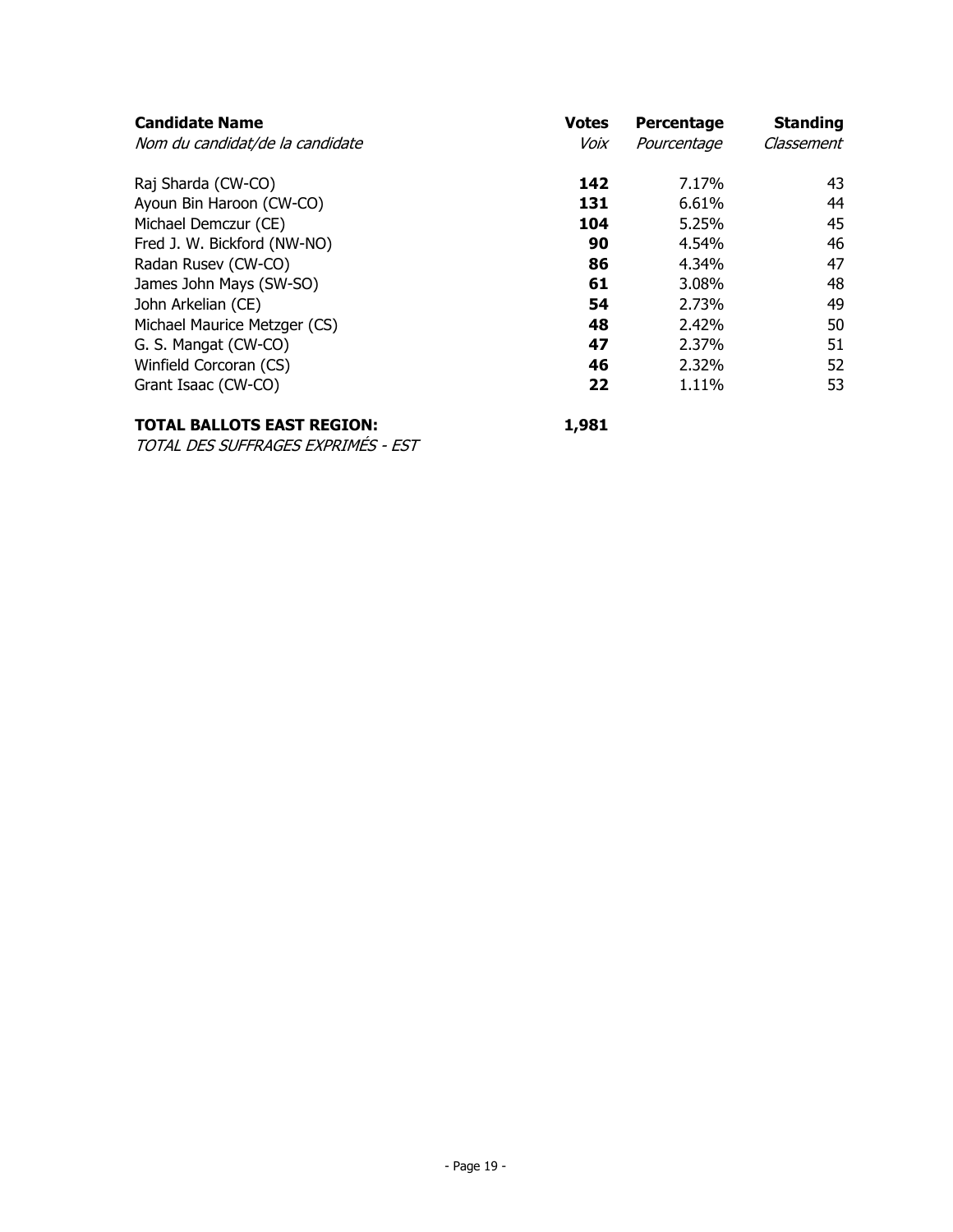| **Candidate Name** *Nom du candidat/de la candidate* | **Votes** *Voix* | **Percentage** *Pourcentage* | **Standing** *Classement* |
|---|---|---|---|
| Raj Sharda (CW-CO) | **142** | 7.17% | 43 |
| Ayoun Bin Haroon (CW-CO) | **131** | 6.61% | 44 |
| Michael Demczur (CE) | **104** | 5.25% | 45 |
| Fred J. W. Bickford (NW-NO) | **90** | 4.54% | 46 |
| Radan Rusev (CW-CO) | **86** | 4.34% | 47 |
| James John Mays (SW-SO) | **61** | 3.08% | 48 |
| John Arkelian (CE) | **54** | 2.73% | 49 |
| Michael Maurice Metzger (CS) | **48** | 2.42% | 50 |
| G. S. Mangat (CW-CO) | **47** | 2.37% | 51 |
| Winfield Corcoran (CS) | **46** | 2.32% | 52 |
| Grant Isaac (CW-CO) | **22** | 1.11% | 53 |

**TOTAL BALLOTS EAST REGION:** **1,981**

*TOTAL DES SUFFRAGES EXPRIMÉS - EST*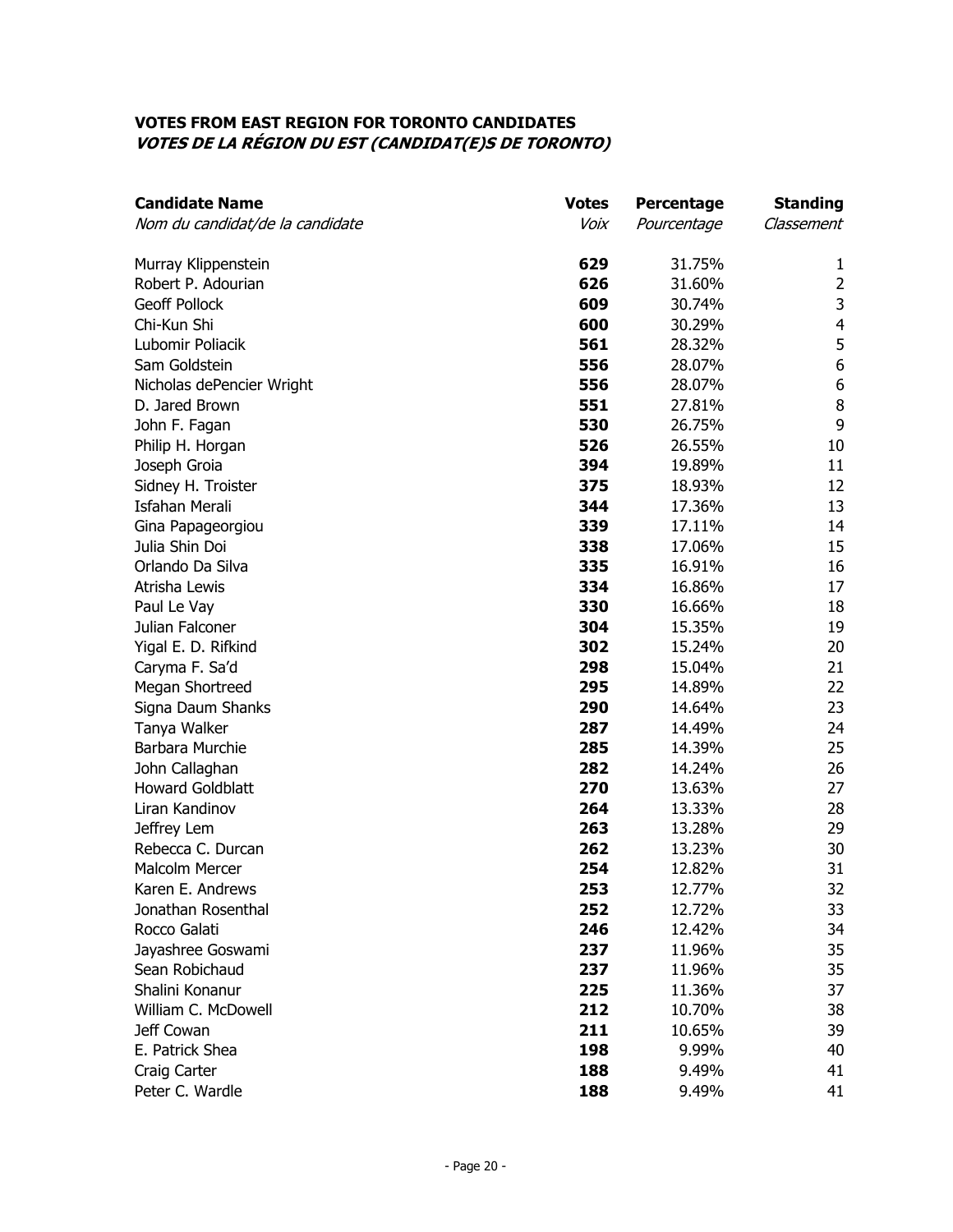### **VOTES FROM EAST REGION FOR TORONTO CANDIDATES**
### ***VOTES DE LA RÉGION DU EST (CANDIDAT(E)S DE TORONTO)***

| **Candidate Name**<br>*Nom du candidat/de la candidate* | **Votes**<br>*Voix* | **Percentage**<br>*Pourcentage* | **Standing**<br>*Classement* |
|---|---|---|---|
| Murray Klippenstein | **629** | 31.75% | 1 |
| Robert P. Adourian | **626** | 31.60% | 2 |
| Geoff Pollock | **609** | 30.74% | 3 |
| Chi-Kun Shi | **600** | 30.29% | 4 |
| Lubomir Poliacik | **561** | 28.32% | 5 |
| Sam Goldstein | **556** | 28.07% | 6 |
| Nicholas dePencier Wright | **556** | 28.07% | 6 |
| D. Jared Brown | **551** | 27.81% | 8 |
| John F. Fagan | **530** | 26.75% | 9 |
| Philip H. Horgan | **526** | 26.55% | 10 |
| Joseph Groia | **394** | 19.89% | 11 |
| Sidney H. Troister | **375** | 18.93% | 12 |
| Isfahan Merali | **344** | 17.36% | 13 |
| Gina Papageorgiou | **339** | 17.11% | 14 |
| Julia Shin Doi | **338** | 17.06% | 15 |
| Orlando Da Silva | **335** | 16.91% | 16 |
| Atrisha Lewis | **334** | 16.86% | 17 |
| Paul Le Vay | **330** | 16.66% | 18 |
| Julian Falconer | **304** | 15.35% | 19 |
| Yigal E. D. Rifkind | **302** | 15.24% | 20 |
| Caryma F. Sa'd | **298** | 15.04% | 21 |
| Megan Shortreed | **295** | 14.89% | 22 |
| Signa Daum Shanks | **290** | 14.64% | 23 |
| Tanya Walker | **287** | 14.49% | 24 |
| Barbara Murchie | **285** | 14.39% | 25 |
| John Callaghan | **282** | 14.24% | 26 |
| Howard Goldblatt | **270** | 13.63% | 27 |
| Liran Kandinov | **264** | 13.33% | 28 |
| Jeffrey Lem | **263** | 13.28% | 29 |
| Rebecca C. Durcan | **262** | 13.23% | 30 |
| Malcolm Mercer | **254** | 12.82% | 31 |
| Karen E. Andrews | **253** | 12.77% | 32 |
| Jonathan Rosenthal | **252** | 12.72% | 33 |
| Rocco Galati | **246** | 12.42% | 34 |
| Jayashree Goswami | **237** | 11.96% | 35 |
| Sean Robichaud | **237** | 11.96% | 35 |
| Shalini Konanur | **225** | 11.36% | 37 |
| William C. McDowell | **212** | 10.70% | 38 |
| Jeff Cowan | **211** | 10.65% | 39 |
| E. Patrick Shea | **198** | 9.99% | 40 |
| Craig Carter | **188** | 9.49% | 41 |
| Peter C. Wardle | **188** | 9.49% | 41 |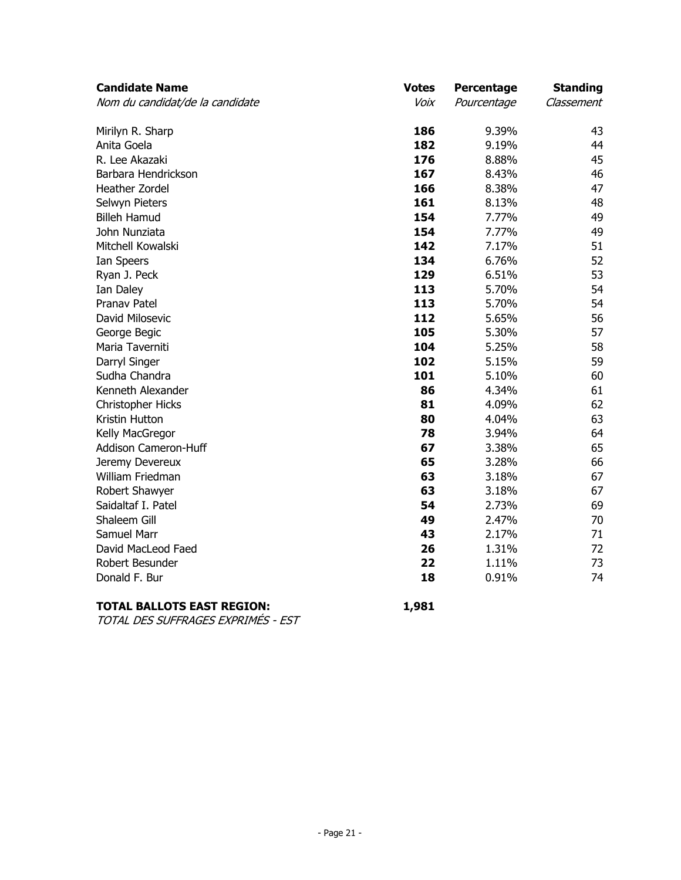| **Candidate Name**<br>*Nom du candidat/de la candidate* | **Votes**<br>*Voix* | **Percentage**<br>*Pourcentage* | **Standing**<br>*Classement* |
|---|---|---|---|
| Mirilyn R. Sharp | **186** | 9.39% | 43 |
| Anita Goela | **182** | 9.19% | 44 |
| R. Lee Akazaki | **176** | 8.88% | 45 |
| Barbara Hendrickson | **167** | 8.43% | 46 |
| Heather Zordel | **166** | 8.38% | 47 |
| Selwyn Pieters | **161** | 8.13% | 48 |
| Billeh Hamud | **154** | 7.77% | 49 |
| John Nunziata | **154** | 7.77% | 49 |
| Mitchell Kowalski | **142** | 7.17% | 51 |
| Ian Speers | **134** | 6.76% | 52 |
| Ryan J. Peck | **129** | 6.51% | 53 |
| Ian Daley | **113** | 5.70% | 54 |
| Pranav Patel | **113** | 5.70% | 54 |
| David Milosevic | **112** | 5.65% | 56 |
| George Begic | **105** | 5.30% | 57 |
| Maria Taverniti | **104** | 5.25% | 58 |
| Darryl Singer | **102** | 5.15% | 59 |
| Sudha Chandra | **101** | 5.10% | 60 |
| Kenneth Alexander | **86** | 4.34% | 61 |
| Christopher Hicks | **81** | 4.09% | 62 |
| Kristin Hutton | **80** | 4.04% | 63 |
| Kelly MacGregor | **78** | 3.94% | 64 |
| Addison Cameron-Huff | **67** | 3.38% | 65 |
| Jeremy Devereux | **65** | 3.28% | 66 |
| William Friedman | **63** | 3.18% | 67 |
| Robert Shawyer | **63** | 3.18% | 67 |
| Saidaltaf I. Patel | **54** | 2.73% | 69 |
| Shaleem Gill | **49** | 2.47% | 70 |
| Samuel Marr | **43** | 2.17% | 71 |
| David MacLeod Faed | **26** | 1.31% | 72 |
| Robert Besunder | **22** | 1.11% | 73 |
| Donald F. Bur | **18** | 0.91% | 74 |

**TOTAL BALLOTS EAST REGION:** **1,981**

*TOTAL DES SUFFRAGES EXPRIMÉS - EST*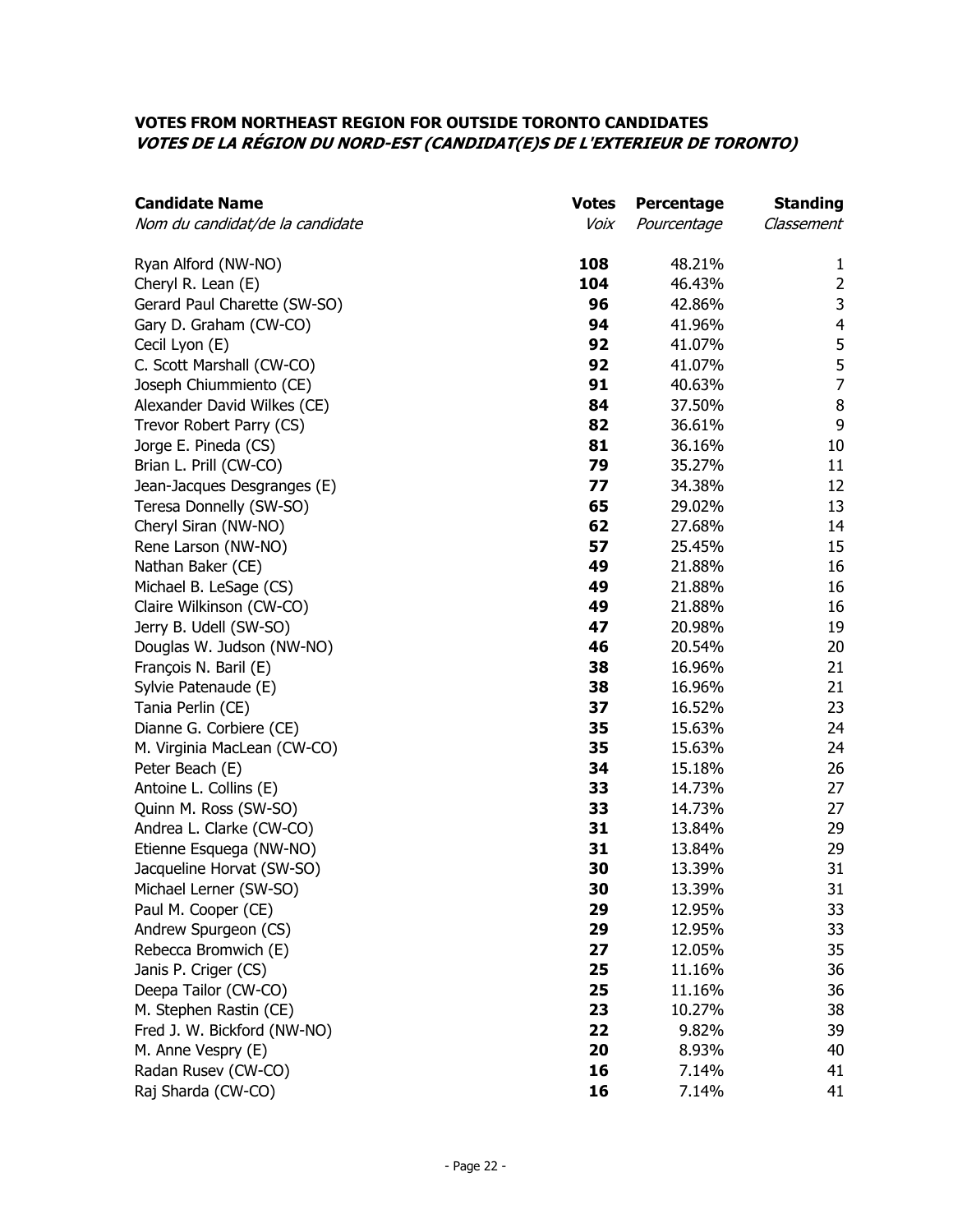### VOTES FROM NORTHEAST REGION FOR OUTSIDE TORONTO CANDIDATES
### *VOTES DE LA RÉGION DU NORD-EST (CANDIDAT(E)S DE L'EXTERIEUR DE TORONTO)*

| **Candidate Name**<br>*Nom du candidat/de la candidate* | **Votes**<br>*Voix* | **Percentage**<br>*Pourcentage* | **Standing**<br>*Classement* |
|---|---|---|---|
| Ryan Alford (NW-NO) | **108** | 48.21% | 1 |
| Cheryl R. Lean (E) | **104** | 46.43% | 2 |
| Gerard Paul Charette (SW-SO) | **96** | 42.86% | 3 |
| Gary D. Graham (CW-CO) | **94** | 41.96% | 4 |
| Cecil Lyon (E) | **92** | 41.07% | 5 |
| C. Scott Marshall (CW-CO) | **92** | 41.07% | 5 |
| Joseph Chiummiento (CE) | **91** | 40.63% | 7 |
| Alexander David Wilkes (CE) | **84** | 37.50% | 8 |
| Trevor Robert Parry (CS) | **82** | 36.61% | 9 |
| Jorge E. Pineda (CS) | **81** | 36.16% | 10 |
| Brian L. Prill (CW-CO) | **79** | 35.27% | 11 |
| Jean-Jacques Desgranges (E) | **77** | 34.38% | 12 |
| Teresa Donnelly (SW-SO) | **65** | 29.02% | 13 |
| Cheryl Siran (NW-NO) | **62** | 27.68% | 14 |
| Rene Larson (NW-NO) | **57** | 25.45% | 15 |
| Nathan Baker (CE) | **49** | 21.88% | 16 |
| Michael B. LeSage (CS) | **49** | 21.88% | 16 |
| Claire Wilkinson (CW-CO) | **49** | 21.88% | 16 |
| Jerry B. Udell (SW-SO) | **47** | 20.98% | 19 |
| Douglas W. Judson (NW-NO) | **46** | 20.54% | 20 |
| François N. Baril (E) | **38** | 16.96% | 21 |
| Sylvie Patenaude (E) | **38** | 16.96% | 21 |
| Tania Perlin (CE) | **37** | 16.52% | 23 |
| Dianne G. Corbiere (CE) | **35** | 15.63% | 24 |
| M. Virginia MacLean (CW-CO) | **35** | 15.63% | 24 |
| Peter Beach (E) | **34** | 15.18% | 26 |
| Antoine L. Collins (E) | **33** | 14.73% | 27 |
| Quinn M. Ross (SW-SO) | **33** | 14.73% | 27 |
| Andrea L. Clarke (CW-CO) | **31** | 13.84% | 29 |
| Etienne Esquega (NW-NO) | **31** | 13.84% | 29 |
| Jacqueline Horvat (SW-SO) | **30** | 13.39% | 31 |
| Michael Lerner (SW-SO) | **30** | 13.39% | 31 |
| Paul M. Cooper (CE) | **29** | 12.95% | 33 |
| Andrew Spurgeon (CS) | **29** | 12.95% | 33 |
| Rebecca Bromwich (E) | **27** | 12.05% | 35 |
| Janis P. Criger (CS) | **25** | 11.16% | 36 |
| Deepa Tailor (CW-CO) | **25** | 11.16% | 36 |
| M. Stephen Rastin (CE) | **23** | 10.27% | 38 |
| Fred J. W. Bickford (NW-NO) | **22** | 9.82% | 39 |
| M. Anne Vespry (E) | **20** | 8.93% | 40 |
| Radan Rusev (CW-CO) | **16** | 7.14% | 41 |
| Raj Sharda (CW-CO) | **16** | 7.14% | 41 |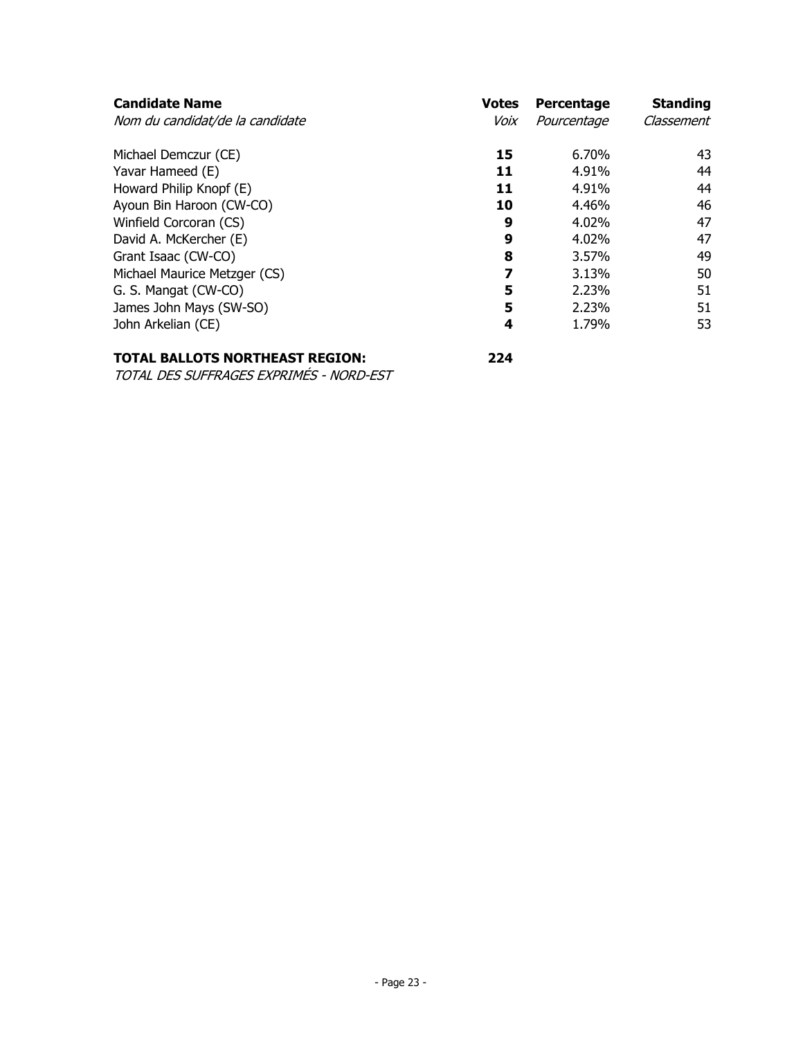| **Candidate Name**<br>*Nom du candidat/de la candidate* | **Votes**<br>*Voix* | **Percentage**<br>*Pourcentage* | **Standing**<br>*Classement* |
|---|---|---|---|
| Michael Demczur (CE) | **15** | 6.70% | 43 |
| Yavar Hameed (E) | **11** | 4.91% | 44 |
| Howard Philip Knopf (E) | **11** | 4.91% | 44 |
| Ayoun Bin Haroon (CW-CO) | **10** | 4.46% | 46 |
| Winfield Corcoran (CS) | **9** | 4.02% | 47 |
| David A. McKercher (E) | **9** | 4.02% | 47 |
| Grant Isaac (CW-CO) | **8** | 3.57% | 49 |
| Michael Maurice Metzger (CS) | **7** | 3.13% | 50 |
| G. S. Mangat (CW-CO) | **5** | 2.23% | 51 |
| James John Mays (SW-SO) | **5** | 2.23% | 51 |
| John Arkelian (CE) | **4** | 1.79% | 53 |
| **TOTAL BALLOTS NORTHEAST REGION:**<br>*TOTAL DES SUFFRAGES EXPRIMÉS - NORD-EST* | **224** | | |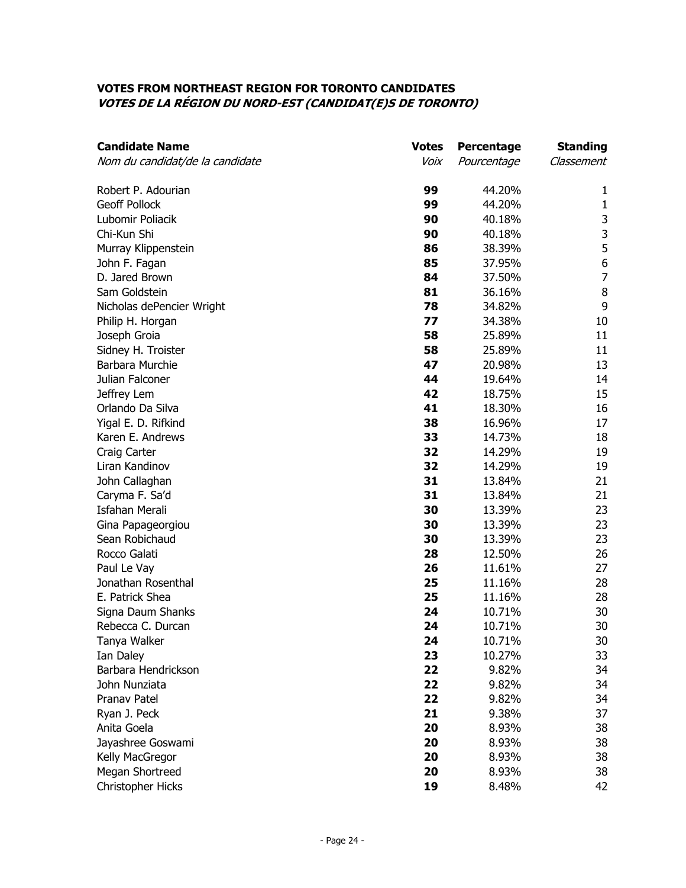**VOTES FROM NORTHEAST REGION FOR TORONTO CANDIDATES**
***VOTES DE LA RÉGION DU NORD-EST (CANDIDAT(E)S DE TORONTO)***

| **Candidate Name** *Nom du candidat/de la candidate* | **Votes** *Voix* | **Percentage** *Pourcentage* | **Standing** *Classement* |
|---|---|---|---|
| Robert P. Adourian | **99** | 44.20% | 1 |
| Geoff Pollock | **99** | 44.20% | 1 |
| Lubomir Poliacik | **90** | 40.18% | 3 |
| Chi-Kun Shi | **90** | 40.18% | 3 |
| Murray Klippenstein | **86** | 38.39% | 5 |
| John F. Fagan | **85** | 37.95% | 6 |
| D. Jared Brown | **84** | 37.50% | 7 |
| Sam Goldstein | **81** | 36.16% | 8 |
| Nicholas dePencier Wright | **78** | 34.82% | 9 |
| Philip H. Horgan | **77** | 34.38% | 10 |
| Joseph Groia | **58** | 25.89% | 11 |
| Sidney H. Troister | **58** | 25.89% | 11 |
| Barbara Murchie | **47** | 20.98% | 13 |
| Julian Falconer | **44** | 19.64% | 14 |
| Jeffrey Lem | **42** | 18.75% | 15 |
| Orlando Da Silva | **41** | 18.30% | 16 |
| Yigal E. D. Rifkind | **38** | 16.96% | 17 |
| Karen E. Andrews | **33** | 14.73% | 18 |
| Craig Carter | **32** | 14.29% | 19 |
| Liran Kandinov | **32** | 14.29% | 19 |
| John Callaghan | **31** | 13.84% | 21 |
| Caryma F. Sa'd | **31** | 13.84% | 21 |
| Isfahan Merali | **30** | 13.39% | 23 |
| Gina Papageorgiou | **30** | 13.39% | 23 |
| Sean Robichaud | **30** | 13.39% | 23 |
| Rocco Galati | **28** | 12.50% | 26 |
| Paul Le Vay | **26** | 11.61% | 27 |
| Jonathan Rosenthal | **25** | 11.16% | 28 |
| E. Patrick Shea | **25** | 11.16% | 28 |
| Signa Daum Shanks | **24** | 10.71% | 30 |
| Rebecca C. Durcan | **24** | 10.71% | 30 |
| Tanya Walker | **24** | 10.71% | 30 |
| Ian Daley | **23** | 10.27% | 33 |
| Barbara Hendrickson | **22** | 9.82% | 34 |
| John Nunziata | **22** | 9.82% | 34 |
| Pranav Patel | **22** | 9.82% | 34 |
| Ryan J. Peck | **21** | 9.38% | 37 |
| Anita Goela | **20** | 8.93% | 38 |
| Jayashree Goswami | **20** | 8.93% | 38 |
| Kelly MacGregor | **20** | 8.93% | 38 |
| Megan Shortreed | **20** | 8.93% | 38 |
| Christopher Hicks | **19** | 8.48% | 42 |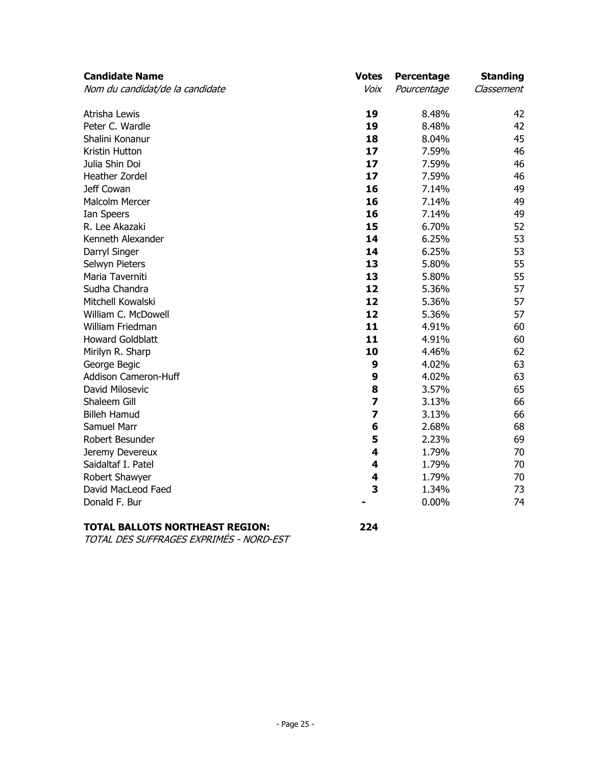| **Candidate Name**<br>*Nom du candidat/de la candidate* | **Votes**<br>*Voix* | **Percentage**<br>*Pourcentage* | **Standing**<br>*Classement* |
|---|---|---|---|
| Atrisha Lewis | **19** | 8.48% | 42 |
| Peter C. Wardle | **19** | 8.48% | 42 |
| Shalini Konanur | **18** | 8.04% | 45 |
| Kristin Hutton | **17** | 7.59% | 46 |
| Julia Shin Doi | **17** | 7.59% | 46 |
| Heather Zordel | **17** | 7.59% | 46 |
| Jeff Cowan | **16** | 7.14% | 49 |
| Malcolm Mercer | **16** | 7.14% | 49 |
| Ian Speers | **16** | 7.14% | 49 |
| R. Lee Akazaki | **15** | 6.70% | 52 |
| Kenneth Alexander | **14** | 6.25% | 53 |
| Darryl Singer | **14** | 6.25% | 53 |
| Selwyn Pieters | **13** | 5.80% | 55 |
| Maria Taverniti | **13** | 5.80% | 55 |
| Sudha Chandra | **12** | 5.36% | 57 |
| Mitchell Kowalski | **12** | 5.36% | 57 |
| William C. McDowell | **12** | 5.36% | 57 |
| William Friedman | **11** | 4.91% | 60 |
| Howard Goldblatt | **11** | 4.91% | 60 |
| Mirilyn R. Sharp | **10** | 4.46% | 62 |
| George Begic | **9** | 4.02% | 63 |
| Addison Cameron-Huff | **9** | 4.02% | 63 |
| David Milosevic | **8** | 3.57% | 65 |
| Shaleem Gill | **7** | 3.13% | 66 |
| Billeh Hamud | **7** | 3.13% | 66 |
| Samuel Marr | **6** | 2.68% | 68 |
| Robert Besunder | **5** | 2.23% | 69 |
| Jeremy Devereux | **4** | 1.79% | 70 |
| Saidaltaf I. Patel | **4** | 1.79% | 70 |
| Robert Shawyer | **4** | 1.79% | 70 |
| David MacLeod Faed | **3** | 1.34% | 73 |
| Donald F. Bur | **-** | 0.00% | 74 |
| **TOTAL BALLOTS NORTHEAST REGION:**<br>*TOTAL DES SUFFRAGES EXPRIMÉS - NORD-EST* | **224** | | |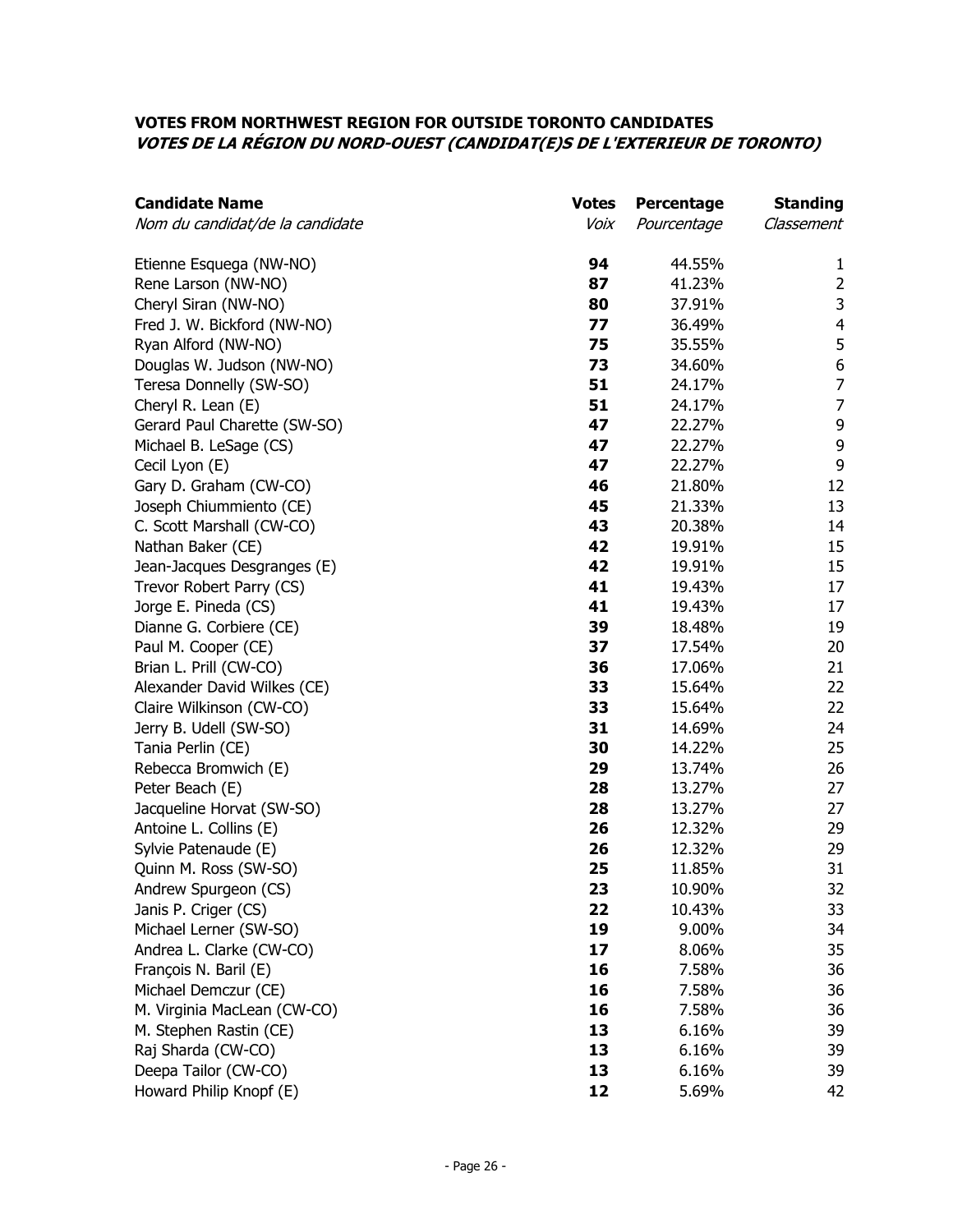### VOTES FROM NORTHWEST REGION FOR OUTSIDE TORONTO CANDIDATES

### *VOTES DE LA RÉGION DU NORD-OUEST (CANDIDAT(E)S DE L'EXTERIEUR DE TORONTO)*

| **Candidate Name**<br>*Nom du candidat/de la candidate* | **Votes**<br>*Voix* | **Percentage**<br>*Pourcentage* | **Standing**<br>*Classement* |
|---|---|---|---|
| Etienne Esquega (NW-NO) | **94** | 44.55% | 1 |
| Rene Larson (NW-NO) | **87** | 41.23% | 2 |
| Cheryl Siran (NW-NO) | **80** | 37.91% | 3 |
| Fred J. W. Bickford (NW-NO) | **77** | 36.49% | 4 |
| Ryan Alford (NW-NO) | **75** | 35.55% | 5 |
| Douglas W. Judson (NW-NO) | **73** | 34.60% | 6 |
| Teresa Donnelly (SW-SO) | **51** | 24.17% | 7 |
| Cheryl R. Lean (E) | **51** | 24.17% | 7 |
| Gerard Paul Charette (SW-SO) | **47** | 22.27% | 9 |
| Michael B. LeSage (CS) | **47** | 22.27% | 9 |
| Cecil Lyon (E) | **47** | 22.27% | 9 |
| Gary D. Graham (CW-CO) | **46** | 21.80% | 12 |
| Joseph Chiummiento (CE) | **45** | 21.33% | 13 |
| C. Scott Marshall (CW-CO) | **43** | 20.38% | 14 |
| Nathan Baker (CE) | **42** | 19.91% | 15 |
| Jean-Jacques Desgranges (E) | **42** | 19.91% | 15 |
| Trevor Robert Parry (CS) | **41** | 19.43% | 17 |
| Jorge E. Pineda (CS) | **41** | 19.43% | 17 |
| Dianne G. Corbiere (CE) | **39** | 18.48% | 19 |
| Paul M. Cooper (CE) | **37** | 17.54% | 20 |
| Brian L. Prill (CW-CO) | **36** | 17.06% | 21 |
| Alexander David Wilkes (CE) | **33** | 15.64% | 22 |
| Claire Wilkinson (CW-CO) | **33** | 15.64% | 22 |
| Jerry B. Udell (SW-SO) | **31** | 14.69% | 24 |
| Tania Perlin (CE) | **30** | 14.22% | 25 |
| Rebecca Bromwich (E) | **29** | 13.74% | 26 |
| Peter Beach (E) | **28** | 13.27% | 27 |
| Jacqueline Horvat (SW-SO) | **28** | 13.27% | 27 |
| Antoine L. Collins (E) | **26** | 12.32% | 29 |
| Sylvie Patenaude (E) | **26** | 12.32% | 29 |
| Quinn M. Ross (SW-SO) | **25** | 11.85% | 31 |
| Andrew Spurgeon (CS) | **23** | 10.90% | 32 |
| Janis P. Criger (CS) | **22** | 10.43% | 33 |
| Michael Lerner (SW-SO) | **19** | 9.00% | 34 |
| Andrea L. Clarke (CW-CO) | **17** | 8.06% | 35 |
| François N. Baril (E) | **16** | 7.58% | 36 |
| Michael Demczur (CE) | **16** | 7.58% | 36 |
| M. Virginia MacLean (CW-CO) | **16** | 7.58% | 36 |
| M. Stephen Rastin (CE) | **13** | 6.16% | 39 |
| Raj Sharda (CW-CO) | **13** | 6.16% | 39 |
| Deepa Tailor (CW-CO) | **13** | 6.16% | 39 |
| Howard Philip Knopf (E) | **12** | 5.69% | 42 |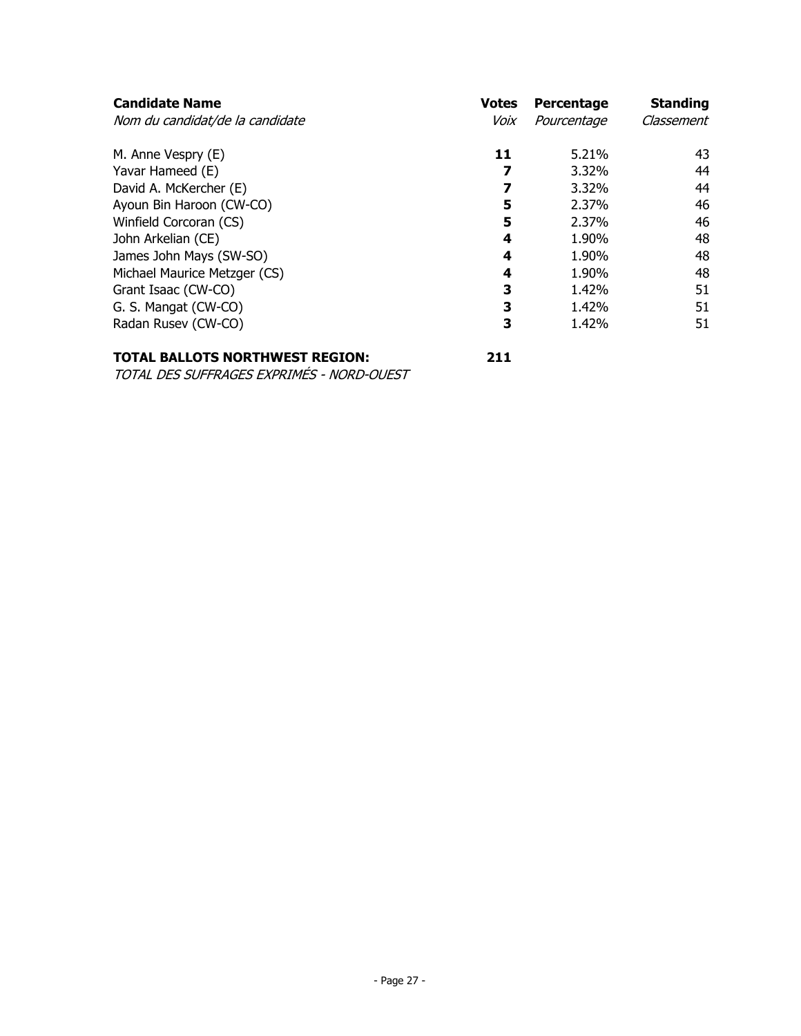| **Candidate Name**<br>*Nom du candidat/de la candidate* | **Votes**<br>*Voix* | **Percentage**<br>*Pourcentage* | **Standing**<br>*Classement* |
|---|---|---|---|
| M. Anne Vespry (E) | **11** | 5.21% | 43 |
| Yavar Hameed (E) | **7** | 3.32% | 44 |
| David A. McKercher (E) | **7** | 3.32% | 44 |
| Ayoun Bin Haroon (CW-CO) | **5** | 2.37% | 46 |
| Winfield Corcoran (CS) | **5** | 2.37% | 46 |
| John Arkelian (CE) | **4** | 1.90% | 48 |
| James John Mays (SW-SO) | **4** | 1.90% | 48 |
| Michael Maurice Metzger (CS) | **4** | 1.90% | 48 |
| Grant Isaac (CW-CO) | **3** | 1.42% | 51 |
| G. S. Mangat (CW-CO) | **3** | 1.42% | 51 |
| Radan Rusev (CW-CO) | **3** | 1.42% | 51 |

**TOTAL BALLOTS NORTHWEST REGION:** **211**

*TOTAL DES SUFFRAGES EXPRIMÉS - NORD-OUEST*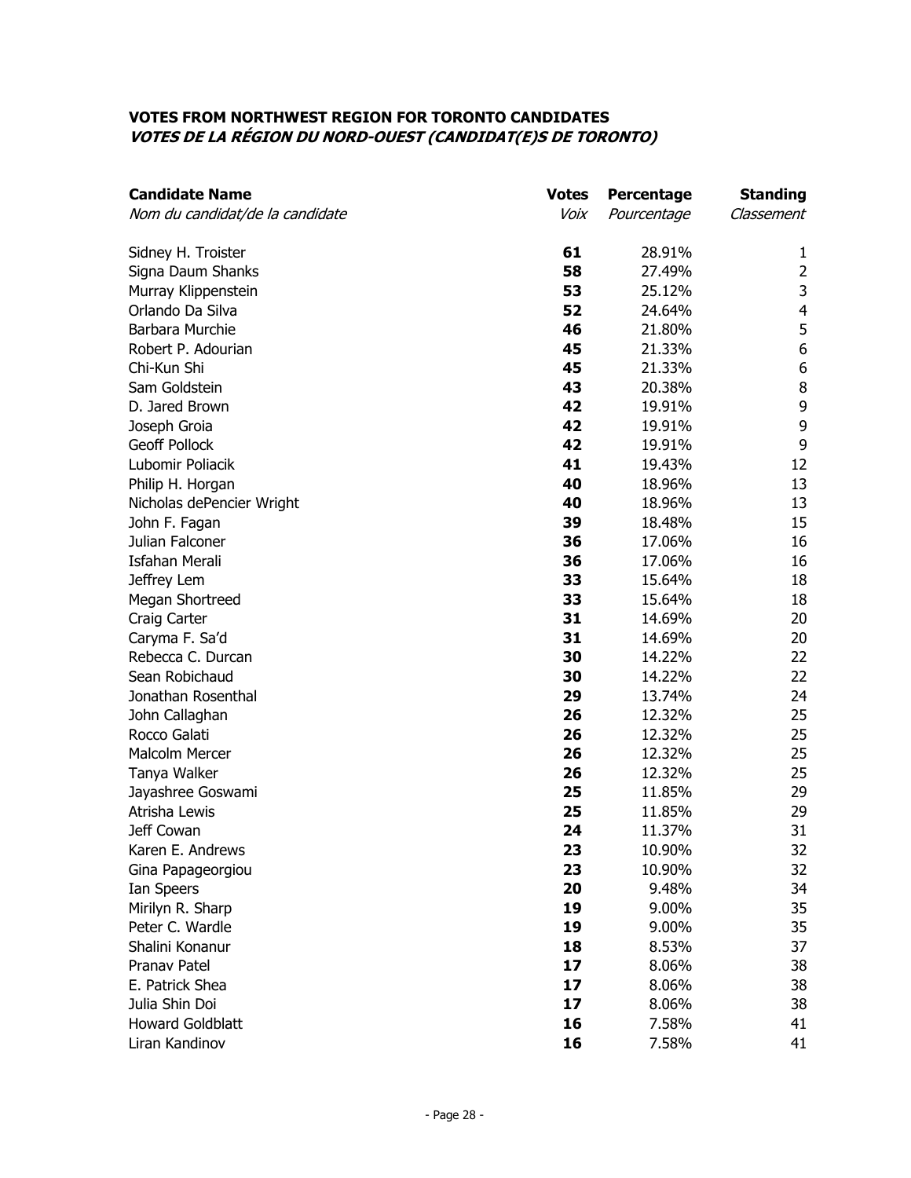**VOTES FROM NORTHWEST REGION FOR TORONTO CANDIDATES**
***VOTES DE LA RÉGION DU NORD-OUEST (CANDIDAT(E)S DE TORONTO)***

| **Candidate Name**<br>*Nom du candidat/de la candidate* | **Votes**<br>*Voix* | **Percentage**<br>*Pourcentage* | **Standing**<br>*Classement* |
|---|---|---|---|
| Sidney H. Troister | **61** | 28.91% | 1 |
| Signa Daum Shanks | **58** | 27.49% | 2 |
| Murray Klippenstein | **53** | 25.12% | 3 |
| Orlando Da Silva | **52** | 24.64% | 4 |
| Barbara Murchie | **46** | 21.80% | 5 |
| Robert P. Adourian | **45** | 21.33% | 6 |
| Chi-Kun Shi | **45** | 21.33% | 6 |
| Sam Goldstein | **43** | 20.38% | 8 |
| D. Jared Brown | **42** | 19.91% | 9 |
| Joseph Groia | **42** | 19.91% | 9 |
| Geoff Pollock | **42** | 19.91% | 9 |
| Lubomir Poliacik | **41** | 19.43% | 12 |
| Philip H. Horgan | **40** | 18.96% | 13 |
| Nicholas dePencier Wright | **40** | 18.96% | 13 |
| John F. Fagan | **39** | 18.48% | 15 |
| Julian Falconer | **36** | 17.06% | 16 |
| Isfahan Merali | **36** | 17.06% | 16 |
| Jeffrey Lem | **33** | 15.64% | 18 |
| Megan Shortreed | **33** | 15.64% | 18 |
| Craig Carter | **31** | 14.69% | 20 |
| Caryma F. Sa'd | **31** | 14.69% | 20 |
| Rebecca C. Durcan | **30** | 14.22% | 22 |
| Sean Robichaud | **30** | 14.22% | 22 |
| Jonathan Rosenthal | **29** | 13.74% | 24 |
| John Callaghan | **26** | 12.32% | 25 |
| Rocco Galati | **26** | 12.32% | 25 |
| Malcolm Mercer | **26** | 12.32% | 25 |
| Tanya Walker | **26** | 12.32% | 25 |
| Jayashree Goswami | **25** | 11.85% | 29 |
| Atrisha Lewis | **25** | 11.85% | 29 |
| Jeff Cowan | **24** | 11.37% | 31 |
| Karen E. Andrews | **23** | 10.90% | 32 |
| Gina Papageorgiou | **23** | 10.90% | 32 |
| Ian Speers | **20** | 9.48% | 34 |
| Mirilyn R. Sharp | **19** | 9.00% | 35 |
| Peter C. Wardle | **19** | 9.00% | 35 |
| Shalini Konanur | **18** | 8.53% | 37 |
| Pranav Patel | **17** | 8.06% | 38 |
| E. Patrick Shea | **17** | 8.06% | 38 |
| Julia Shin Doi | **17** | 8.06% | 38 |
| Howard Goldblatt | **16** | 7.58% | 41 |
| Liran Kandinov | **16** | 7.58% | 41 |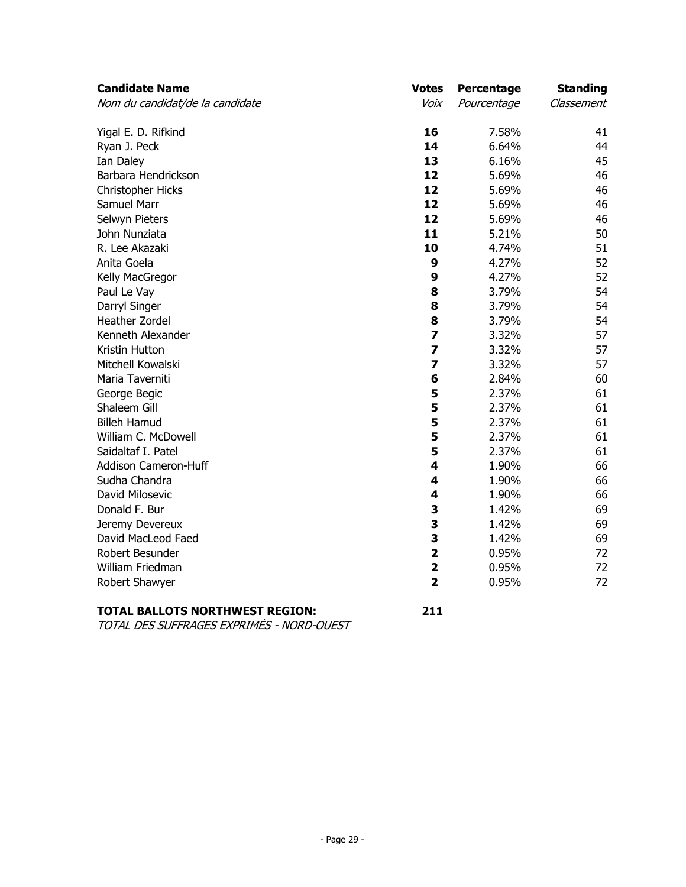| **Candidate Name**<br>*Nom du candidat/de la candidate* | **Votes**<br>*Voix* | **Percentage**<br>*Pourcentage* | **Standing**<br>*Classement* |
|---|---|---|---|
| Yigal E. D. Rifkind | **16** | 7.58% | 41 |
| Ryan J. Peck | **14** | 6.64% | 44 |
| Ian Daley | **13** | 6.16% | 45 |
| Barbara Hendrickson | **12** | 5.69% | 46 |
| Christopher Hicks | **12** | 5.69% | 46 |
| Samuel Marr | **12** | 5.69% | 46 |
| Selwyn Pieters | **12** | 5.69% | 46 |
| John Nunziata | **11** | 5.21% | 50 |
| R. Lee Akazaki | **10** | 4.74% | 51 |
| Anita Goela | **9** | 4.27% | 52 |
| Kelly MacGregor | **9** | 4.27% | 52 |
| Paul Le Vay | **8** | 3.79% | 54 |
| Darryl Singer | **8** | 3.79% | 54 |
| Heather Zordel | **8** | 3.79% | 54 |
| Kenneth Alexander | **7** | 3.32% | 57 |
| Kristin Hutton | **7** | 3.32% | 57 |
| Mitchell Kowalski | **7** | 3.32% | 57 |
| Maria Taverniti | **6** | 2.84% | 60 |
| George Begic | **5** | 2.37% | 61 |
| Shaleem Gill | **5** | 2.37% | 61 |
| Billeh Hamud | **5** | 2.37% | 61 |
| William C. McDowell | **5** | 2.37% | 61 |
| Saidaltaf I. Patel | **5** | 2.37% | 61 |
| Addison Cameron-Huff | **4** | 1.90% | 66 |
| Sudha Chandra | **4** | 1.90% | 66 |
| David Milosevic | **4** | 1.90% | 66 |
| Donald F. Bur | **3** | 1.42% | 69 |
| Jeremy Devereux | **3** | 1.42% | 69 |
| David MacLeod Faed | **3** | 1.42% | 69 |
| Robert Besunder | **2** | 0.95% | 72 |
| William Friedman | **2** | 0.95% | 72 |
| Robert Shawyer | **2** | 0.95% | 72 |

**TOTAL BALLOTS NORTHWEST REGION:** **211**
*TOTAL DES SUFFRAGES EXPRIMÉS - NORD-OUEST*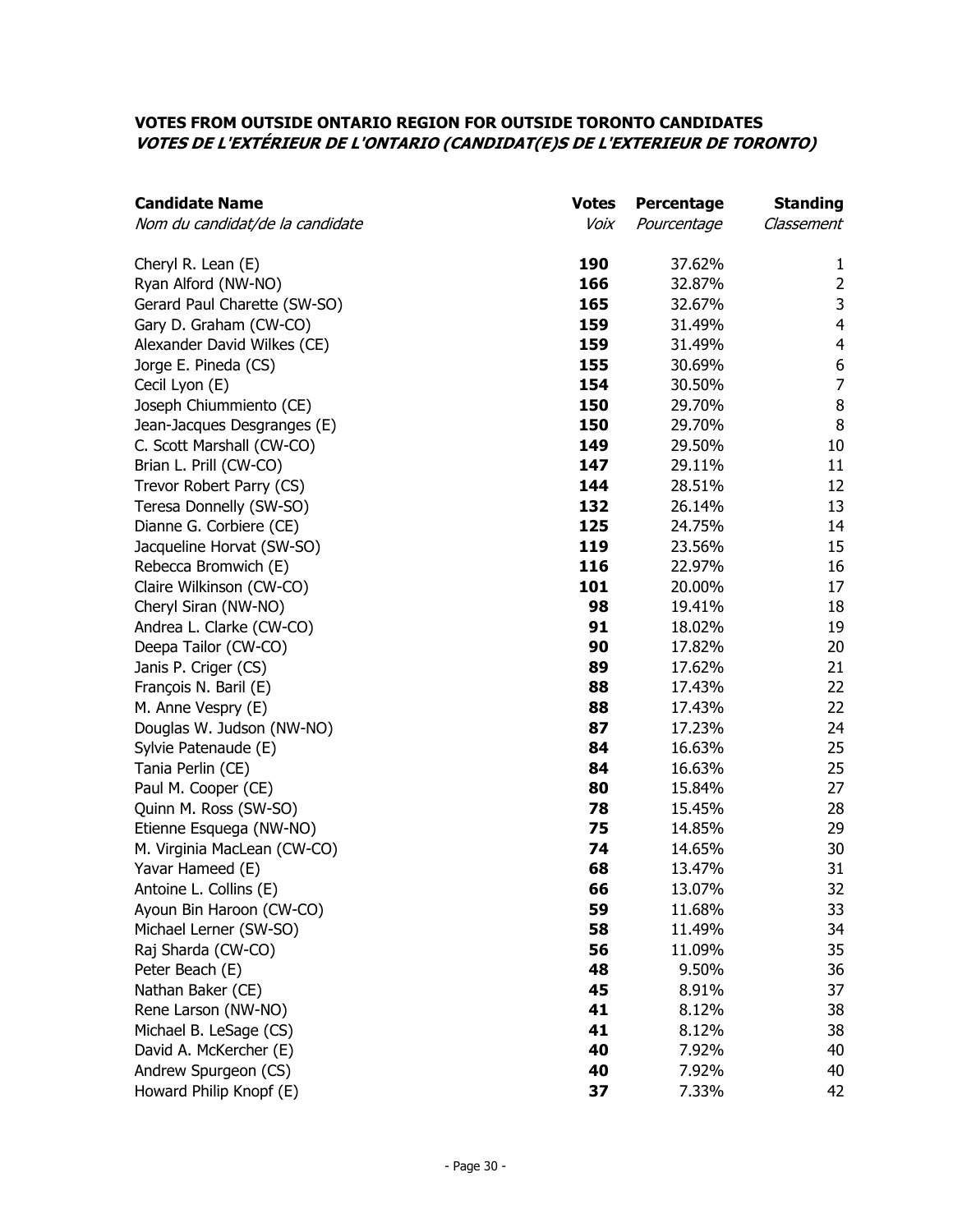**VOTES FROM OUTSIDE ONTARIO REGION FOR OUTSIDE TORONTO CANDIDATES**
***VOTES DE L'EXTÉRIEUR DE L'ONTARIO (CANDIDAT(E)S DE L'EXTERIEUR DE TORONTO)***

| **Candidate Name**<br>*Nom du candidat/de la candidate* | **Votes**<br>*Voix* | **Percentage**<br>*Pourcentage* | **Standing**<br>*Classement* |
|---|---|---|---|
| Cheryl R. Lean (E) | **190** | 37.62% | 1 |
| Ryan Alford (NW-NO) | **166** | 32.87% | 2 |
| Gerard Paul Charette (SW-SO) | **165** | 32.67% | 3 |
| Gary D. Graham (CW-CO) | **159** | 31.49% | 4 |
| Alexander David Wilkes (CE) | **159** | 31.49% | 4 |
| Jorge E. Pineda (CS) | **155** | 30.69% | 6 |
| Cecil Lyon (E) | **154** | 30.50% | 7 |
| Joseph Chiummiento (CE) | **150** | 29.70% | 8 |
| Jean-Jacques Desgranges (E) | **150** | 29.70% | 8 |
| C. Scott Marshall (CW-CO) | **149** | 29.50% | 10 |
| Brian L. Prill (CW-CO) | **147** | 29.11% | 11 |
| Trevor Robert Parry (CS) | **144** | 28.51% | 12 |
| Teresa Donnelly (SW-SO) | **132** | 26.14% | 13 |
| Dianne G. Corbiere (CE) | **125** | 24.75% | 14 |
| Jacqueline Horvat (SW-SO) | **119** | 23.56% | 15 |
| Rebecca Bromwich (E) | **116** | 22.97% | 16 |
| Claire Wilkinson (CW-CO) | **101** | 20.00% | 17 |
| Cheryl Siran (NW-NO) | **98** | 19.41% | 18 |
| Andrea L. Clarke (CW-CO) | **91** | 18.02% | 19 |
| Deepa Tailor (CW-CO) | **90** | 17.82% | 20 |
| Janis P. Criger (CS) | **89** | 17.62% | 21 |
| François N. Baril (E) | **88** | 17.43% | 22 |
| M. Anne Vespry (E) | **88** | 17.43% | 22 |
| Douglas W. Judson (NW-NO) | **87** | 17.23% | 24 |
| Sylvie Patenaude (E) | **84** | 16.63% | 25 |
| Tania Perlin (CE) | **84** | 16.63% | 25 |
| Paul M. Cooper (CE) | **80** | 15.84% | 27 |
| Quinn M. Ross (SW-SO) | **78** | 15.45% | 28 |
| Etienne Esquega (NW-NO) | **75** | 14.85% | 29 |
| M. Virginia MacLean (CW-CO) | **74** | 14.65% | 30 |
| Yavar Hameed (E) | **68** | 13.47% | 31 |
| Antoine L. Collins (E) | **66** | 13.07% | 32 |
| Ayoun Bin Haroon (CW-CO) | **59** | 11.68% | 33 |
| Michael Lerner (SW-SO) | **58** | 11.49% | 34 |
| Raj Sharda (CW-CO) | **56** | 11.09% | 35 |
| Peter Beach (E) | **48** | 9.50% | 36 |
| Nathan Baker (CE) | **45** | 8.91% | 37 |
| Rene Larson (NW-NO) | **41** | 8.12% | 38 |
| Michael B. LeSage (CS) | **41** | 8.12% | 38 |
| David A. McKercher (E) | **40** | 7.92% | 40 |
| Andrew Spurgeon (CS) | **40** | 7.92% | 40 |
| Howard Philip Knopf (E) | **37** | 7.33% | 42 |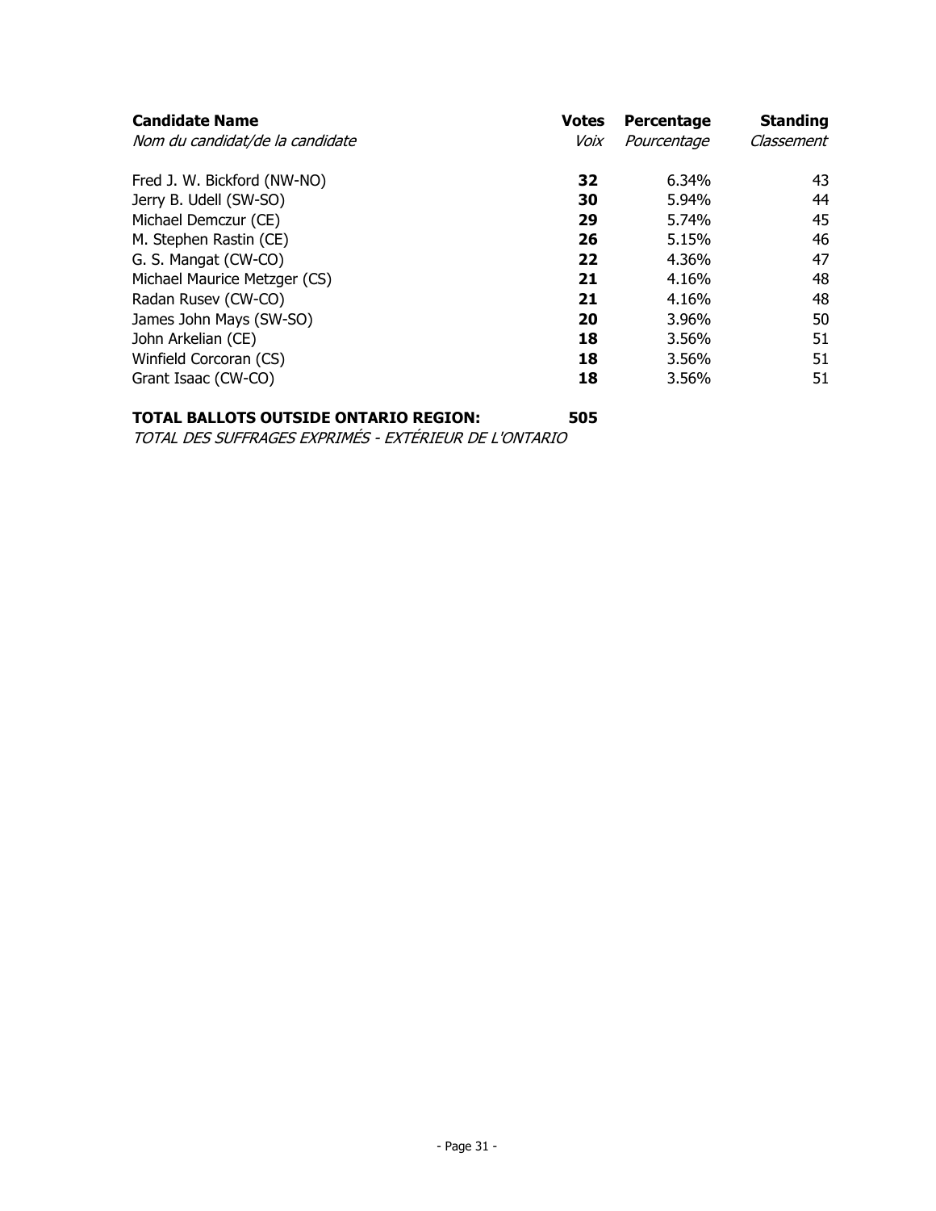| **Candidate Name**<br>*Nom du candidat/de la candidate* | **Votes**<br>*Voix* | **Percentage**<br>*Pourcentage* | **Standing**<br>*Classement* |
|---|---|---|---|
| Fred J. W. Bickford (NW-NO) | **32** | 6.34% | 43 |
| Jerry B. Udell (SW-SO) | **30** | 5.94% | 44 |
| Michael Demczur (CE) | **29** | 5.74% | 45 |
| M. Stephen Rastin (CE) | **26** | 5.15% | 46 |
| G. S. Mangat (CW-CO) | **22** | 4.36% | 47 |
| Michael Maurice Metzger (CS) | **21** | 4.16% | 48 |
| Radan Rusev (CW-CO) | **21** | 4.16% | 48 |
| James John Mays (SW-SO) | **20** | 3.96% | 50 |
| John Arkelian (CE) | **18** | 3.56% | 51 |
| Winfield Corcoran (CS) | **18** | 3.56% | 51 |
| Grant Isaac (CW-CO) | **18** | 3.56% | 51 |

**TOTAL BALLOTS OUTSIDE ONTARIO REGION: 505**
*TOTAL DES SUFFRAGES EXPRIMÉS - EXTÉRIEUR DE L'ONTARIO*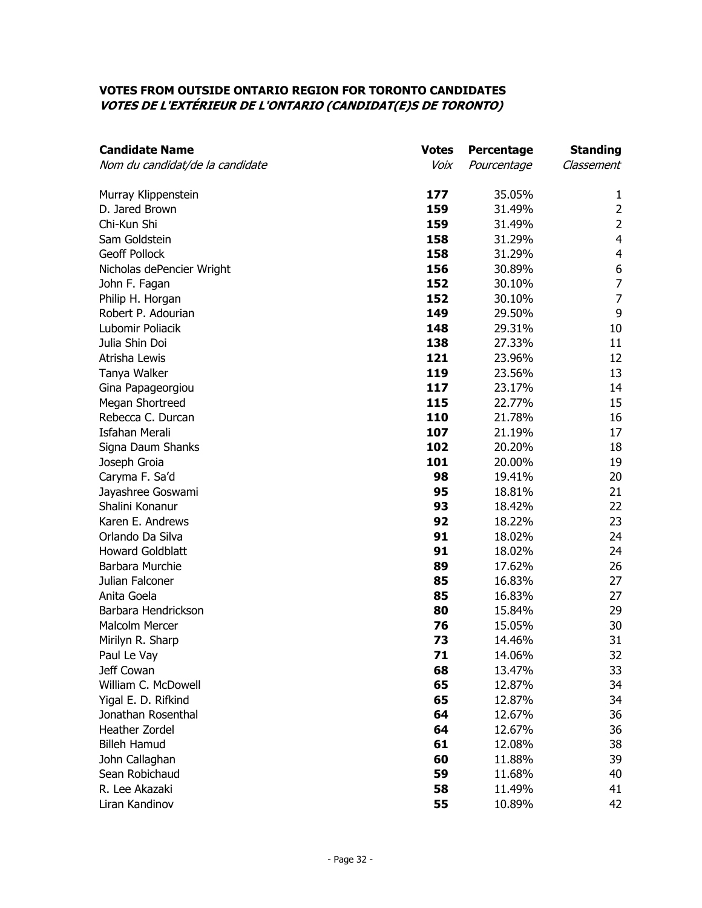## VOTES FROM OUTSIDE ONTARIO REGION FOR TORONTO CANDIDATES
## *VOTES DE L'EXTÉRIEUR DE L'ONTARIO (CANDIDAT(E)S DE TORONTO)*

| **Candidate Name**<br>*Nom du candidat/de la candidate* | **Votes**<br>*Voix* | **Percentage**<br>*Pourcentage* | **Standing**<br>*Classement* |
|---|---|---|---|
| Murray Klippenstein | **177** | 35.05% | 1 |
| D. Jared Brown | **159** | 31.49% | 2 |
| Chi-Kun Shi | **159** | 31.49% | 2 |
| Sam Goldstein | **158** | 31.29% | 4 |
| Geoff Pollock | **158** | 31.29% | 4 |
| Nicholas dePencier Wright | **156** | 30.89% | 6 |
| John F. Fagan | **152** | 30.10% | 7 |
| Philip H. Horgan | **152** | 30.10% | 7 |
| Robert P. Adourian | **149** | 29.50% | 9 |
| Lubomir Poliacik | **148** | 29.31% | 10 |
| Julia Shin Doi | **138** | 27.33% | 11 |
| Atrisha Lewis | **121** | 23.96% | 12 |
| Tanya Walker | **119** | 23.56% | 13 |
| Gina Papageorgiou | **117** | 23.17% | 14 |
| Megan Shortreed | **115** | 22.77% | 15 |
| Rebecca C. Durcan | **110** | 21.78% | 16 |
| Isfahan Merali | **107** | 21.19% | 17 |
| Signa Daum Shanks | **102** | 20.20% | 18 |
| Joseph Groia | **101** | 20.00% | 19 |
| Caryma F. Sa'd | **98** | 19.41% | 20 |
| Jayashree Goswami | **95** | 18.81% | 21 |
| Shalini Konanur | **93** | 18.42% | 22 |
| Karen E. Andrews | **92** | 18.22% | 23 |
| Orlando Da Silva | **91** | 18.02% | 24 |
| Howard Goldblatt | **91** | 18.02% | 24 |
| Barbara Murchie | **89** | 17.62% | 26 |
| Julian Falconer | **85** | 16.83% | 27 |
| Anita Goela | **85** | 16.83% | 27 |
| Barbara Hendrickson | **80** | 15.84% | 29 |
| Malcolm Mercer | **76** | 15.05% | 30 |
| Mirilyn R. Sharp | **73** | 14.46% | 31 |
| Paul Le Vay | **71** | 14.06% | 32 |
| Jeff Cowan | **68** | 13.47% | 33 |
| William C. McDowell | **65** | 12.87% | 34 |
| Yigal E. D. Rifkind | **65** | 12.87% | 34 |
| Jonathan Rosenthal | **64** | 12.67% | 36 |
| Heather Zordel | **64** | 12.67% | 36 |
| Billeh Hamud | **61** | 12.08% | 38 |
| John Callaghan | **60** | 11.88% | 39 |
| Sean Robichaud | **59** | 11.68% | 40 |
| R. Lee Akazaki | **58** | 11.49% | 41 |
| Liran Kandinov | **55** | 10.89% | 42 |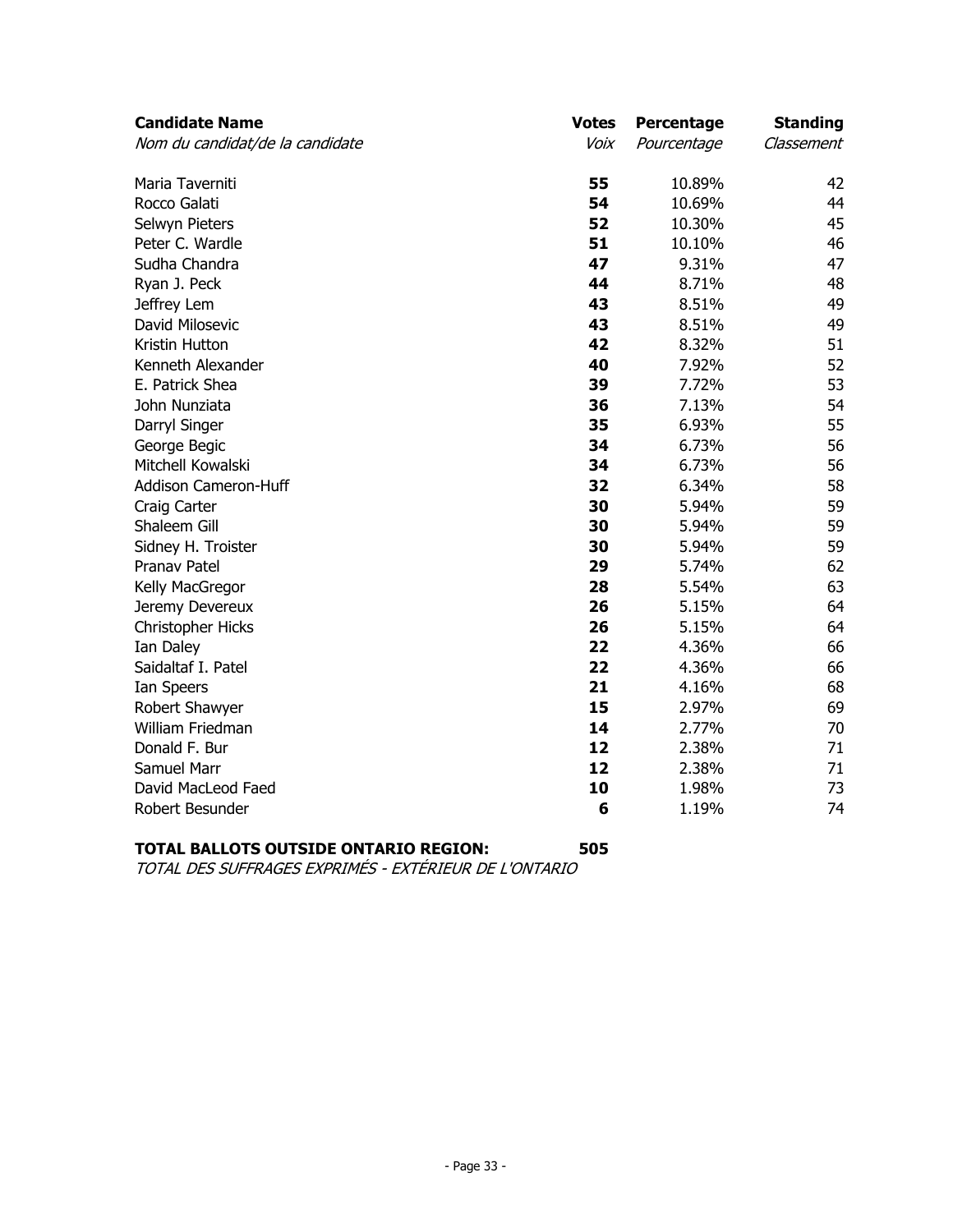| **Candidate Name**<br>*Nom du candidat/de la candidate* | **Votes**<br>*Voix* | **Percentage**<br>*Pourcentage* | **Standing**<br>*Classement* |
|---|---|---|---|
| Maria Taverniti | **55** | 10.89% | 42 |
| Rocco Galati | **54** | 10.69% | 44 |
| Selwyn Pieters | **52** | 10.30% | 45 |
| Peter C. Wardle | **51** | 10.10% | 46 |
| Sudha Chandra | **47** | 9.31% | 47 |
| Ryan J. Peck | **44** | 8.71% | 48 |
| Jeffrey Lem | **43** | 8.51% | 49 |
| David Milosevic | **43** | 8.51% | 49 |
| Kristin Hutton | **42** | 8.32% | 51 |
| Kenneth Alexander | **40** | 7.92% | 52 |
| E. Patrick Shea | **39** | 7.72% | 53 |
| John Nunziata | **36** | 7.13% | 54 |
| Darryl Singer | **35** | 6.93% | 55 |
| George Begic | **34** | 6.73% | 56 |
| Mitchell Kowalski | **34** | 6.73% | 56 |
| Addison Cameron-Huff | **32** | 6.34% | 58 |
| Craig Carter | **30** | 5.94% | 59 |
| Shaleem Gill | **30** | 5.94% | 59 |
| Sidney H. Troister | **30** | 5.94% | 59 |
| Pranav Patel | **29** | 5.74% | 62 |
| Kelly MacGregor | **28** | 5.54% | 63 |
| Jeremy Devereux | **26** | 5.15% | 64 |
| Christopher Hicks | **26** | 5.15% | 64 |
| Ian Daley | **22** | 4.36% | 66 |
| Saidaltaf I. Patel | **22** | 4.36% | 66 |
| Ian Speers | **21** | 4.16% | 68 |
| Robert Shawyer | **15** | 2.97% | 69 |
| William Friedman | **14** | 2.77% | 70 |
| Donald F. Bur | **12** | 2.38% | 71 |
| Samuel Marr | **12** | 2.38% | 71 |
| David MacLeod Faed | **10** | 1.98% | 73 |
| Robert Besunder | **6** | 1.19% | 74 |

**TOTAL BALLOTS OUTSIDE ONTARIO REGION: 505**

*TOTAL DES SUFFRAGES EXPRIMÉS - EXTÉRIEUR DE L'ONTARIO*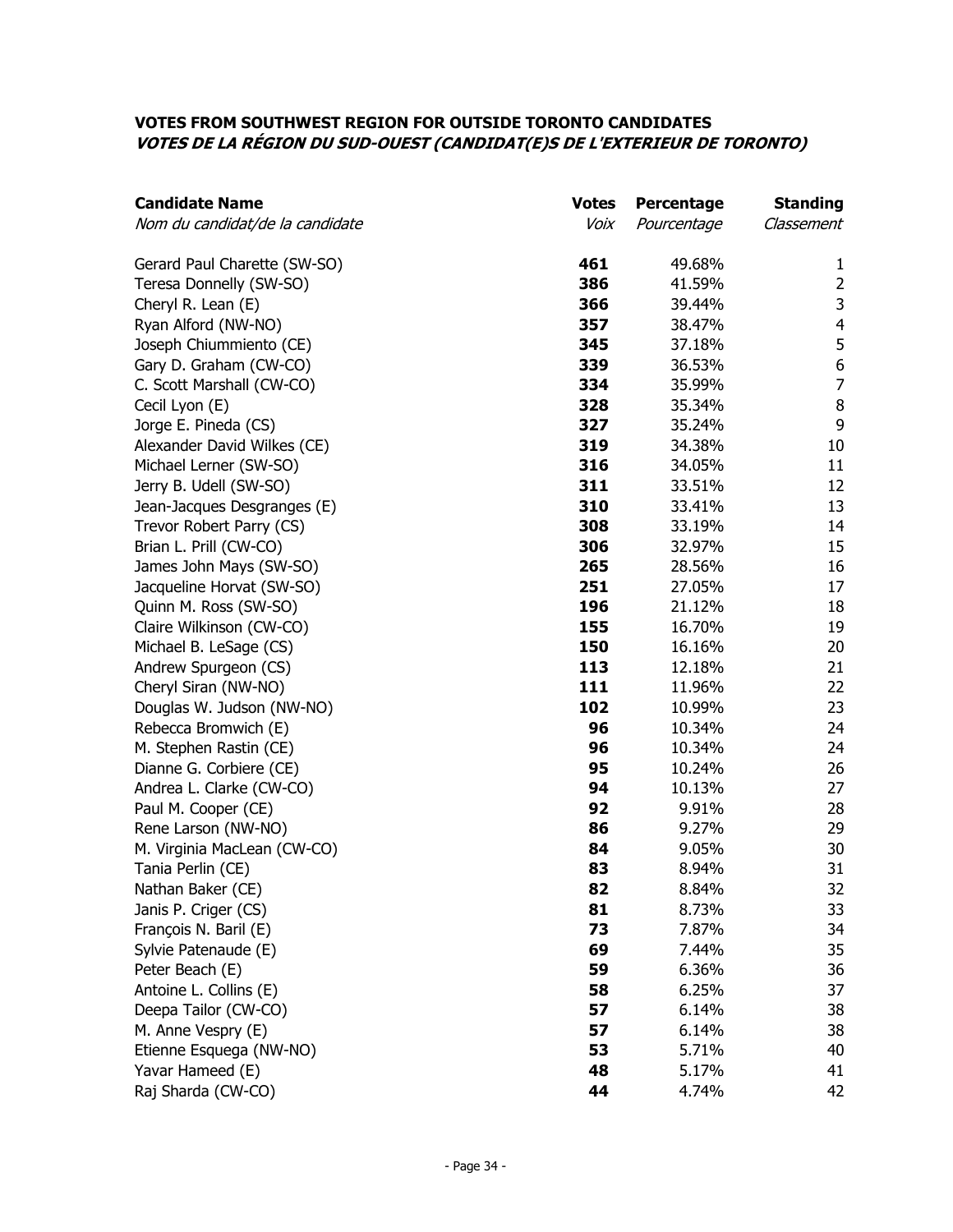**VOTES FROM SOUTHWEST REGION FOR OUTSIDE TORONTO CANDIDATES**
***VOTES DE LA RÉGION DU SUD-OUEST (CANDIDAT(E)S DE L'EXTERIEUR DE TORONTO)***

| **Candidate Name** *Nom du candidat/de la candidate* | **Votes** *Voix* | **Percentage** *Pourcentage* | **Standing** *Classement* |
|---|---|---|---|
| Gerard Paul Charette (SW-SO) | **461** | 49.68% | 1 |
| Teresa Donnelly (SW-SO) | **386** | 41.59% | 2 |
| Cheryl R. Lean (E) | **366** | 39.44% | 3 |
| Ryan Alford (NW-NO) | **357** | 38.47% | 4 |
| Joseph Chiummiento (CE) | **345** | 37.18% | 5 |
| Gary D. Graham (CW-CO) | **339** | 36.53% | 6 |
| C. Scott Marshall (CW-CO) | **334** | 35.99% | 7 |
| Cecil Lyon (E) | **328** | 35.34% | 8 |
| Jorge E. Pineda (CS) | **327** | 35.24% | 9 |
| Alexander David Wilkes (CE) | **319** | 34.38% | 10 |
| Michael Lerner (SW-SO) | **316** | 34.05% | 11 |
| Jerry B. Udell (SW-SO) | **311** | 33.51% | 12 |
| Jean-Jacques Desgranges (E) | **310** | 33.41% | 13 |
| Trevor Robert Parry (CS) | **308** | 33.19% | 14 |
| Brian L. Prill (CW-CO) | **306** | 32.97% | 15 |
| James John Mays (SW-SO) | **265** | 28.56% | 16 |
| Jacqueline Horvat (SW-SO) | **251** | 27.05% | 17 |
| Quinn M. Ross (SW-SO) | **196** | 21.12% | 18 |
| Claire Wilkinson (CW-CO) | **155** | 16.70% | 19 |
| Michael B. LeSage (CS) | **150** | 16.16% | 20 |
| Andrew Spurgeon (CS) | **113** | 12.18% | 21 |
| Cheryl Siran (NW-NO) | **111** | 11.96% | 22 |
| Douglas W. Judson (NW-NO) | **102** | 10.99% | 23 |
| Rebecca Bromwich (E) | **96** | 10.34% | 24 |
| M. Stephen Rastin (CE) | **96** | 10.34% | 24 |
| Dianne G. Corbiere (CE) | **95** | 10.24% | 26 |
| Andrea L. Clarke (CW-CO) | **94** | 10.13% | 27 |
| Paul M. Cooper (CE) | **92** | 9.91% | 28 |
| Rene Larson (NW-NO) | **86** | 9.27% | 29 |
| M. Virginia MacLean (CW-CO) | **84** | 9.05% | 30 |
| Tania Perlin (CE) | **83** | 8.94% | 31 |
| Nathan Baker (CE) | **82** | 8.84% | 32 |
| Janis P. Criger (CS) | **81** | 8.73% | 33 |
| François N. Baril (E) | **73** | 7.87% | 34 |
| Sylvie Patenaude (E) | **69** | 7.44% | 35 |
| Peter Beach (E) | **59** | 6.36% | 36 |
| Antoine L. Collins (E) | **58** | 6.25% | 37 |
| Deepa Tailor (CW-CO) | **57** | 6.14% | 38 |
| M. Anne Vespry (E) | **57** | 6.14% | 38 |
| Etienne Esquega (NW-NO) | **53** | 5.71% | 40 |
| Yavar Hameed (E) | **48** | 5.17% | 41 |
| Raj Sharda (CW-CO) | **44** | 4.74% | 42 |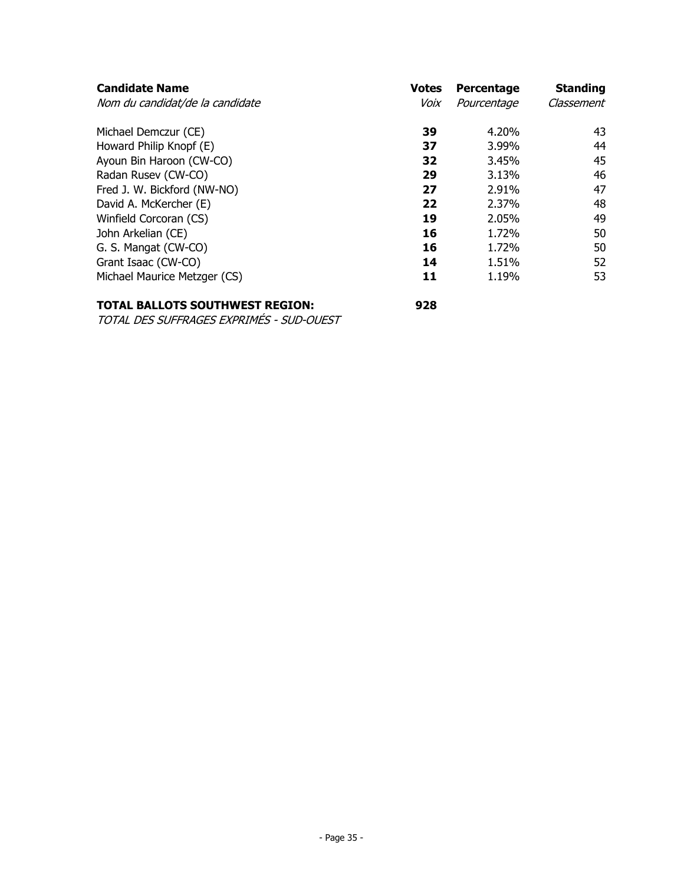| **Candidate Name**<br>*Nom du candidat/de la candidate* | **Votes**<br>*Voix* | **Percentage**<br>*Pourcentage* | **Standing**<br>*Classement* |
|---|---|---|---|
| Michael Demczur (CE) | **39** | 4.20% | 43 |
| Howard Philip Knopf (E) | **37** | 3.99% | 44 |
| Ayoun Bin Haroon (CW-CO) | **32** | 3.45% | 45 |
| Radan Rusev (CW-CO) | **29** | 3.13% | 46 |
| Fred J. W. Bickford (NW-NO) | **27** | 2.91% | 47 |
| David A. McKercher (E) | **22** | 2.37% | 48 |
| Winfield Corcoran (CS) | **19** | 2.05% | 49 |
| John Arkelian (CE) | **16** | 1.72% | 50 |
| G. S. Mangat (CW-CO) | **16** | 1.72% | 50 |
| Grant Isaac (CW-CO) | **14** | 1.51% | 52 |
| Michael Maurice Metzger (CS) | **11** | 1.19% | 53 |

**TOTAL BALLOTS SOUTHWEST REGION:** **928**
*TOTAL DES SUFFRAGES EXPRIMÉS - SUD-OUEST*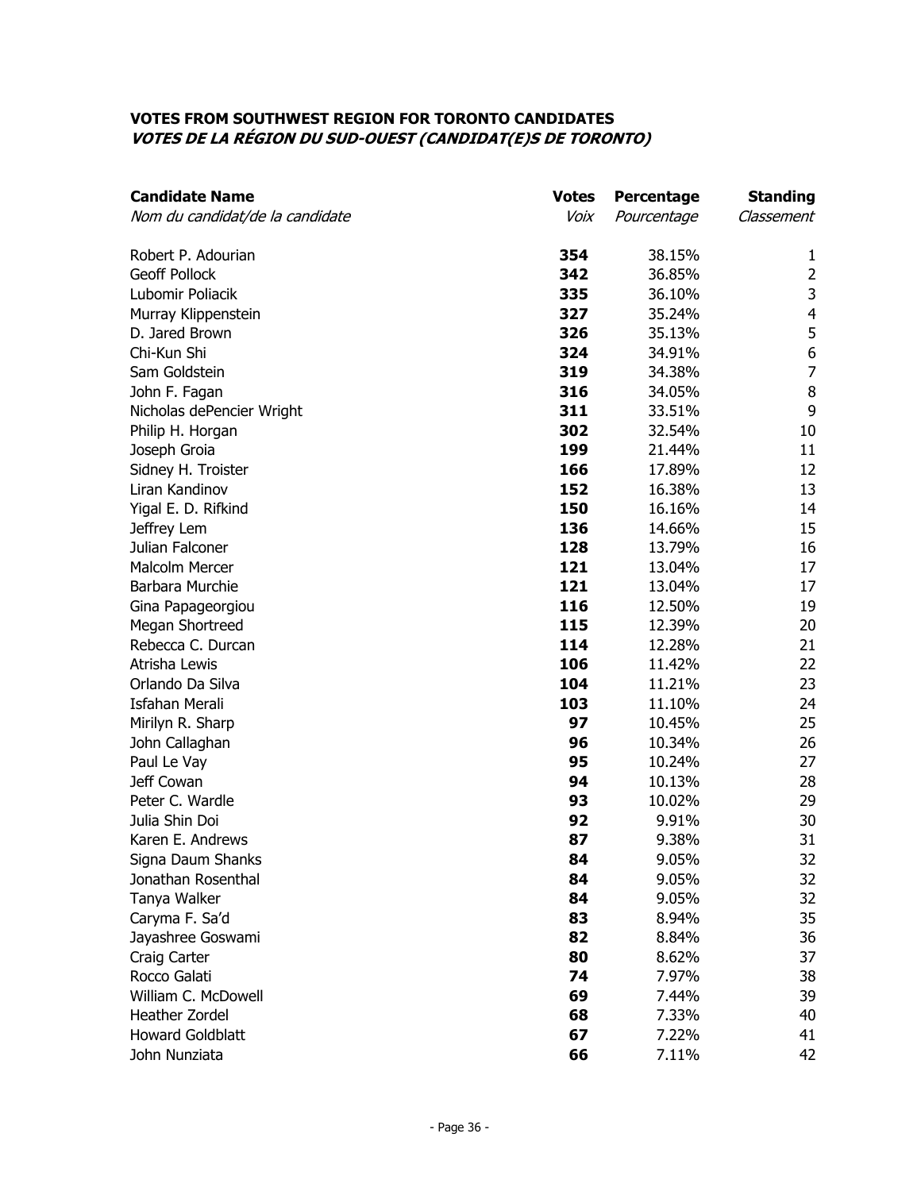**VOTES FROM SOUTHWEST REGION FOR TORONTO CANDIDATES**
***VOTES DE LA RÉGION DU SUD-OUEST (CANDIDAT(E)S DE TORONTO)***

| **Candidate Name**<br>*Nom du candidat/de la candidate* | **Votes**<br>*Voix* | **Percentage**<br>*Pourcentage* | **Standing**<br>*Classement* |
|---|---|---|---|
| Robert P. Adourian | **354** | 38.15% | 1 |
| Geoff Pollock | **342** | 36.85% | 2 |
| Lubomir Poliacik | **335** | 36.10% | 3 |
| Murray Klippenstein | **327** | 35.24% | 4 |
| D. Jared Brown | **326** | 35.13% | 5 |
| Chi-Kun Shi | **324** | 34.91% | 6 |
| Sam Goldstein | **319** | 34.38% | 7 |
| John F. Fagan | **316** | 34.05% | 8 |
| Nicholas dePencier Wright | **311** | 33.51% | 9 |
| Philip H. Horgan | **302** | 32.54% | 10 |
| Joseph Groia | **199** | 21.44% | 11 |
| Sidney H. Troister | **166** | 17.89% | 12 |
| Liran Kandinov | **152** | 16.38% | 13 |
| Yigal E. D. Rifkind | **150** | 16.16% | 14 |
| Jeffrey Lem | **136** | 14.66% | 15 |
| Julian Falconer | **128** | 13.79% | 16 |
| Malcolm Mercer | **121** | 13.04% | 17 |
| Barbara Murchie | **121** | 13.04% | 17 |
| Gina Papageorgiou | **116** | 12.50% | 19 |
| Megan Shortreed | **115** | 12.39% | 20 |
| Rebecca C. Durcan | **114** | 12.28% | 21 |
| Atrisha Lewis | **106** | 11.42% | 22 |
| Orlando Da Silva | **104** | 11.21% | 23 |
| Isfahan Merali | **103** | 11.10% | 24 |
| Mirilyn R. Sharp | **97** | 10.45% | 25 |
| John Callaghan | **96** | 10.34% | 26 |
| Paul Le Vay | **95** | 10.24% | 27 |
| Jeff Cowan | **94** | 10.13% | 28 |
| Peter C. Wardle | **93** | 10.02% | 29 |
| Julia Shin Doi | **92** | 9.91% | 30 |
| Karen E. Andrews | **87** | 9.38% | 31 |
| Signa Daum Shanks | **84** | 9.05% | 32 |
| Jonathan Rosenthal | **84** | 9.05% | 32 |
| Tanya Walker | **84** | 9.05% | 32 |
| Caryma F. Sa'd | **83** | 8.94% | 35 |
| Jayashree Goswami | **82** | 8.84% | 36 |
| Craig Carter | **80** | 8.62% | 37 |
| Rocco Galati | **74** | 7.97% | 38 |
| William C. McDowell | **69** | 7.44% | 39 |
| Heather Zordel | **68** | 7.33% | 40 |
| Howard Goldblatt | **67** | 7.22% | 41 |
| John Nunziata | **66** | 7.11% | 42 |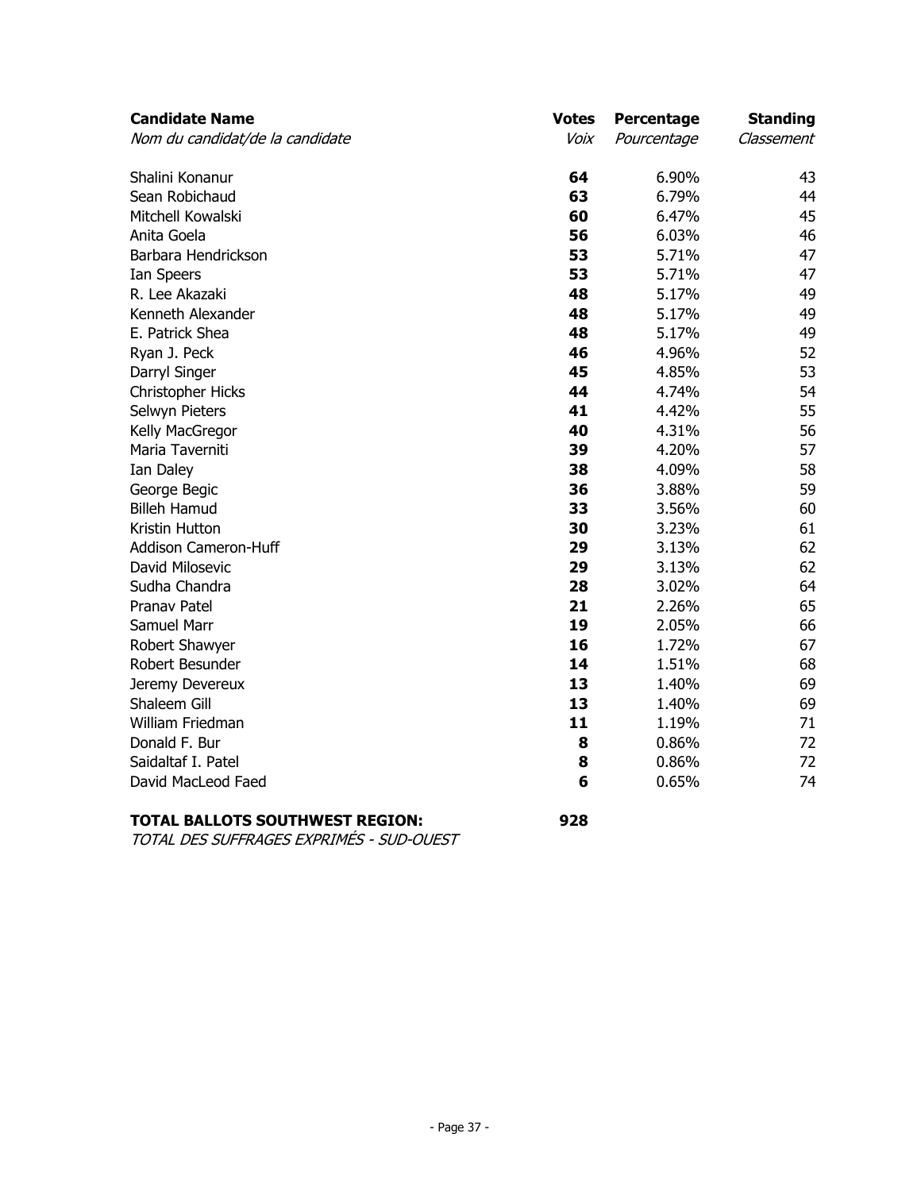| **Candidate Name**<br>*Nom du candidat/de la candidate* | **Votes**<br>*Voix* | **Percentage**<br>*Pourcentage* | **Standing**<br>*Classement* |
|---|---|---|---|
| Shalini Konanur | **64** | 6.90% | 43 |
| Sean Robichaud | **63** | 6.79% | 44 |
| Mitchell Kowalski | **60** | 6.47% | 45 |
| Anita Goela | **56** | 6.03% | 46 |
| Barbara Hendrickson | **53** | 5.71% | 47 |
| Ian Speers | **53** | 5.71% | 47 |
| R. Lee Akazaki | **48** | 5.17% | 49 |
| Kenneth Alexander | **48** | 5.17% | 49 |
| E. Patrick Shea | **48** | 5.17% | 49 |
| Ryan J. Peck | **46** | 4.96% | 52 |
| Darryl Singer | **45** | 4.85% | 53 |
| Christopher Hicks | **44** | 4.74% | 54 |
| Selwyn Pieters | **41** | 4.42% | 55 |
| Kelly MacGregor | **40** | 4.31% | 56 |
| Maria Taverniti | **39** | 4.20% | 57 |
| Ian Daley | **38** | 4.09% | 58 |
| George Begic | **36** | 3.88% | 59 |
| Billeh Hamud | **33** | 3.56% | 60 |
| Kristin Hutton | **30** | 3.23% | 61 |
| Addison Cameron-Huff | **29** | 3.13% | 62 |
| David Milosevic | **29** | 3.13% | 62 |
| Sudha Chandra | **28** | 3.02% | 64 |
| Pranav Patel | **21** | 2.26% | 65 |
| Samuel Marr | **19** | 2.05% | 66 |
| Robert Shawyer | **16** | 1.72% | 67 |
| Robert Besunder | **14** | 1.51% | 68 |
| Jeremy Devereux | **13** | 1.40% | 69 |
| Shaleem Gill | **13** | 1.40% | 69 |
| William Friedman | **11** | 1.19% | 71 |
| Donald F. Bur | **8** | 0.86% | 72 |
| Saidaltaf I. Patel | **8** | 0.86% | 72 |
| David MacLeod Faed | **6** | 0.65% | 74 |

**TOTAL BALLOTS SOUTHWEST REGION:** **928**
*TOTAL DES SUFFRAGES EXPRIMÉS - SUD-OUEST*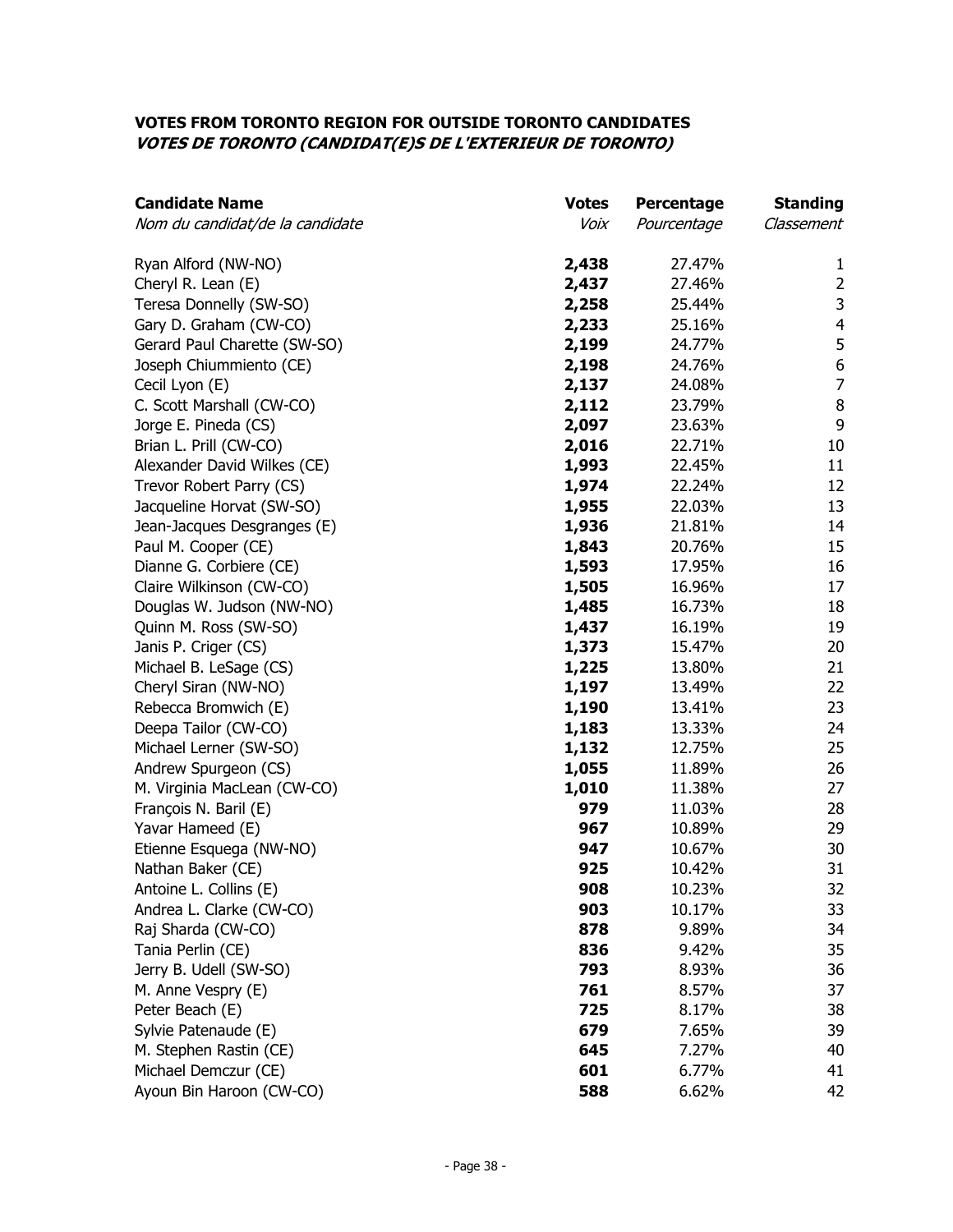### VOTES FROM TORONTO REGION FOR OUTSIDE TORONTO CANDIDATES
### *VOTES DE TORONTO (CANDIDAT(E)S DE L'EXTERIEUR DE TORONTO)*

| **Candidate Name**<br>*Nom du candidat/de la candidate* | **Votes**<br>*Voix* | **Percentage**<br>*Pourcentage* | **Standing**<br>*Classement* |
|---|---|---|---|
| Ryan Alford (NW-NO) | **2,438** | 27.47% | 1 |
| Cheryl R. Lean (E) | **2,437** | 27.46% | 2 |
| Teresa Donnelly (SW-SO) | **2,258** | 25.44% | 3 |
| Gary D. Graham (CW-CO) | **2,233** | 25.16% | 4 |
| Gerard Paul Charette (SW-SO) | **2,199** | 24.77% | 5 |
| Joseph Chiummiento (CE) | **2,198** | 24.76% | 6 |
| Cecil Lyon (E) | **2,137** | 24.08% | 7 |
| C. Scott Marshall (CW-CO) | **2,112** | 23.79% | 8 |
| Jorge E. Pineda (CS) | **2,097** | 23.63% | 9 |
| Brian L. Prill (CW-CO) | **2,016** | 22.71% | 10 |
| Alexander David Wilkes (CE) | **1,993** | 22.45% | 11 |
| Trevor Robert Parry (CS) | **1,974** | 22.24% | 12 |
| Jacqueline Horvat (SW-SO) | **1,955** | 22.03% | 13 |
| Jean-Jacques Desgranges (E) | **1,936** | 21.81% | 14 |
| Paul M. Cooper (CE) | **1,843** | 20.76% | 15 |
| Dianne G. Corbiere (CE) | **1,593** | 17.95% | 16 |
| Claire Wilkinson (CW-CO) | **1,505** | 16.96% | 17 |
| Douglas W. Judson (NW-NO) | **1,485** | 16.73% | 18 |
| Quinn M. Ross (SW-SO) | **1,437** | 16.19% | 19 |
| Janis P. Criger (CS) | **1,373** | 15.47% | 20 |
| Michael B. LeSage (CS) | **1,225** | 13.80% | 21 |
| Cheryl Siran (NW-NO) | **1,197** | 13.49% | 22 |
| Rebecca Bromwich (E) | **1,190** | 13.41% | 23 |
| Deepa Tailor (CW-CO) | **1,183** | 13.33% | 24 |
| Michael Lerner (SW-SO) | **1,132** | 12.75% | 25 |
| Andrew Spurgeon (CS) | **1,055** | 11.89% | 26 |
| M. Virginia MacLean (CW-CO) | **1,010** | 11.38% | 27 |
| François N. Baril (E) | **979** | 11.03% | 28 |
| Yavar Hameed (E) | **967** | 10.89% | 29 |
| Etienne Esquega (NW-NO) | **947** | 10.67% | 30 |
| Nathan Baker (CE) | **925** | 10.42% | 31 |
| Antoine L. Collins (E) | **908** | 10.23% | 32 |
| Andrea L. Clarke (CW-CO) | **903** | 10.17% | 33 |
| Raj Sharda (CW-CO) | **878** | 9.89% | 34 |
| Tania Perlin (CE) | **836** | 9.42% | 35 |
| Jerry B. Udell (SW-SO) | **793** | 8.93% | 36 |
| M. Anne Vespry (E) | **761** | 8.57% | 37 |
| Peter Beach (E) | **725** | 8.17% | 38 |
| Sylvie Patenaude (E) | **679** | 7.65% | 39 |
| M. Stephen Rastin (CE) | **645** | 7.27% | 40 |
| Michael Demczur (CE) | **601** | 6.77% | 41 |
| Ayoun Bin Haroon (CW-CO) | **588** | 6.62% | 42 |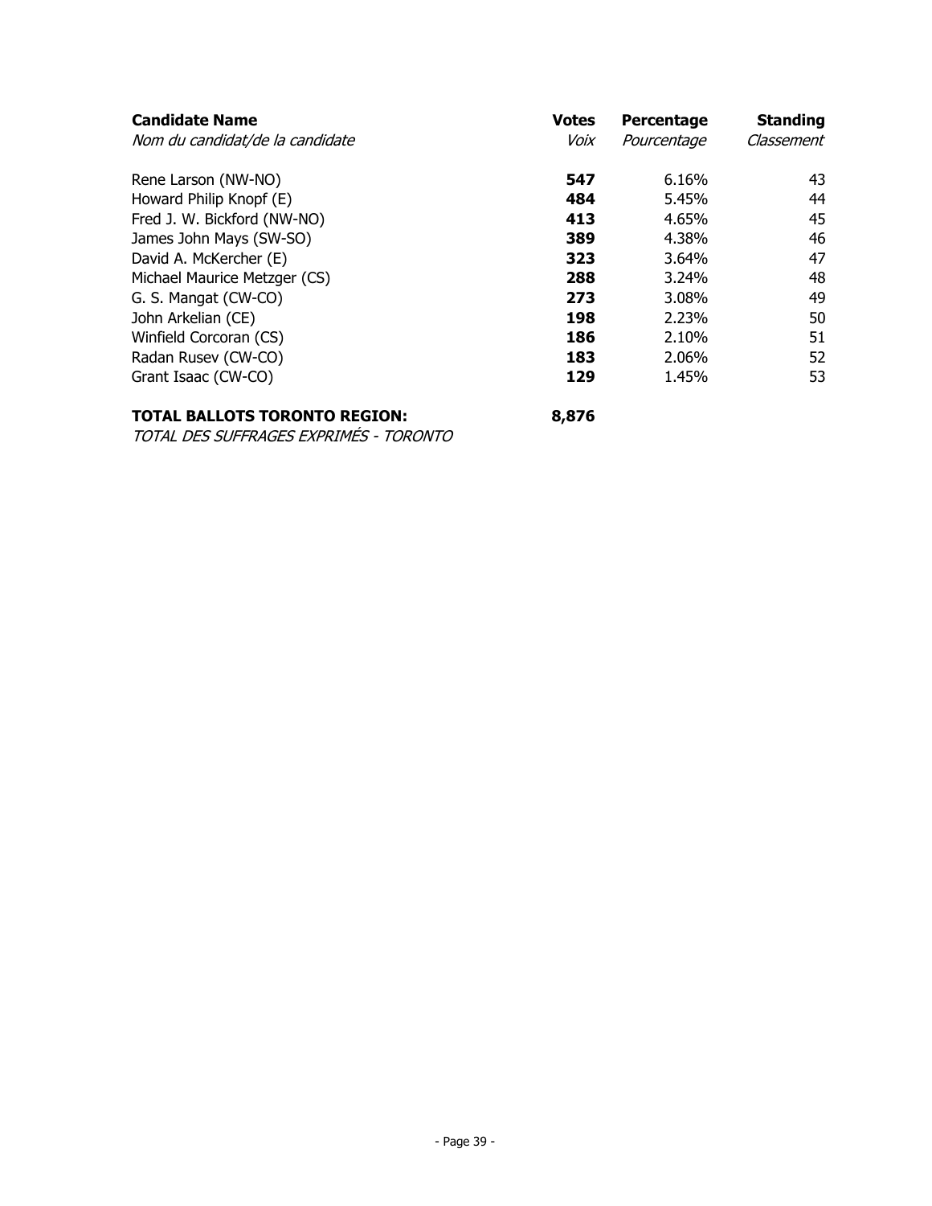| **Candidate Name**<br>*Nom du candidat/de la candidate* | **Votes**<br>*Voix* | **Percentage**<br>*Pourcentage* | **Standing**<br>*Classement* |
|---|---|---|---|
| Rene Larson (NW-NO) | **547** | 6.16% | 43 |
| Howard Philip Knopf (E) | **484** | 5.45% | 44 |
| Fred J. W. Bickford (NW-NO) | **413** | 4.65% | 45 |
| James John Mays (SW-SO) | **389** | 4.38% | 46 |
| David A. McKercher (E) | **323** | 3.64% | 47 |
| Michael Maurice Metzger (CS) | **288** | 3.24% | 48 |
| G. S. Mangat (CW-CO) | **273** | 3.08% | 49 |
| John Arkelian (CE) | **198** | 2.23% | 50 |
| Winfield Corcoran (CS) | **186** | 2.10% | 51 |
| Radan Rusev (CW-CO) | **183** | 2.06% | 52 |
| Grant Isaac (CW-CO) | **129** | 1.45% | 53 |

**TOTAL BALLOTS TORONTO REGION:** **8,876**

*TOTAL DES SUFFRAGES EXPRIMÉS - TORONTO*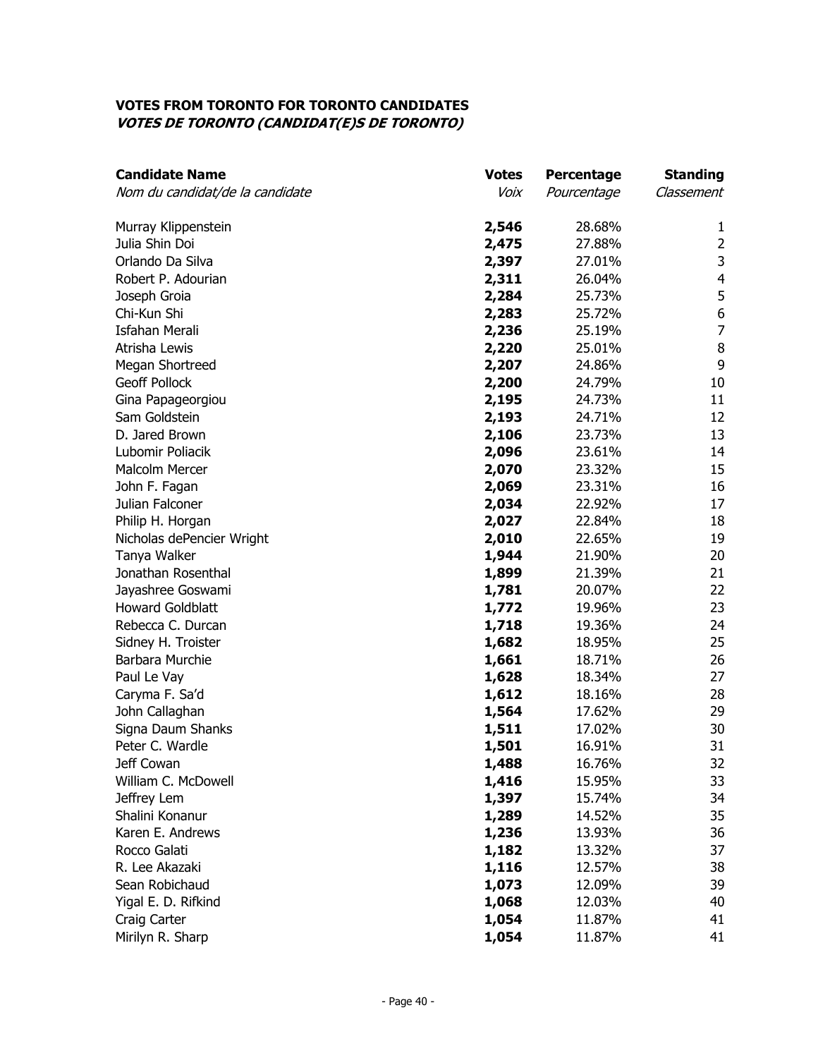**VOTES FROM TORONTO FOR TORONTO CANDIDATES**
***VOTES DE TORONTO (CANDIDAT(E)S DE TORONTO)***

| **Candidate Name** *Nom du candidat/de la candidate* | **Votes** *Voix* | **Percentage** *Pourcentage* | **Standing** *Classement* |
|---|---|---|---|
| Murray Klippenstein | **2,546** | 28.68% | 1 |
| Julia Shin Doi | **2,475** | 27.88% | 2 |
| Orlando Da Silva | **2,397** | 27.01% | 3 |
| Robert P. Adourian | **2,311** | 26.04% | 4 |
| Joseph Groia | **2,284** | 25.73% | 5 |
| Chi-Kun Shi | **2,283** | 25.72% | 6 |
| Isfahan Merali | **2,236** | 25.19% | 7 |
| Atrisha Lewis | **2,220** | 25.01% | 8 |
| Megan Shortreed | **2,207** | 24.86% | 9 |
| Geoff Pollock | **2,200** | 24.79% | 10 |
| Gina Papageorgiou | **2,195** | 24.73% | 11 |
| Sam Goldstein | **2,193** | 24.71% | 12 |
| D. Jared Brown | **2,106** | 23.73% | 13 |
| Lubomir Poliacik | **2,096** | 23.61% | 14 |
| Malcolm Mercer | **2,070** | 23.32% | 15 |
| John F. Fagan | **2,069** | 23.31% | 16 |
| Julian Falconer | **2,034** | 22.92% | 17 |
| Philip H. Horgan | **2,027** | 22.84% | 18 |
| Nicholas dePencier Wright | **2,010** | 22.65% | 19 |
| Tanya Walker | **1,944** | 21.90% | 20 |
| Jonathan Rosenthal | **1,899** | 21.39% | 21 |
| Jayashree Goswami | **1,781** | 20.07% | 22 |
| Howard Goldblatt | **1,772** | 19.96% | 23 |
| Rebecca C. Durcan | **1,718** | 19.36% | 24 |
| Sidney H. Troister | **1,682** | 18.95% | 25 |
| Barbara Murchie | **1,661** | 18.71% | 26 |
| Paul Le Vay | **1,628** | 18.34% | 27 |
| Caryma F. Sa'd | **1,612** | 18.16% | 28 |
| John Callaghan | **1,564** | 17.62% | 29 |
| Signa Daum Shanks | **1,511** | 17.02% | 30 |
| Peter C. Wardle | **1,501** | 16.91% | 31 |
| Jeff Cowan | **1,488** | 16.76% | 32 |
| William C. McDowell | **1,416** | 15.95% | 33 |
| Jeffrey Lem | **1,397** | 15.74% | 34 |
| Shalini Konanur | **1,289** | 14.52% | 35 |
| Karen E. Andrews | **1,236** | 13.93% | 36 |
| Rocco Galati | **1,182** | 13.32% | 37 |
| R. Lee Akazaki | **1,116** | 12.57% | 38 |
| Sean Robichaud | **1,073** | 12.09% | 39 |
| Yigal E. D. Rifkind | **1,068** | 12.03% | 40 |
| Craig Carter | **1,054** | 11.87% | 41 |
| Mirilyn R. Sharp | **1,054** | 11.87% | 41 |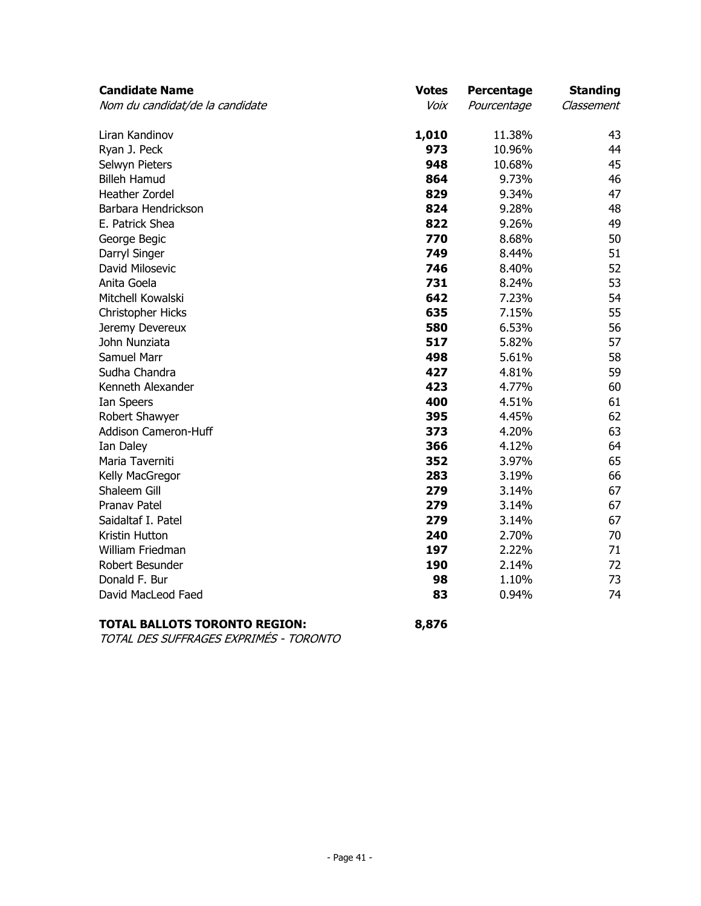| **Candidate Name** *Nom du candidat/de la candidate* | **Votes** *Voix* | **Percentage** *Pourcentage* | **Standing** *Classement* |
|---|---|---|---|
| Liran Kandinov | **1,010** | 11.38% | 43 |
| Ryan J. Peck | **973** | 10.96% | 44 |
| Selwyn Pieters | **948** | 10.68% | 45 |
| Billeh Hamud | **864** | 9.73% | 46 |
| Heather Zordel | **829** | 9.34% | 47 |
| Barbara Hendrickson | **824** | 9.28% | 48 |
| E. Patrick Shea | **822** | 9.26% | 49 |
| George Begic | **770** | 8.68% | 50 |
| Darryl Singer | **749** | 8.44% | 51 |
| David Milosevic | **746** | 8.40% | 52 |
| Anita Goela | **731** | 8.24% | 53 |
| Mitchell Kowalski | **642** | 7.23% | 54 |
| Christopher Hicks | **635** | 7.15% | 55 |
| Jeremy Devereux | **580** | 6.53% | 56 |
| John Nunziata | **517** | 5.82% | 57 |
| Samuel Marr | **498** | 5.61% | 58 |
| Sudha Chandra | **427** | 4.81% | 59 |
| Kenneth Alexander | **423** | 4.77% | 60 |
| Ian Speers | **400** | 4.51% | 61 |
| Robert Shawyer | **395** | 4.45% | 62 |
| Addison Cameron-Huff | **373** | 4.20% | 63 |
| Ian Daley | **366** | 4.12% | 64 |
| Maria Taverniti | **352** | 3.97% | 65 |
| Kelly MacGregor | **283** | 3.19% | 66 |
| Shaleem Gill | **279** | 3.14% | 67 |
| Pranav Patel | **279** | 3.14% | 67 |
| Saidaltaf I. Patel | **279** | 3.14% | 67 |
| Kristin Hutton | **240** | 2.70% | 70 |
| William Friedman | **197** | 2.22% | 71 |
| Robert Besunder | **190** | 2.14% | 72 |
| Donald F. Bur | **98** | 1.10% | 73 |
| David MacLeod Faed | **83** | 0.94% | 74 |

**TOTAL BALLOTS TORONTO REGION:** **8,876**
*TOTAL DES SUFFRAGES EXPRIMÉS - TORONTO*